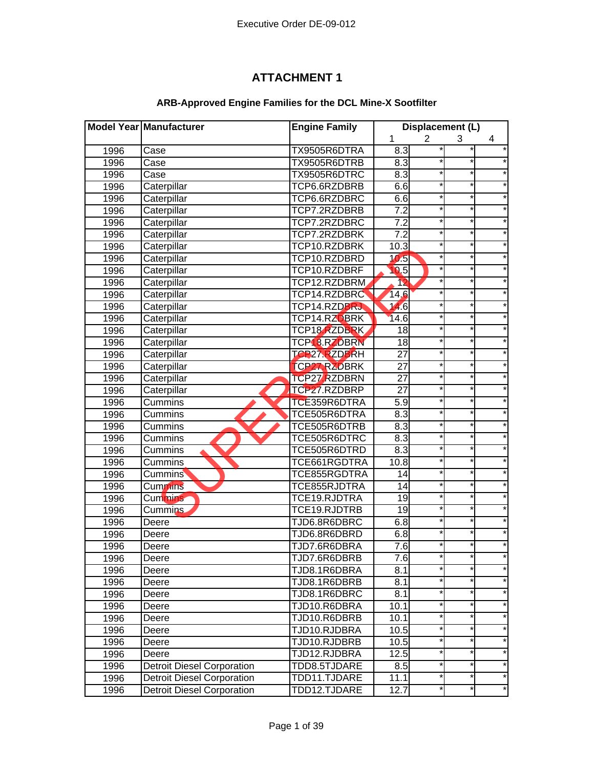# ATTACHMENT 1

## ARB-Approved Engine Families for the DCL Mine-X Sootfilter

SUPERSEDED

| Model Year | Manufacturer | Engine Family | Displacement (L) | | | |
|---|---|---|---|---|---|---|
| | | | 1 | 2 | 3 | 4 |
| 1996 | Case | TX9505R6DTRA | 8.3 | * | * | * |
| 1996 | Case | TX9505R6DTRB | 8.3 | * | * | * |
| 1996 | Case | TX9505R6DTRC | 8.3 | * | * | * |
| 1996 | Caterpillar | TCP6.6RZDBRB | 6.6 | * | * | * |
| 1996 | Caterpillar | TCP6.6RZDBRC | 6.6 | * | * | * |
| 1996 | Caterpillar | TCP7.2RZDBRB | 7.2 | * | * | * |
| 1996 | Caterpillar | TCP7.2RZDBRC | 7.2 | * | * | * |
| 1996 | Caterpillar | TCP7.2RZDBRK | 7.2 | * | * | * |
| 1996 | Caterpillar | TCP10.RZDBRK | 10.3 | * | * | * |
| 1996 | Caterpillar | TCP10.RZDBRD | 10.5 | * | * | * |
| 1996 | Caterpillar | TCP10.RZDBRF | 10.5 | * | * | * |
| 1996 | Caterpillar | TCP12.RZDBRM | 12 | * | * | * |
| 1996 | Caterpillar | TCP14.RZDBRC | 14.6 | * | * | * |
| 1996 | Caterpillar | TCP14.RZDBRJ | 14.6 | * | * | * |
| 1996 | Caterpillar | TCP14.RZDBRK | 14.6 | * | * | * |
| 1996 | Caterpillar | TCP18.RZDBRK | 18 | * | * | * |
| 1996 | Caterpillar | TCP18.RZDBRN | 18 | * | * | * |
| 1996 | Caterpillar | TCP27.RZDBRH | 27 | * | * | * |
| 1996 | Caterpillar | TCP27.RZDBRK | 27 | * | * | * |
| 1996 | Caterpillar | TCP27.RZDBRN | 27 | * | * | * |
| 1996 | Caterpillar | TCP27.RZDBRP | 27 | * | * | * |
| 1996 | Cummins | TCE359R6DTRA | 5.9 | * | * | * |
| 1996 | Cummins | TCE505R6DTRA | 8.3 | * | * | * |
| 1996 | Cummins | TCE505R6DTRB | 8.3 | * | * | * |
| 1996 | Cummins | TCE505R6DTRC | 8.3 | * | * | * |
| 1996 | Cummins | TCE505R6DTRD | 8.3 | * | * | * |
| 1996 | Cummins | TCE661RGDTRA | 10.8 | * | * | * |
| 1996 | Cummins | TCE855RGDTRA | 14 | * | * | * |
| 1996 | Cummins | TCE855RJDTRA | 14 | * | * | * |
| 1996 | Cummins | TCE19.RJDTRA | 19 | * | * | * |
| 1996 | Cummins | TCE19.RJDTRB | 19 | * | * | * |
| 1996 | Deere | TJD6.8R6DBRC | 6.8 | * | * | * |
| 1996 | Deere | TJD6.8R6DBRD | 6.8 | * | * | * |
| 1996 | Deere | TJD7.6R6DBRA | 7.6 | * | * | * |
| 1996 | Deere | TJD7.6R6DBRB | 7.6 | * | * | * |
| 1996 | Deere | TJD8.1R6DBRA | 8.1 | * | * | * |
| 1996 | Deere | TJD8.1R6DBRB | 8.1 | * | * | * |
| 1996 | Deere | TJD8.1R6DBRC | 8.1 | * | * | * |
| 1996 | Deere | TJD10.R6DBRA | 10.1 | * | * | * |
| 1996 | Deere | TJD10.R6DBRB | 10.1 | * | * | * |
| 1996 | Deere | TJD10.RJDBRA | 10.5 | * | * | * |
| 1996 | Deere | TJD10.RJDBRB | 10.5 | * | * | * |
| 1996 | Deere | TJD12.RJDBRA | 12.5 | * | * | * |
| 1996 | Detroit Diesel Corporation | TDD8.5TJDARE | 8.5 | * | * | * |
| 1996 | Detroit Diesel Corporation | TDD11.TJDARE | 11.1 | * | * | * |
| 1996 | Detroit Diesel Corporation | TDD12.TJDARE | 12.7 | * | * | * |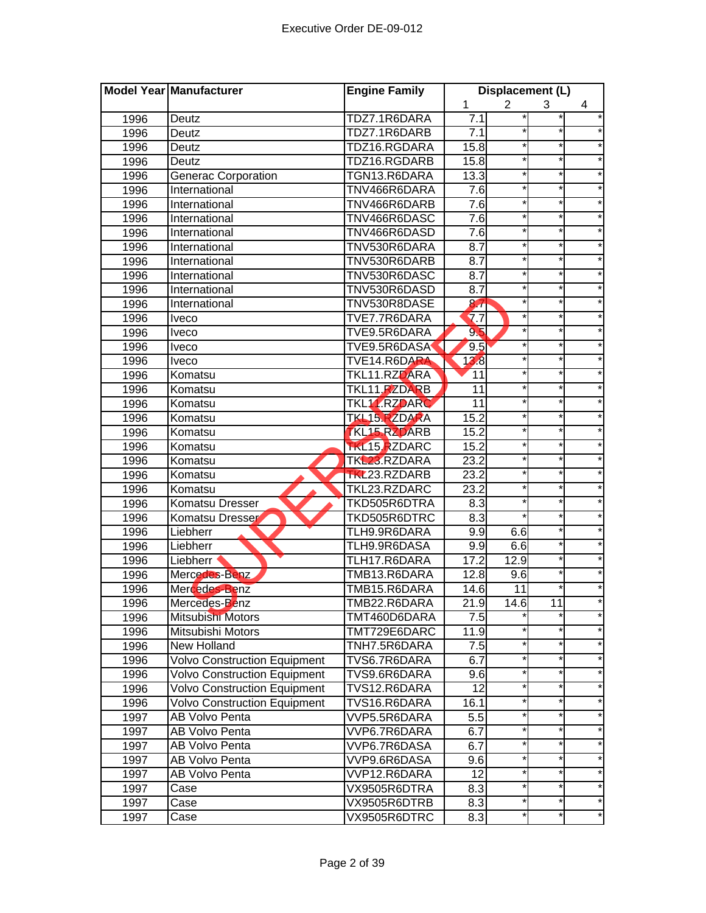| Model Year | Manufacturer | Engine Family | Displacement (L) | | | |
|---|---|---|---|---|---|---|
| | | | 1 | 2 | 3 | 4 |
| 1996 | Deutz | TDZ7.1R6DARA | 7.1 | * | * | * |
| 1996 | Deutz | TDZ7.1R6DARB | 7.1 | * | * | * |
| 1996 | Deutz | TDZ16.RGDARA | 15.8 | * | * | * |
| 1996 | Deutz | TDZ16.RGDARB | 15.8 | * | * | * |
| 1996 | Generac Corporation | TGN13.R6DARA | 13.3 | * | * | * |
| 1996 | International | TNV466R6DARA | 7.6 | * | * | * |
| 1996 | International | TNV466R6DARB | 7.6 | * | * | * |
| 1996 | International | TNV466R6DASC | 7.6 | * | * | * |
| 1996 | International | TNV466R6DASD | 7.6 | * | * | * |
| 1996 | International | TNV530R6DARA | 8.7 | * | * | * |
| 1996 | International | TNV530R6DARB | 8.7 | * | * | * |
| 1996 | International | TNV530R6DASC | 8.7 | * | * | * |
| 1996 | International | TNV530R6DASD | 8.7 | * | * | * |
| 1996 | International | TNV530R8DASE | 8.7 | * | * | * |
| 1996 | Iveco | TVE7.7R6DARA | 7.7 | * | * | * |
| 1996 | Iveco | TVE9.5R6DARA | 9.5 | * | * | * |
| 1996 | Iveco | TVE9.5R6DASA | 9.5 | * | * | * |
| 1996 | Iveco | TVE14.R6DARA | 13.8 | * | * | * |
| 1996 | Komatsu | TKL11.RZDARA | 11 | * | * | * |
| 1996 | Komatsu | TKL11.RZDARB | 11 | * | * | * |
| 1996 | Komatsu | TKL11.RZDARC | 11 | * | * | * |
| 1996 | Komatsu | TKL15.RZDARA | 15.2 | * | * | * |
| 1996 | Komatsu | TKL15.RZDARB | 15.2 | * | * | * |
| 1996 | Komatsu | TKL15.RZDARC | 15.2 | * | * | * |
| 1996 | Komatsu | TKL23.RZDARA | 23.2 | * | * | * |
| 1996 | Komatsu | TKL23.RZDARB | 23.2 | * | * | * |
| 1996 | Komatsu | TKL23.RZDARC | 23.2 | * | * | * |
| 1996 | Komatsu Dresser | TKD505R6DTRA | 8.3 | * | * | * |
| 1996 | Komatsu Dresser | TKD505R6DTRC | 8.3 | * | * | * |
| 1996 | Liebherr | TLH9.9R6DARA | 9.9 | 6.6 | * | * |
| 1996 | Liebherr | TLH9.9R6DASA | 9.9 | 6.6 | * | * |
| 1996 | Liebherr | TLH17.R6DARA | 17.2 | 12.9 | * | * |
| 1996 | Mercedes-Benz | TMB13.R6DARA | 12.8 | 9.6 | * | * |
| 1996 | Mercedes-Benz | TMB15.R6DARA | 14.6 | 11 | * | * |
| 1996 | Mercedes-Benz | TMB22.R6DARA | 21.9 | 14.6 | 11 | * |
| 1996 | Mitsubishi Motors | TMT460D6DARA | 7.5 | * | * | * |
| 1996 | Mitsubishi Motors | TMT729E6DARC | 11.9 | * | * | * |
| 1996 | New Holland | TNH7.5R6DARA | 7.5 | * | * | * |
| 1996 | Volvo Construction Equipment | TVS6.7R6DARA | 6.7 | * | * | * |
| 1996 | Volvo Construction Equipment | TVS9.6R6DARA | 9.6 | * | * | * |
| 1996 | Volvo Construction Equipment | TVS12.R6DARA | 12 | * | * | * |
| 1996 | Volvo Construction Equipment | TVS16.R6DARA | 16.1 | * | * | * |
| 1997 | AB Volvo Penta | VVP5.5R6DARA | 5.5 | * | * | * |
| 1997 | AB Volvo Penta | VVP6.7R6DARA | 6.7 | * | * | * |
| 1997 | AB Volvo Penta | VVP6.7R6DASA | 6.7 | * | * | * |
| 1997 | AB Volvo Penta | VVP9.6R6DASA | 9.6 | * | * | * |
| 1997 | AB Volvo Penta | VVP12.R6DARA | 12 | * | * | * |
| 1997 | Case | VX9505R6DTRA | 8.3 | * | * | * |
| 1997 | Case | VX9505R6DTRB | 8.3 | * | * | * |
| 1997 | Case | VX9505R6DTRC | 8.3 | * | * | * |

SUPERSEDED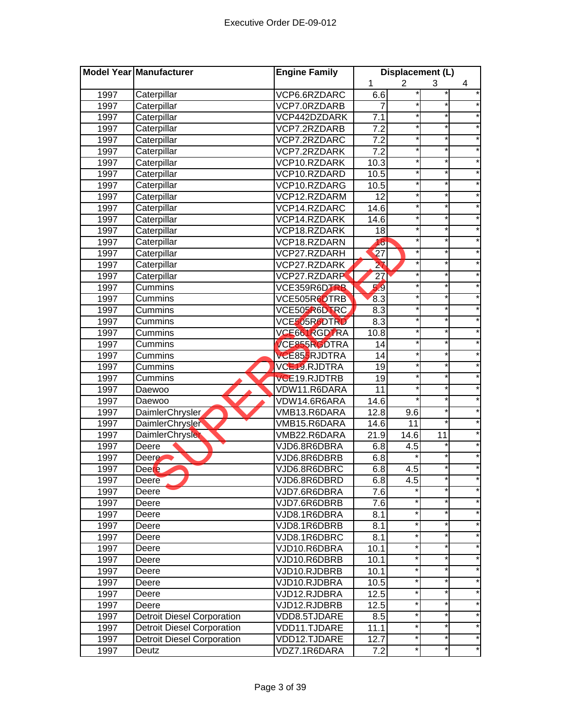| Model Year | Manufacturer | Engine Family | Displacement (L) | | | |
|---|---|---|---|---|---|---|
| | | | 1 | 2 | 3 | 4 |
| 1997 | Caterpillar | VCP6.6RZDARC | 6.6 | * | * | * |
| 1997 | Caterpillar | VCP7.0RZDARB | 7 | * | * | * |
| 1997 | Caterpillar | VCP442DZDARK | 7.1 | * | * | * |
| 1997 | Caterpillar | VCP7.2RZDARB | 7.2 | * | * | * |
| 1997 | Caterpillar | VCP7.2RZDARC | 7.2 | * | * | * |
| 1997 | Caterpillar | VCP7.2RZDARK | 7.2 | * | * | * |
| 1997 | Caterpillar | VCP10.RZDARK | 10.3 | * | * | * |
| 1997 | Caterpillar | VCP10.RZDARD | 10.5 | * | * | * |
| 1997 | Caterpillar | VCP10.RZDARG | 10.5 | * | * | * |
| 1997 | Caterpillar | VCP12.RZDARM | 12 | * | * | * |
| 1997 | Caterpillar | VCP14.RZDARC | 14.6 | * | * | * |
| 1997 | Caterpillar | VCP14.RZDARK | 14.6 | * | * | * |
| 1997 | Caterpillar | VCP18.RZDARK | 18 | * | * | * |
| 1997 | Caterpillar | VCP18.RZDARN | 18 | * | * | * |
| 1997 | Caterpillar | VCP27.RZDARH | 27 | * | * | * |
| 1997 | Caterpillar | VCP27.RZDARK | 27 | * | * | * |
| 1997 | Caterpillar | VCP27.RZDARP | 27 | * | * | * |
| 1997 | Cummins | VCE359R6DTRB | 5.9 | * | * | * |
| 1997 | Cummins | VCE505R6DTRB | 8.3 | * | * | * |
| 1997 | Cummins | VCE505R6DTRC | 8.3 | * | * | * |
| 1997 | Cummins | VCE505R6DTRD | 8.3 | * | * | * |
| 1997 | Cummins | VCE661RGDTRA | 10.8 | * | * | * |
| 1997 | Cummins | VCE855R6DTRA | 14 | * | * | * |
| 1997 | Cummins | VCE855RJDTRA | 14 | * | * | * |
| 1997 | Cummins | VCE19.RJDTRA | 19 | * | * | * |
| 1997 | Cummins | VCE19.RJDTRB | 19 | * | * | * |
| 1997 | Daewoo | VDW11.R6DARA | 11 | * | * | * |
| 1997 | Daewoo | VDW14.6R6ARA | 14.6 | * | * | * |
| 1997 | DaimlerChrysler | VMB13.R6DARA | 12.8 | 9.6 | * | * |
| 1997 | DaimlerChrysler | VMB15.R6DARA | 14.6 | 11 | * | * |
| 1997 | DaimlerChrysler | VMB22.R6DARA | 21.9 | 14.6 | 11 | * |
| 1997 | Deere | VJD6.8R6DBRA | 6.8 | 4.5 | * | * |
| 1997 | Deere | VJD6.8R6DBRB | 6.8 | * | * | * |
| 1997 | Deere | VJD6.8R6DBRC | 6.8 | 4.5 | * | * |
| 1997 | Deere | VJD6.8R6DBRD | 6.8 | 4.5 | * | * |
| 1997 | Deere | VJD7.6R6DBRA | 7.6 | * | * | * |
| 1997 | Deere | VJD7.6R6DBRB | 7.6 | * | * | * |
| 1997 | Deere | VJD8.1R6DBRA | 8.1 | * | * | * |
| 1997 | Deere | VJD8.1R6DBRB | 8.1 | * | * | * |
| 1997 | Deere | VJD8.1R6DBRC | 8.1 | * | * | * |
| 1997 | Deere | VJD10.R6DBRA | 10.1 | * | * | * |
| 1997 | Deere | VJD10.R6DBRB | 10.1 | * | * | * |
| 1997 | Deere | VJD10.RJDBRB | 10.1 | * | * | * |
| 1997 | Deere | VJD10.RJDBRA | 10.5 | * | * | * |
| 1997 | Deere | VJD12.RJDBRA | 12.5 | * | * | * |
| 1997 | Deere | VJD12.RJDBRB | 12.5 | * | * | * |
| 1997 | Detroit Diesel Corporation | VDD8.5TJDARE | 8.5 | * | * | * |
| 1997 | Detroit Diesel Corporation | VDD11.TJDARE | 11.1 | * | * | * |
| 1997 | Detroit Diesel Corporation | VDD12.TJDARE | 12.7 | * | * | * |
| 1997 | Deutz | VDZ7.1R6DARA | 7.2 | * | * | * |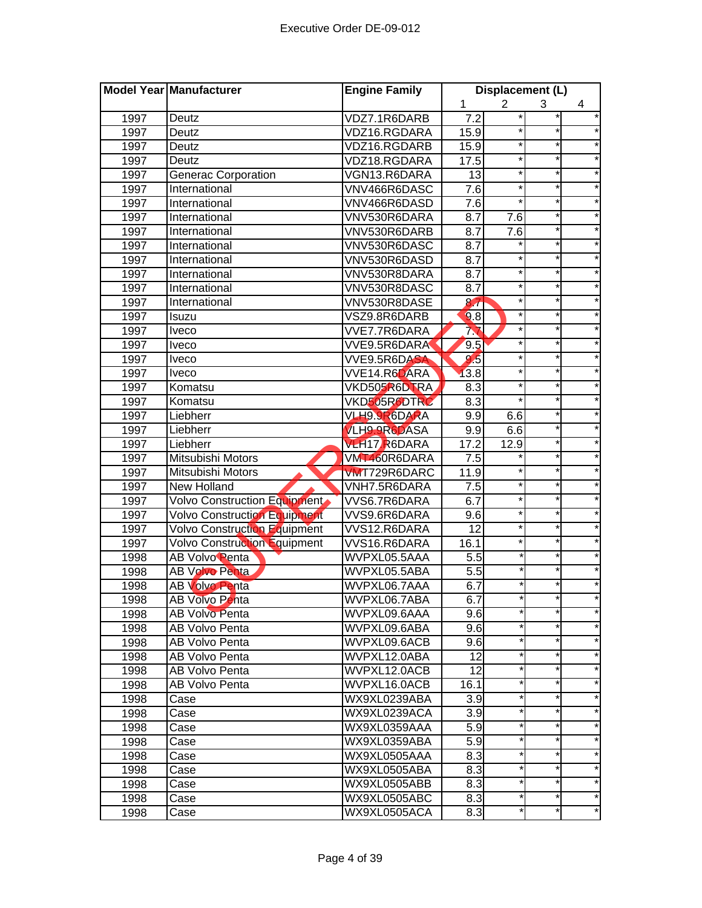| Model Year | Manufacturer | Engine Family | Displacement (L) | | | |
|---|---|---|---|---|---|---|
| | | | 1 | 2 | 3 | 4 |
| 1997 | Deutz | VDZ7.1R6DARB | 7.2 | * | * | * |
| 1997 | Deutz | VDZ16.RGDARA | 15.9 | * | * | * |
| 1997 | Deutz | VDZ16.RGDARB | 15.9 | * | * | * |
| 1997 | Deutz | VDZ18.RGDARA | 17.5 | * | * | * |
| 1997 | Generac Corporation | VGN13.R6DARA | 13 | * | * | * |
| 1997 | International | VNV466R6DASC | 7.6 | * | * | * |
| 1997 | International | VNV466R6DASD | 7.6 | * | * | * |
| 1997 | International | VNV530R6DARA | 8.7 | 7.6 | * | * |
| 1997 | International | VNV530R6DARB | 8.7 | 7.6 | * | * |
| 1997 | International | VNV530R6DASC | 8.7 | * | * | * |
| 1997 | International | VNV530R6DASD | 8.7 | * | * | * |
| 1997 | International | VNV530R8DARA | 8.7 | * | * | * |
| 1997 | International | VNV530R8DASC | 8.7 | * | * | * |
| 1997 | International | VNV530R8DASE | 8.7 | * | * | * |
| 1997 | Isuzu | VSZ9.8R6DARB | 9.8 | * | * | * |
| 1997 | Iveco | VVE7.7R6DARA | 7.7 | * | * | * |
| 1997 | Iveco | VVE9.5R6DARA | 9.5 | * | * | * |
| 1997 | Iveco | VVE9.5R6DASA | 9.5 | * | * | * |
| 1997 | Iveco | VVE14.R6DARA | 13.8 | * | * | * |
| 1997 | Komatsu | VKD505R6DTRA | 8.3 | * | * | * |
| 1997 | Komatsu | VKD505R6DTRC | 8.3 | * | * | * |
| 1997 | Liebherr | VLH9.9R6DARA | 9.9 | 6.6 | * | * |
| 1997 | Liebherr | VLH9.9R6DASA | 9.9 | 6.6 | * | * |
| 1997 | Liebherr | VLH17.R6DARA | 17.2 | 12.9 | * | * |
| 1997 | Mitsubishi Motors | VMT460R6DARA | 7.5 | * | * | * |
| 1997 | Mitsubishi Motors | VMT729R6DARC | 11.9 | * | * | * |
| 1997 | New Holland | VNH7.5R6DARA | 7.5 | * | * | * |
| 1997 | Volvo Construction Equipment | VVS6.7R6DARA | 6.7 | * | * | * |
| 1997 | Volvo Construction Equipment | VVS9.6R6DARA | 9.6 | * | * | * |
| 1997 | Volvo Construction Equipment | VVS12.R6DARA | 12 | * | * | * |
| 1997 | Volvo Construction Equipment | VVS16.R6DARA | 16.1 | * | * | * |
| 1998 | AB Volvo Penta | WVPXL05.5AAA | 5.5 | * | * | * |
| 1998 | AB Volvo Penta | WVPXL05.5ABA | 5.5 | * | * | * |
| 1998 | AB Volvo Penta | WVPXL06.7AAA | 6.7 | * | * | * |
| 1998 | AB Volvo Penta | WVPXL06.7ABA | 6.7 | * | * | * |
| 1998 | AB Volvo Penta | WVPXL09.6AAA | 9.6 | * | * | * |
| 1998 | AB Volvo Penta | WVPXL09.6ABA | 9.6 | * | * | * |
| 1998 | AB Volvo Penta | WVPXL09.6ACB | 9.6 | * | * | * |
| 1998 | AB Volvo Penta | WVPXL12.0ABA | 12 | * | * | * |
| 1998 | AB Volvo Penta | WVPXL12.0ACB | 12 | * | * | * |
| 1998 | AB Volvo Penta | WVPXL16.0ACB | 16.1 | * | * | * |
| 1998 | Case | WX9XL0239ABA | 3.9 | * | * | * |
| 1998 | Case | WX9XL0239ACA | 3.9 | * | * | * |
| 1998 | Case | WX9XL0359AAA | 5.9 | * | * | * |
| 1998 | Case | WX9XL0359ABA | 5.9 | * | * | * |
| 1998 | Case | WX9XL0505AAA | 8.3 | * | * | * |
| 1998 | Case | WX9XL0505ABA | 8.3 | * | * | * |
| 1998 | Case | WX9XL0505ABB | 8.3 | * | * | * |
| 1998 | Case | WX9XL0505ABC | 8.3 | * | * | * |
| 1998 | Case | WX9XL0505ACA | 8.3 | * | * | * |

SUPERSEDED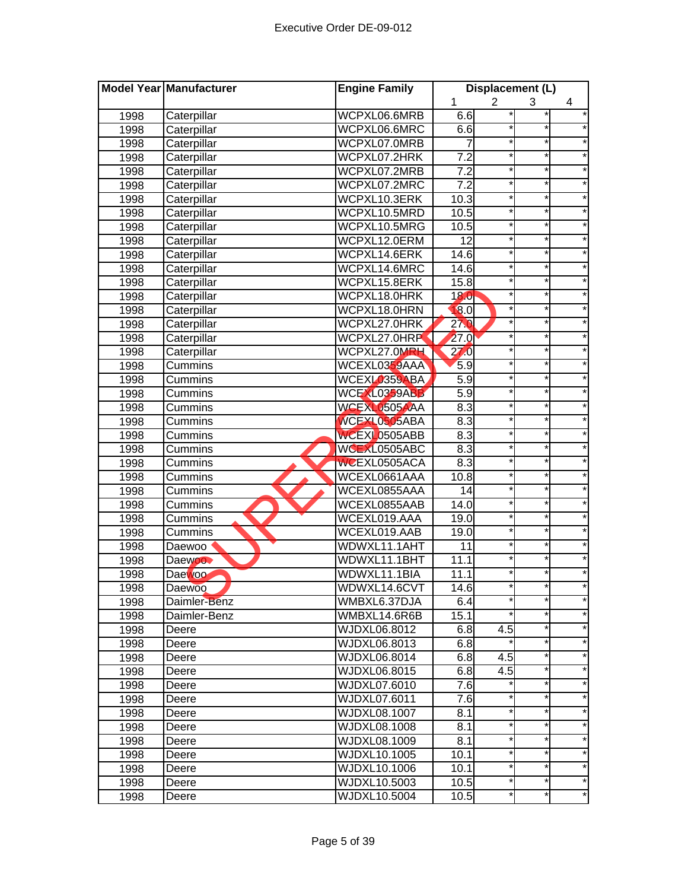| Model Year | Manufacturer | Engine Family | Displacement (L) | | | |
|---|---|---|---|---|---|---|
| | | | 1 | 2 | 3 | 4 |
| 1998 | Caterpillar | WCPXL06.6MRB | 6.6 | * | * | * |
| 1998 | Caterpillar | WCPXL06.6MRC | 6.6 | * | * | * |
| 1998 | Caterpillar | WCPXL07.0MRB | 7 | * | * | * |
| 1998 | Caterpillar | WCPXL07.2HRK | 7.2 | * | * | * |
| 1998 | Caterpillar | WCPXL07.2MRB | 7.2 | * | * | * |
| 1998 | Caterpillar | WCPXL07.2MRC | 7.2 | * | * | * |
| 1998 | Caterpillar | WCPXL10.3ERK | 10.3 | * | * | * |
| 1998 | Caterpillar | WCPXL10.5MRD | 10.5 | * | * | * |
| 1998 | Caterpillar | WCPXL10.5MRG | 10.5 | * | * | * |
| 1998 | Caterpillar | WCPXL12.0ERM | 12 | * | * | * |
| 1998 | Caterpillar | WCPXL14.6ERK | 14.6 | * | * | * |
| 1998 | Caterpillar | WCPXL14.6MRC | 14.6 | * | * | * |
| 1998 | Caterpillar | WCPXL15.8ERK | 15.8 | * | * | * |
| 1998 | Caterpillar | WCPXL18.0HRK | 18.0 | * | * | * |
| 1998 | Caterpillar | WCPXL18.0HRN | 18.0 | * | * | * |
| 1998 | Caterpillar | WCPXL27.0HRK | 27.0 | * | * | * |
| 1998 | Caterpillar | WCPXL27.0HRP | 27.0 | * | * | * |
| 1998 | Caterpillar | WCPXL27.0MRH | 27.0 | * | * | * |
| 1998 | Cummins | WCEXL0359AAA | 5.9 | * | * | * |
| 1998 | Cummins | WCEXL0359ABA | 5.9 | * | * | * |
| 1998 | Cummins | WCEXL0359ABB | 5.9 | * | * | * |
| 1998 | Cummins | WCEXL0505AAA | 8.3 | * | * | * |
| 1998 | Cummins | WCEXL0505ABA | 8.3 | * | * | * |
| 1998 | Cummins | WCEXL0505ABB | 8.3 | * | * | * |
| 1998 | Cummins | WCEXL0505ABC | 8.3 | * | * | * |
| 1998 | Cummins | WCEXL0505ACA | 8.3 | * | * | * |
| 1998 | Cummins | WCEXL0661AAA | 10.8 | * | * | * |
| 1998 | Cummins | WCEXL0855AAA | 14 | * | * | * |
| 1998 | Cummins | WCEXL0855AAB | 14.0 | * | * | * |
| 1998 | Cummins | WCEXL019.AAA | 19.0 | * | * | * |
| 1998 | Cummins | WCEXL019.AAB | 19.0 | * | * | * |
| 1998 | Daewoo | WDWXL11.1AHT | 11 | * | * | * |
| 1998 | Daewoo | WDWXL11.1BHT | 11.1 | * | * | * |
| 1998 | Daewoo | WDWXL11.1BIA | 11.1 | * | * | * |
| 1998 | Daewoo | WDWXL14.6CVT | 14.6 | * | * | * |
| 1998 | Daimler-Benz | WMBXL6.37DJA | 6.4 | * | * | * |
| 1998 | Daimler-Benz | WMBXL14.6R6B | 15.1 | * | * | * |
| 1998 | Deere | WJDXL06.8012 | 6.8 | 4.5 | * | * |
| 1998 | Deere | WJDXL06.8013 | 6.8 | * | * | * |
| 1998 | Deere | WJDXL06.8014 | 6.8 | 4.5 | * | * |
| 1998 | Deere | WJDXL06.8015 | 6.8 | 4.5 | * | * |
| 1998 | Deere | WJDXL07.6010 | 7.6 | * | * | * |
| 1998 | Deere | WJDXL07.6011 | 7.6 | * | * | * |
| 1998 | Deere | WJDXL08.1007 | 8.1 | * | * | * |
| 1998 | Deere | WJDXL08.1008 | 8.1 | * | * | * |
| 1998 | Deere | WJDXL08.1009 | 8.1 | * | * | * |
| 1998 | Deere | WJDXL10.1005 | 10.1 | * | * | * |
| 1998 | Deere | WJDXL10.1006 | 10.1 | * | * | * |
| 1998 | Deere | WJDXL10.5003 | 10.5 | * | * | * |
| 1998 | Deere | WJDXL10.5004 | 10.5 | * | * | * |

SUPERSEDED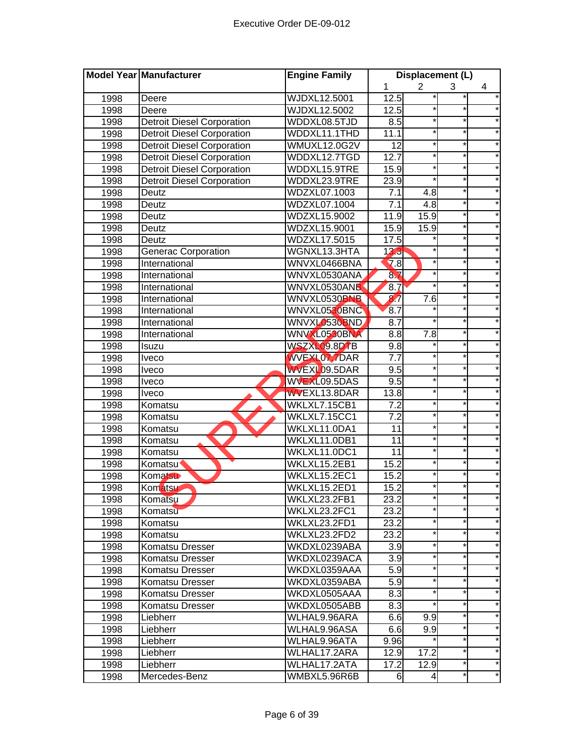Executive Order DE-09-012

SUPERSEDED

| Model Year | Manufacturer | Engine Family | Displacement (L) | | | |
|---|---|---|---|---|---|---|
| | | | 1 | 2 | 3 | 4 |
| 1998 | Deere | WJDXL12.5001 | 12.5 | * | * | * |
| 1998 | Deere | WJDXL12.5002 | 12.5 | * | * | * |
| 1998 | Detroit Diesel Corporation | WDDXL08.5TJD | 8.5 | * | * | * |
| 1998 | Detroit Diesel Corporation | WDDXL11.1THD | 11.1 | * | * | * |
| 1998 | Detroit Diesel Corporation | WMUXL12.0G2V | 12 | * | * | * |
| 1998 | Detroit Diesel Corporation | WDDXL12.7TGD | 12.7 | * | * | * |
| 1998 | Detroit Diesel Corporation | WDDXL15.9TRE | 15.9 | * | * | * |
| 1998 | Detroit Diesel Corporation | WDDXL23.9TRE | 23.9 | * | * | * |
| 1998 | Deutz | WDZXL07.1003 | 7.1 | 4.8 | * | * |
| 1998 | Deutz | WDZXL07.1004 | 7.1 | 4.8 | * | * |
| 1998 | Deutz | WDZXL15.9002 | 11.9 | 15.9 | * | * |
| 1998 | Deutz | WDZXL15.9001 | 15.9 | 15.9 | * | * |
| 1998 | Deutz | WDZXL17.5015 | 17.5 | * | * | * |
| 1998 | Generac Corporation | WGNXL13.3HTA | 13.3 | * | * | * |
| 1998 | International | WNVXL0466BNA | 7.8 | * | * | * |
| 1998 | International | WNVXL0530ANA | 8.7 | * | * | * |
| 1998 | International | WNVXL0530ANB | 8.7 | * | * | * |
| 1998 | International | WNVXL0530BNB | 8.7 | 7.6 | * | * |
| 1998 | International | WNVXL0530BNC | 8.7 | * | * | * |
| 1998 | International | WNVXL0530BND | 8.7 | * | * | * |
| 1998 | International | WNVXL0530BNA | 8.8 | 7.8 | * | * |
| 1998 | Isuzu | WSZXL09.8DTB | 9.8 | * | * | * |
| 1998 | Iveco | WVEXL07.7DAR | 7.7 | * | * | * |
| 1998 | Iveco | WVEXL09.5DAR | 9.5 | * | * | * |
| 1998 | Iveco | WVEXL09.5DAS | 9.5 | * | * | * |
| 1998 | Iveco | WVEXL13.8DAR | 13.8 | * | * | * |
| 1998 | Komatsu | WKLXL7.15CB1 | 7.2 | * | * | * |
| 1998 | Komatsu | WKLXL7.15CC1 | 7.2 | * | * | * |
| 1998 | Komatsu | WKLXL11.0DA1 | 11 | * | * | * |
| 1998 | Komatsu | WKLXL11.0DB1 | 11 | * | * | * |
| 1998 | Komatsu | WKLXL11.0DC1 | 11 | * | * | * |
| 1998 | Komatsu | WKLXL15.2EB1 | 15.2 | * | * | * |
| 1998 | Komatsu | WKLXL15.2EC1 | 15.2 | * | * | * |
| 1998 | Komatsu | WKLXL15.2ED1 | 15.2 | * | * | * |
| 1998 | Komatsu | WKLXL23.2FB1 | 23.2 | * | * | * |
| 1998 | Komatsu | WKLXL23.2FC1 | 23.2 | * | * | * |
| 1998 | Komatsu | WKLXL23.2FD1 | 23.2 | * | * | * |
| 1998 | Komatsu | WKLXL23.2FD2 | 23.2 | * | * | * |
| 1998 | Komatsu Dresser | WKDXL0239ABA | 3.9 | * | * | * |
| 1998 | Komatsu Dresser | WKDXL0239ACA | 3.9 | * | * | * |
| 1998 | Komatsu Dresser | WKDXL0359AAA | 5.9 | * | * | * |
| 1998 | Komatsu Dresser | WKDXL0359ABA | 5.9 | * | * | * |
| 1998 | Komatsu Dresser | WKDXL0505AAA | 8.3 | * | * | * |
| 1998 | Komatsu Dresser | WKDXL0505ABB | 8.3 | * | * | * |
| 1998 | Liebherr | WLHAL9.96ARA | 6.6 | 9.9 | * | * |
| 1998 | Liebherr | WLHAL9.96ASA | 6.6 | 9.9 | * | * |
| 1998 | Liebherr | WLHAL9.96ATA | 9.96 | * | * | * |
| 1998 | Liebherr | WLHAL17.2ARA | 12.9 | 17.2 | * | * |
| 1998 | Liebherr | WLHAL17.2ATA | 17.2 | 12.9 | * | * |
| 1998 | Mercedes-Benz | WMBXL5.96R6B | 6 | 4 | * | * |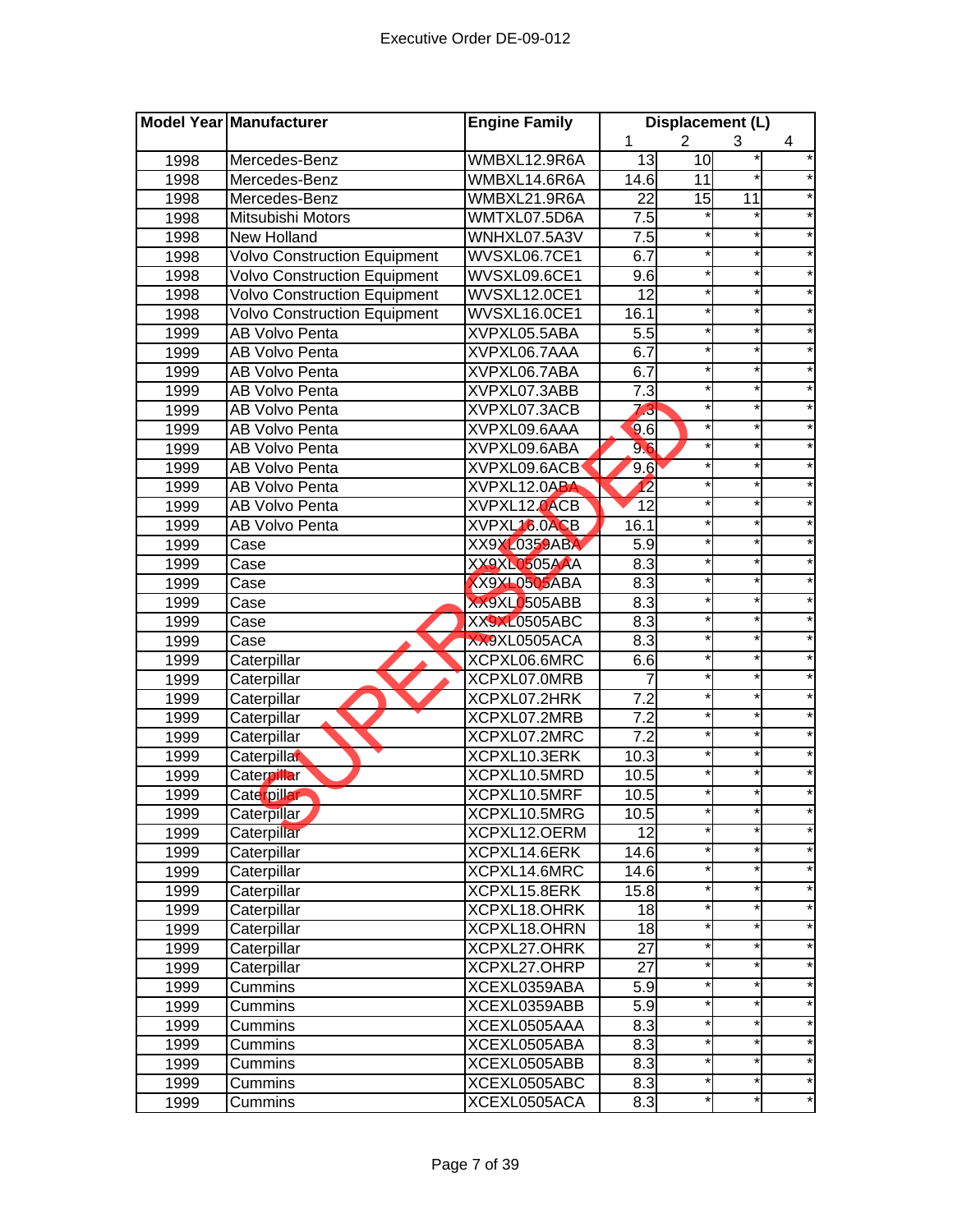| Model Year | Manufacturer | Engine Family | Displacement (L) | | | |
|---|---|---|---|---|---|---|
| | | | 1 | 2 | 3 | 4 |
| 1998 | Mercedes-Benz | WMBXL12.9R6A | 13 | 10 | * | * |
| 1998 | Mercedes-Benz | WMBXL14.6R6A | 14.6 | 11 | * | * |
| 1998 | Mercedes-Benz | WMBXL21.9R6A | 22 | 15 | 11 | * |
| 1998 | Mitsubishi Motors | WMTXL07.5D6A | 7.5 | * | * | * |
| 1998 | New Holland | WNHXL07.5A3V | 7.5 | * | * | * |
| 1998 | Volvo Construction Equipment | WVSXL06.7CE1 | 6.7 | * | * | * |
| 1998 | Volvo Construction Equipment | WVSXL09.6CE1 | 9.6 | * | * | * |
| 1998 | Volvo Construction Equipment | WVSXL12.0CE1 | 12 | * | * | * |
| 1998 | Volvo Construction Equipment | WVSXL16.0CE1 | 16.1 | * | * | * |
| 1999 | AB Volvo Penta | XVPXL05.5ABA | 5.5 | * | * | * |
| 1999 | AB Volvo Penta | XVPXL06.7AAA | 6.7 | * | * | * |
| 1999 | AB Volvo Penta | XVPXL06.7ABA | 6.7 | * | * | * |
| 1999 | AB Volvo Penta | XVPXL07.3ABB | 7.3 | * | * | * |
| 1999 | AB Volvo Penta | XVPXL07.3ACB | 7.3 | * | * | * |
| 1999 | AB Volvo Penta | XVPXL09.6AAA | 9.6 | * | * | * |
| 1999 | AB Volvo Penta | XVPXL09.6ABA | 9.6 | * | * | * |
| 1999 | AB Volvo Penta | XVPXL09.6ACB | 9.6 | * | * | * |
| 1999 | AB Volvo Penta | XVPXL12.0ABA | 12 | * | * | * |
| 1999 | AB Volvo Penta | XVPXL12.0ACB | 12 | * | * | * |
| 1999 | AB Volvo Penta | XVPXL16.0ACB | 16.1 | * | * | * |
| 1999 | Case | XX9XL0359ABA | 5.9 | * | * | * |
| 1999 | Case | XX9XL0505AAA | 8.3 | * | * | * |
| 1999 | Case | XX9XL0505ABA | 8.3 | * | * | * |
| 1999 | Case | XX9XL0505ABB | 8.3 | * | * | * |
| 1999 | Case | XX9XL0505ABC | 8.3 | * | * | * |
| 1999 | Case | XX9XL0505ACA | 8.3 | * | * | * |
| 1999 | Caterpillar | XCPXL06.6MRC | 6.6 | * | * | * |
| 1999 | Caterpillar | XCPXL07.0MRB | 7 | * | * | * |
| 1999 | Caterpillar | XCPXL07.2HRK | 7.2 | * | * | * |
| 1999 | Caterpillar | XCPXL07.2MRB | 7.2 | * | * | * |
| 1999 | Caterpillar | XCPXL07.2MRC | 7.2 | * | * | * |
| 1999 | Caterpillar | XCPXL10.3ERK | 10.3 | * | * | * |
| 1999 | Caterpillar | XCPXL10.5MRD | 10.5 | * | * | * |
| 1999 | Caterpillar | XCPXL10.5MRF | 10.5 | * | * | * |
| 1999 | Caterpillar | XCPXL10.5MRG | 10.5 | * | * | * |
| 1999 | Caterpillar | XCPXL12.OERM | 12 | * | * | * |
| 1999 | Caterpillar | XCPXL14.6ERK | 14.6 | * | * | * |
| 1999 | Caterpillar | XCPXL14.6MRC | 14.6 | * | * | * |
| 1999 | Caterpillar | XCPXL15.8ERK | 15.8 | * | * | * |
| 1999 | Caterpillar | XCPXL18.OHRK | 18 | * | * | * |
| 1999 | Caterpillar | XCPXL18.OHRN | 18 | * | * | * |
| 1999 | Caterpillar | XCPXL27.OHRK | 27 | * | * | * |
| 1999 | Caterpillar | XCPXL27.OHRP | 27 | * | * | * |
| 1999 | Cummins | XCEXL0359ABA | 5.9 | * | * | * |
| 1999 | Cummins | XCEXL0359ABB | 5.9 | * | * | * |
| 1999 | Cummins | XCEXL0505AAA | 8.3 | * | * | * |
| 1999 | Cummins | XCEXL0505ABA | 8.3 | * | * | * |
| 1999 | Cummins | XCEXL0505ABB | 8.3 | * | * | * |
| 1999 | Cummins | XCEXL0505ABC | 8.3 | * | * | * |
| 1999 | Cummins | XCEXL0505ACA | 8.3 | * | * | * |

SUPERSEDED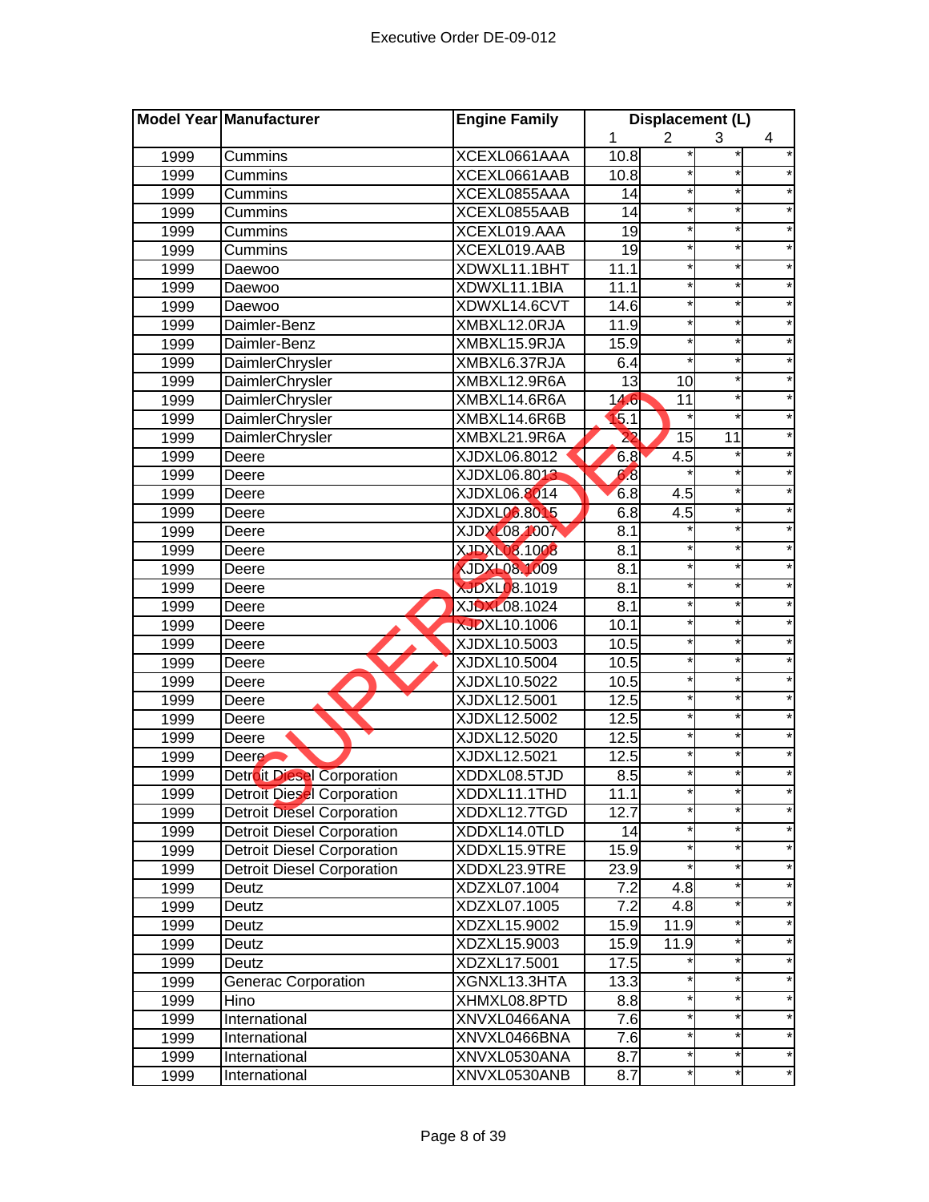| Model Year | Manufacturer | Engine Family | Displacement (L) | | | |
|---|---|---|---|---|---|---|
| | | | 1 | 2 | 3 | 4 |
| 1999 | Cummins | XCEXL0661AAA | 10.8 | * | * | * |
| 1999 | Cummins | XCEXL0661AAB | 10.8 | * | * | * |
| 1999 | Cummins | XCEXL0855AAA | 14 | * | * | * |
| 1999 | Cummins | XCEXL0855AAB | 14 | * | * | * |
| 1999 | Cummins | XCEXL019.AAA | 19 | * | * | * |
| 1999 | Cummins | XCEXL019.AAB | 19 | * | * | * |
| 1999 | Daewoo | XDWXL11.1BHT | 11.1 | * | * | * |
| 1999 | Daewoo | XDWXL11.1BIA | 11.1 | * | * | * |
| 1999 | Daewoo | XDWXL14.6CVT | 14.6 | * | * | * |
| 1999 | Daimler-Benz | XMBXL12.0RJA | 11.9 | * | * | * |
| 1999 | Daimler-Benz | XMBXL15.9RJA | 15.9 | * | * | * |
| 1999 | DaimlerChrysler | XMBXL6.37RJA | 6.4 | * | * | * |
| 1999 | DaimlerChrysler | XMBXL12.9R6A | 13 | 10 | * | * |
| 1999 | DaimlerChrysler | XMBXL14.6R6A | 14.6 | 11 | * | * |
| 1999 | DaimlerChrysler | XMBXL14.6R6B | 15.1 | * | * | * |
| 1999 | DaimlerChrysler | XMBXL21.9R6A | 22 | 15 | 11 | * |
| 1999 | Deere | XJDXL06.8012 | 6.8 | 4.5 | * | * |
| 1999 | Deere | XJDXL06.8013 | 6.8 | * | * | * |
| 1999 | Deere | XJDXL06.8014 | 6.8 | 4.5 | * | * |
| 1999 | Deere | XJDXL06.8015 | 6.8 | 4.5 | * | * |
| 1999 | Deere | XJDXL08.1007 | 8.1 | * | * | * |
| 1999 | Deere | XJDXL08.1008 | 8.1 | * | * | * |
| 1999 | Deere | XJDXL08.1009 | 8.1 | * | * | * |
| 1999 | Deere | XJDXL08.1019 | 8.1 | * | * | * |
| 1999 | Deere | XJDXL08.1024 | 8.1 | * | * | * |
| 1999 | Deere | XJDXL10.1006 | 10.1 | * | * | * |
| 1999 | Deere | XJDXL10.5003 | 10.5 | * | * | * |
| 1999 | Deere | XJDXL10.5004 | 10.5 | * | * | * |
| 1999 | Deere | XJDXL10.5022 | 10.5 | * | * | * |
| 1999 | Deere | XJDXL12.5001 | 12.5 | * | * | * |
| 1999 | Deere | XJDXL12.5002 | 12.5 | * | * | * |
| 1999 | Deere | XJDXL12.5020 | 12.5 | * | * | * |
| 1999 | Deere | XJDXL12.5021 | 12.5 | * | * | * |
| 1999 | Detroit Diesel Corporation | XDDXL08.5TJD | 8.5 | * | * | * |
| 1999 | Detroit Diesel Corporation | XDDXL11.1THD | 11.1 | * | * | * |
| 1999 | Detroit Diesel Corporation | XDDXL12.7TGD | 12.7 | * | * | * |
| 1999 | Detroit Diesel Corporation | XDDXL14.0TLD | 14 | * | * | * |
| 1999 | Detroit Diesel Corporation | XDDXL15.9TRE | 15.9 | * | * | * |
| 1999 | Detroit Diesel Corporation | XDDXL23.9TRE | 23.9 | * | * | * |
| 1999 | Deutz | XDZXL07.1004 | 7.2 | 4.8 | * | * |
| 1999 | Deutz | XDZXL07.1005 | 7.2 | 4.8 | * | * |
| 1999 | Deutz | XDZXL15.9002 | 15.9 | 11.9 | * | * |
| 1999 | Deutz | XDZXL15.9003 | 15.9 | 11.9 | * | * |
| 1999 | Deutz | XDZXL17.5001 | 17.5 | * | * | * |
| 1999 | Generac Corporation | XGNXL13.3HTA | 13.3 | * | * | * |
| 1999 | Hino | XHMXL08.8PTD | 8.8 | * | * | * |
| 1999 | International | XNVXL0466ANA | 7.6 | * | * | * |
| 1999 | International | XNVXL0466BNA | 7.6 | * | * | * |
| 1999 | International | XNVXL0530ANA | 8.7 | * | * | * |
| 1999 | International | XNVXL0530ANB | 8.7 | * | * | * |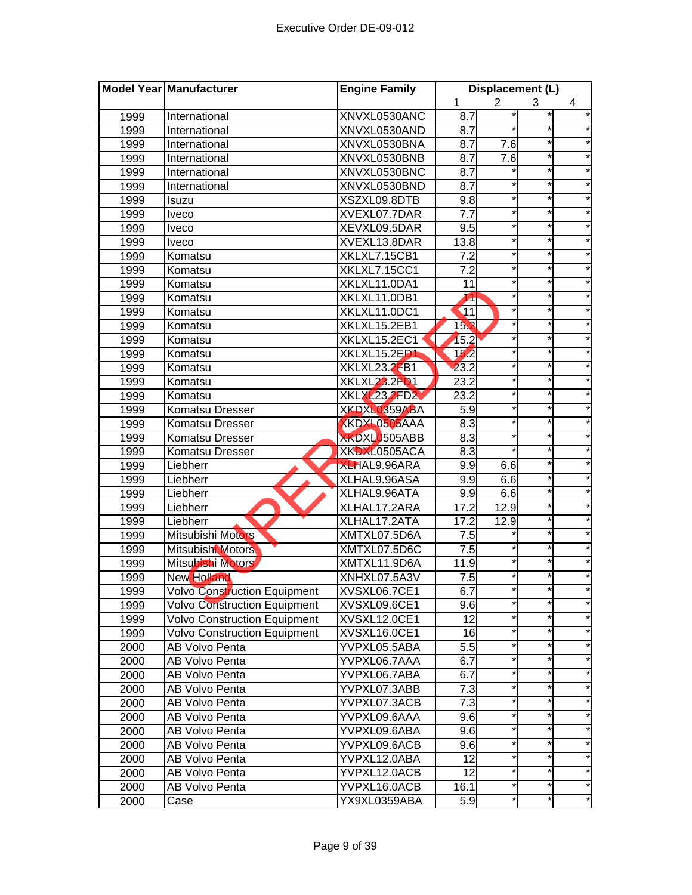| Model Year | Manufacturer | Engine Family | Displacement (L) | | | |
|---|---|---|---|---|---|---|
| | | | 1 | 2 | 3 | 4 |
| 1999 | International | XNVXL0530ANC | 8.7 | * | * | * |
| 1999 | International | XNVXL0530AND | 8.7 | * | * | * |
| 1999 | International | XNVXL0530BNA | 8.7 | 7.6 | * | * |
| 1999 | International | XNVXL0530BNB | 8.7 | 7.6 | * | * |
| 1999 | International | XNVXL0530BNC | 8.7 | * | * | * |
| 1999 | International | XNVXL0530BND | 8.7 | * | * | * |
| 1999 | Isuzu | XSZXL09.8DTB | 9.8 | * | * | * |
| 1999 | Iveco | XVEXL07.7DAR | 7.7 | * | * | * |
| 1999 | Iveco | XEVXL09.5DAR | 9.5 | * | * | * |
| 1999 | Iveco | XVEXL13.8DAR | 13.8 | * | * | * |
| 1999 | Komatsu | XKLXL7.15CB1 | 7.2 | * | * | * |
| 1999 | Komatsu | XKLXL7.15CC1 | 7.2 | * | * | * |
| 1999 | Komatsu | XKLXL11.0DA1 | 11 | * | * | * |
| 1999 | Komatsu | XKLXL11.0DB1 | 11 | * | * | * |
| 1999 | Komatsu | XKLXL11.0DC1 | 11 | * | * | * |
| 1999 | Komatsu | XKLXL15.2EB1 | 15.2 | * | * | * |
| 1999 | Komatsu | XKLXL15.2EC1 | 15.2 | * | * | * |
| 1999 | Komatsu | XKLXL15.2ED1 | 15.2 | * | * | * |
| 1999 | Komatsu | XKLXL23.2FB1 | 23.2 | * | * | * |
| 1999 | Komatsu | XKLXL23.2FD1 | 23.2 | * | * | * |
| 1999 | Komatsu | XKLXL23.2FD2 | 23.2 | * | * | * |
| 1999 | Komatsu Dresser | XKDXL0359ABA | 5.9 | * | * | * |
| 1999 | Komatsu Dresser | XKDXL0505AAA | 8.3 | * | * | * |
| 1999 | Komatsu Dresser | XKDXL0505ABB | 8.3 | * | * | * |
| 1999 | Komatsu Dresser | XKDXL0505ACA | 8.3 | * | * | * |
| 1999 | Liebherr | XLHAL9.96ARA | 9.9 | 6.6 | * | * |
| 1999 | Liebherr | XLHAL9.96ASA | 9.9 | 6.6 | * | * |
| 1999 | Liebherr | XLHAL9.96ATA | 9.9 | 6.6 | * | * |
| 1999 | Liebherr | XLHAL17.2ARA | 17.2 | 12.9 | * | * |
| 1999 | Liebherr | XLHAL17.2ATA | 17.2 | 12.9 | * | * |
| 1999 | Mitsubishi Motors | XMTXL07.5D6A | 7.5 | * | * | * |
| 1999 | Mitsubishi Motors | XMTXL07.5D6C | 7.5 | * | * | * |
| 1999 | Mitsubishi Motors | XMTXL11.9D6A | 11.9 | * | * | * |
| 1999 | New Holland | XNHXL07.5A3V | 7.5 | * | * | * |
| 1999 | Volvo Construction Equipment | XVSXL06.7CE1 | 6.7 | * | * | * |
| 1999 | Volvo Construction Equipment | XVSXL09.6CE1 | 9.6 | * | * | * |
| 1999 | Volvo Construction Equipment | XVSXL12.0CE1 | 12 | * | * | * |
| 1999 | Volvo Construction Equipment | XVSXL16.0CE1 | 16 | * | * | * |
| 2000 | AB Volvo Penta | YVPXL05.5ABA | 5.5 | * | * | * |
| 2000 | AB Volvo Penta | YVPXL06.7AAA | 6.7 | * | * | * |
| 2000 | AB Volvo Penta | YVPXL06.7ABA | 6.7 | * | * | * |
| 2000 | AB Volvo Penta | YVPXL07.3ABB | 7.3 | * | * | * |
| 2000 | AB Volvo Penta | YVPXL07.3ACB | 7.3 | * | * | * |
| 2000 | AB Volvo Penta | YVPXL09.6AAA | 9.6 | * | * | * |
| 2000 | AB Volvo Penta | YVPXL09.6ABA | 9.6 | * | * | * |
| 2000 | AB Volvo Penta | YVPXL09.6ACB | 9.6 | * | * | * |
| 2000 | AB Volvo Penta | YVPXL12.0ABA | 12 | * | * | * |
| 2000 | AB Volvo Penta | YVPXL12.0ACB | 12 | * | * | * |
| 2000 | AB Volvo Penta | YVPXL16.0ACB | 16.1 | * | * | * |
| 2000 | Case | YX9XL0359ABA | 5.9 | * | * | * |

SUPERSEDED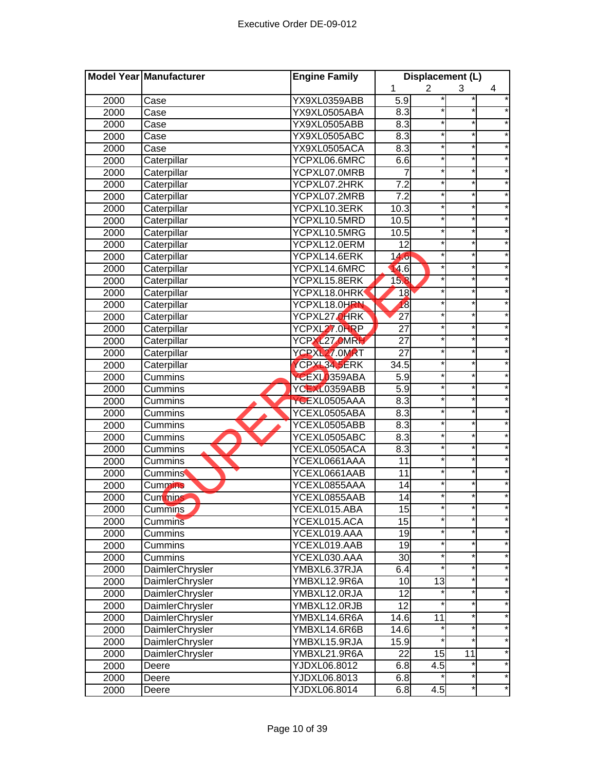| Model Year | Manufacturer | Engine Family | Displacement (L) | | | |
|---|---|---|---|---|---|---|
| | | | 1 | 2 | 3 | 4 |
| 2000 | Case | YX9XL0359ABB | 5.9 | * | * | * |
| 2000 | Case | YX9XL0505ABA | 8.3 | * | * | * |
| 2000 | Case | YX9XL0505ABB | 8.3 | * | * | * |
| 2000 | Case | YX9XL0505ABC | 8.3 | * | * | * |
| 2000 | Case | YX9XL0505ACA | 8.3 | * | * | * |
| 2000 | Caterpillar | YCPXL06.6MRC | 6.6 | * | * | * |
| 2000 | Caterpillar | YCPXL07.0MRB | 7 | * | * | * |
| 2000 | Caterpillar | YCPXL07.2HRK | 7.2 | * | * | * |
| 2000 | Caterpillar | YCPXL07.2MRB | 7.2 | * | * | * |
| 2000 | Caterpillar | YCPXL10.3ERK | 10.3 | * | * | * |
| 2000 | Caterpillar | YCPXL10.5MRD | 10.5 | * | * | * |
| 2000 | Caterpillar | YCPXL10.5MRG | 10.5 | * | * | * |
| 2000 | Caterpillar | YCPXL12.0ERM | 12 | * | * | * |
| 2000 | Caterpillar | YCPXL14.6ERK | 14.6 | * | * | * |
| 2000 | Caterpillar | YCPXL14.6MRC | 14.6 | * | * | * |
| 2000 | Caterpillar | YCPXL15.8ERK | 15.8 | * | * | * |
| 2000 | Caterpillar | YCPXL18.0HRK | 18 | * | * | * |
| 2000 | Caterpillar | YCPXL18.0HRN | 18 | * | * | * |
| 2000 | Caterpillar | YCPXL27.0HRK | 27 | * | * | * |
| 2000 | Caterpillar | YCPXL27.0HRP | 27 | * | * | * |
| 2000 | Caterpillar | YCPXL27.0MRH | 27 | * | * | * |
| 2000 | Caterpillar | YCPXL27.0MRT | 27 | * | * | * |
| 2000 | Caterpillar | YCPXL34.5ERK | 34.5 | * | * | * |
| 2000 | Cummins | YCEXL0359ABA | 5.9 | * | * | * |
| 2000 | Cummins | YCEXL0359ABB | 5.9 | * | * | * |
| 2000 | Cummins | YCEXL0505AAA | 8.3 | * | * | * |
| 2000 | Cummins | YCEXL0505ABA | 8.3 | * | * | * |
| 2000 | Cummins | YCEXL0505ABB | 8.3 | * | * | * |
| 2000 | Cummins | YCEXL0505ABC | 8.3 | * | * | * |
| 2000 | Cummins | YCEXL0505ACA | 8.3 | * | * | * |
| 2000 | Cummins | YCEXL0661AAA | 11 | * | * | * |
| 2000 | Cummins | YCEXL0661AAB | 11 | * | * | * |
| 2000 | Cummins | YCEXL0855AAA | 14 | * | * | * |
| 2000 | Cummins | YCEXL0855AAB | 14 | * | * | * |
| 2000 | Cummins | YCEXL015.ABA | 15 | * | * | * |
| 2000 | Cummins | YCEXL015.ACA | 15 | * | * | * |
| 2000 | Cummins | YCEXL019.AAA | 19 | * | * | * |
| 2000 | Cummins | YCEXL019.AAB | 19 | * | * | * |
| 2000 | Cummins | YCEXL030.AAA | 30 | * | * | * |
| 2000 | DaimlerChrysler | YMBXL6.37RJA | 6.4 | * | * | * |
| 2000 | DaimlerChrysler | YMBXL12.9R6A | 10 | 13 | * | * |
| 2000 | DaimlerChrysler | YMBXL12.0RJA | 12 | * | * | * |
| 2000 | DaimlerChrysler | YMBXL12.0RJB | 12 | * | * | * |
| 2000 | DaimlerChrysler | YMBXL14.6R6A | 14.6 | 11 | * | * |
| 2000 | DaimlerChrysler | YMBXL14.6R6B | 14.6 | * | * | * |
| 2000 | DaimlerChrysler | YMBXL15.9RJA | 15.9 | * | * | * |
| 2000 | DaimlerChrysler | YMBXL21.9R6A | 22 | 15 | 11 | * |
| 2000 | Deere | YJDXL06.8012 | 6.8 | 4.5 | * | * |
| 2000 | Deere | YJDXL06.8013 | 6.8 | * | * | * |
| 2000 | Deere | YJDXL06.8014 | 6.8 | 4.5 | * | * |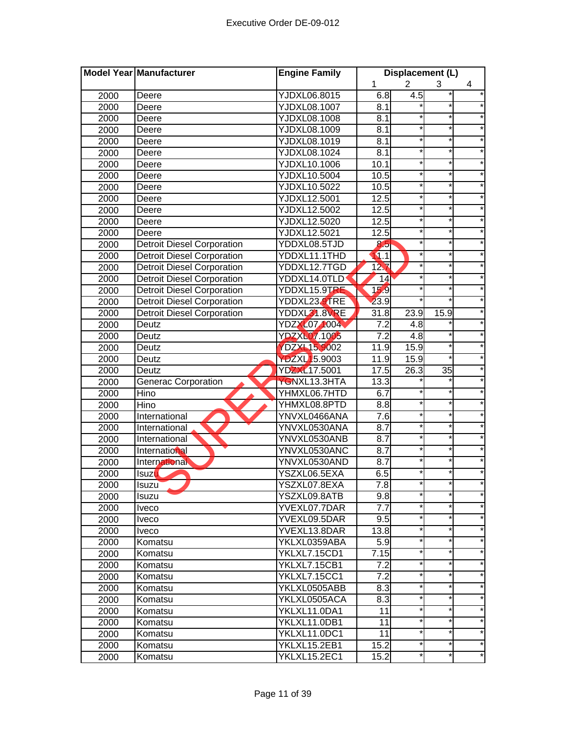Executive Order DE-09-012

| Model Year | Manufacturer | Engine Family | Displacement (L) | | | |
|---|---|---|---|---|---|---|
| | | | 1 | 2 | 3 | 4 |
| 2000 | Deere | YJDXL06.8015 | 6.8 | 4.5 | * | * |
| 2000 | Deere | YJDXL08.1007 | 8.1 | * | * | * |
| 2000 | Deere | YJDXL08.1008 | 8.1 | * | * | * |
| 2000 | Deere | YJDXL08.1009 | 8.1 | * | * | * |
| 2000 | Deere | YJDXL08.1019 | 8.1 | * | * | * |
| 2000 | Deere | YJDXL08.1024 | 8.1 | * | * | * |
| 2000 | Deere | YJDXL10.1006 | 10.1 | * | * | * |
| 2000 | Deere | YJDXL10.5004 | 10.5 | * | * | * |
| 2000 | Deere | YJDXL10.5022 | 10.5 | * | * | * |
| 2000 | Deere | YJDXL12.5001 | 12.5 | * | * | * |
| 2000 | Deere | YJDXL12.5002 | 12.5 | * | * | * |
| 2000 | Deere | YJDXL12.5020 | 12.5 | * | * | * |
| 2000 | Deere | YJDXL12.5021 | 12.5 | * | * | * |
| 2000 | Detroit Diesel Corporation | YDDXL08.5TJD | 8.5 | * | * | * |
| 2000 | Detroit Diesel Corporation | YDDXL11.1THD | 11.1 | * | * | * |
| 2000 | Detroit Diesel Corporation | YDDXL12.7TGD | 12.7 | * | * | * |
| 2000 | Detroit Diesel Corporation | YDDXL14.0TLD | 14 | * | * | * |
| 2000 | Detroit Diesel Corporation | YDDXL15.9TRE | 15.9 | * | * | * |
| 2000 | Detroit Diesel Corporation | YDDXL23.9TRE | 23.9 | * | * | * |
| 2000 | Detroit Diesel Corporation | YDDXL31.8VRE | 31.8 | 23.9 | 15.9 | * |
| 2000 | Deutz | YDZXL07.1004 | 7.2 | 4.8 | * | * |
| 2000 | Deutz | YDZXL07.1005 | 7.2 | 4.8 | * | * |
| 2000 | Deutz | YDZXL15.9002 | 11.9 | 15.9 | * | * |
| 2000 | Deutz | YDZXL15.9003 | 11.9 | 15.9 | * | * |
| 2000 | Deutz | YDZXL17.5001 | 17.5 | 26.3 | 35 | * |
| 2000 | Generac Corporation | YGNXL13.3HTA | 13.3 | * | * | * |
| 2000 | Hino | YHMXL06.7HTD | 6.7 | * | * | * |
| 2000 | Hino | YHMXL08.8PTD | 8.8 | * | * | * |
| 2000 | International | YNVXL0466ANA | 7.6 | * | * | * |
| 2000 | International | YNVXL0530ANA | 8.7 | * | * | * |
| 2000 | International | YNVXL0530ANB | 8.7 | * | * | * |
| 2000 | International | YNVXL0530ANC | 8.7 | * | * | * |
| 2000 | International | YNVXL0530AND | 8.7 | * | * | * |
| 2000 | Isuzu | YSZXL06.5EXA | 6.5 | * | * | * |
| 2000 | Isuzu | YSZXL07.8EXA | 7.8 | * | * | * |
| 2000 | Isuzu | YSZXL09.8ATB | 9.8 | * | * | * |
| 2000 | Iveco | YVEXL07.7DAR | 7.7 | * | * | * |
| 2000 | Iveco | YVEXL09.5DAR | 9.5 | * | * | * |
| 2000 | Iveco | YVEXL13.8DAR | 13.8 | * | * | * |
| 2000 | Komatsu | YKLXL0359ABA | 5.9 | * | * | * |
| 2000 | Komatsu | YKLXL7.15CD1 | 7.15 | * | * | * |
| 2000 | Komatsu | YKLXL7.15CB1 | 7.2 | * | * | * |
| 2000 | Komatsu | YKLXL7.15CC1 | 7.2 | * | * | * |
| 2000 | Komatsu | YKLXL0505ABB | 8.3 | * | * | * |
| 2000 | Komatsu | YKLXL0505ACA | 8.3 | * | * | * |
| 2000 | Komatsu | YKLXL11.0DA1 | 11 | * | * | * |
| 2000 | Komatsu | YKLXL11.0DB1 | 11 | * | * | * |
| 2000 | Komatsu | YKLXL11.0DC1 | 11 | * | * | * |
| 2000 | Komatsu | YKLXL15.2EB1 | 15.2 | * | * | * |
| 2000 | Komatsu | YKLXL15.2EC1 | 15.2 | * | * | * |

SUPERSEDED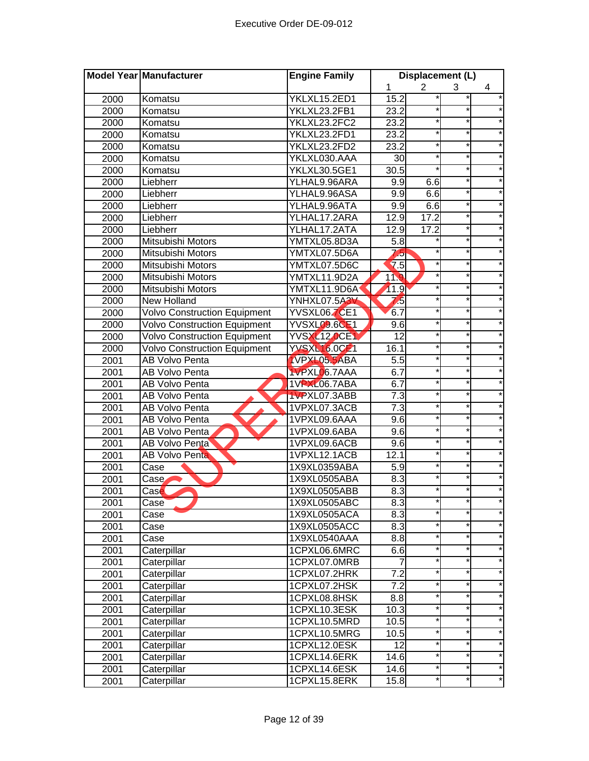Executive Order DE-09-012

| Model Year | Manufacturer | Engine Family | Displacement (L) | | | |
|---|---|---|---|---|---|---|
| | | | 1 | 2 | 3 | 4 |
| 2000 | Komatsu | YKLXL15.2ED1 | 15.2 | * | * | * |
| 2000 | Komatsu | YKLXL23.2FB1 | 23.2 | * | * | * |
| 2000 | Komatsu | YKLXL23.2FC2 | 23.2 | * | * | * |
| 2000 | Komatsu | YKLXL23.2FD1 | 23.2 | * | * | * |
| 2000 | Komatsu | YKLXL23.2FD2 | 23.2 | * | * | * |
| 2000 | Komatsu | YKLXL030.AAA | 30 | * | * | * |
| 2000 | Komatsu | YKLXL30.5GE1 | 30.5 | * | * | * |
| 2000 | Liebherr | YLHAL9.96ARA | 9.9 | 6.6 | * | * |
| 2000 | Liebherr | YLHAL9.96ASA | 9.9 | 6.6 | * | * |
| 2000 | Liebherr | YLHAL9.96ATA | 9.9 | 6.6 | * | * |
| 2000 | Liebherr | YLHAL17.2ARA | 12.9 | 17.2 | * | * |
| 2000 | Liebherr | YLHAL17.2ATA | 12.9 | 17.2 | * | * |
| 2000 | Mitsubishi Motors | YMTXL05.8D3A | 5.8 | * | * | * |
| 2000 | Mitsubishi Motors | YMTXL07.5D6A | 7.5 | * | * | * |
| 2000 | Mitsubishi Motors | YMTXL07.5D6C | 7.5 | * | * | * |
| 2000 | Mitsubishi Motors | YMTXL11.9D2A | 11.9 | * | * | * |
| 2000 | Mitsubishi Motors | YMTXL11.9D6A | 11.9 | * | * | * |
| 2000 | New Holland | YNHXL07.5A3V | 7.5 | * | * | * |
| 2000 | Volvo Construction Equipment | YVSXL06.7CE1 | 6.7 | * | * | * |
| 2000 | Volvo Construction Equipment | YVSXL09.6CE1 | 9.6 | * | * | * |
| 2000 | Volvo Construction Equipment | YVSXL12.0CE1 | 12 | * | * | * |
| 2000 | Volvo Construction Equipment | YVSXL16.0CE1 | 16.1 | * | * | * |
| 2001 | AB Volvo Penta | 1VPXL05.5ABA | 5.5 | * | * | * |
| 2001 | AB Volvo Penta | 1VPXL06.7AAA | 6.7 | * | * | * |
| 2001 | AB Volvo Penta | 1VPXL06.7ABA | 6.7 | * | * | * |
| 2001 | AB Volvo Penta | 1VPXL07.3ABB | 7.3 | * | * | * |
| 2001 | AB Volvo Penta | 1VPXL07.3ACB | 7.3 | * | * | * |
| 2001 | AB Volvo Penta | 1VPXL09.6AAA | 9.6 | * | * | * |
| 2001 | AB Volvo Penta | 1VPXL09.6ABA | 9.6 | * | * | * |
| 2001 | AB Volvo Penta | 1VPXL09.6ACB | 9.6 | * | * | * |
| 2001 | AB Volvo Penta | 1VPXL12.1ACB | 12.1 | * | * | * |
| 2001 | Case | 1X9XL0359ABA | 5.9 | * | * | * |
| 2001 | Case | 1X9XL0505ABA | 8.3 | * | * | * |
| 2001 | Case | 1X9XL0505ABB | 8.3 | * | * | * |
| 2001 | Case | 1X9XL0505ABC | 8.3 | * | * | * |
| 2001 | Case | 1X9XL0505ACA | 8.3 | * | * | * |
| 2001 | Case | 1X9XL0505ACC | 8.3 | * | * | * |
| 2001 | Case | 1X9XL0540AAA | 8.8 | * | * | * |
| 2001 | Caterpillar | 1CPXL06.6MRC | 6.6 | * | * | * |
| 2001 | Caterpillar | 1CPXL07.0MRB | 7 | * | * | * |
| 2001 | Caterpillar | 1CPXL07.2HRK | 7.2 | * | * | * |
| 2001 | Caterpillar | 1CPXL07.2HSK | 7.2 | * | * | * |
| 2001 | Caterpillar | 1CPXL08.8HSK | 8.8 | * | * | * |
| 2001 | Caterpillar | 1CPXL10.3ESK | 10.3 | * | * | * |
| 2001 | Caterpillar | 1CPXL10.5MRD | 10.5 | * | * | * |
| 2001 | Caterpillar | 1CPXL10.5MRG | 10.5 | * | * | * |
| 2001 | Caterpillar | 1CPXL12.0ESK | 12 | * | * | * |
| 2001 | Caterpillar | 1CPXL14.6ERK | 14.6 | * | * | * |
| 2001 | Caterpillar | 1CPXL14.6ESK | 14.6 | * | * | * |
| 2001 | Caterpillar | 1CPXL15.8ERK | 15.8 | * | * | * |

SUPERSEDED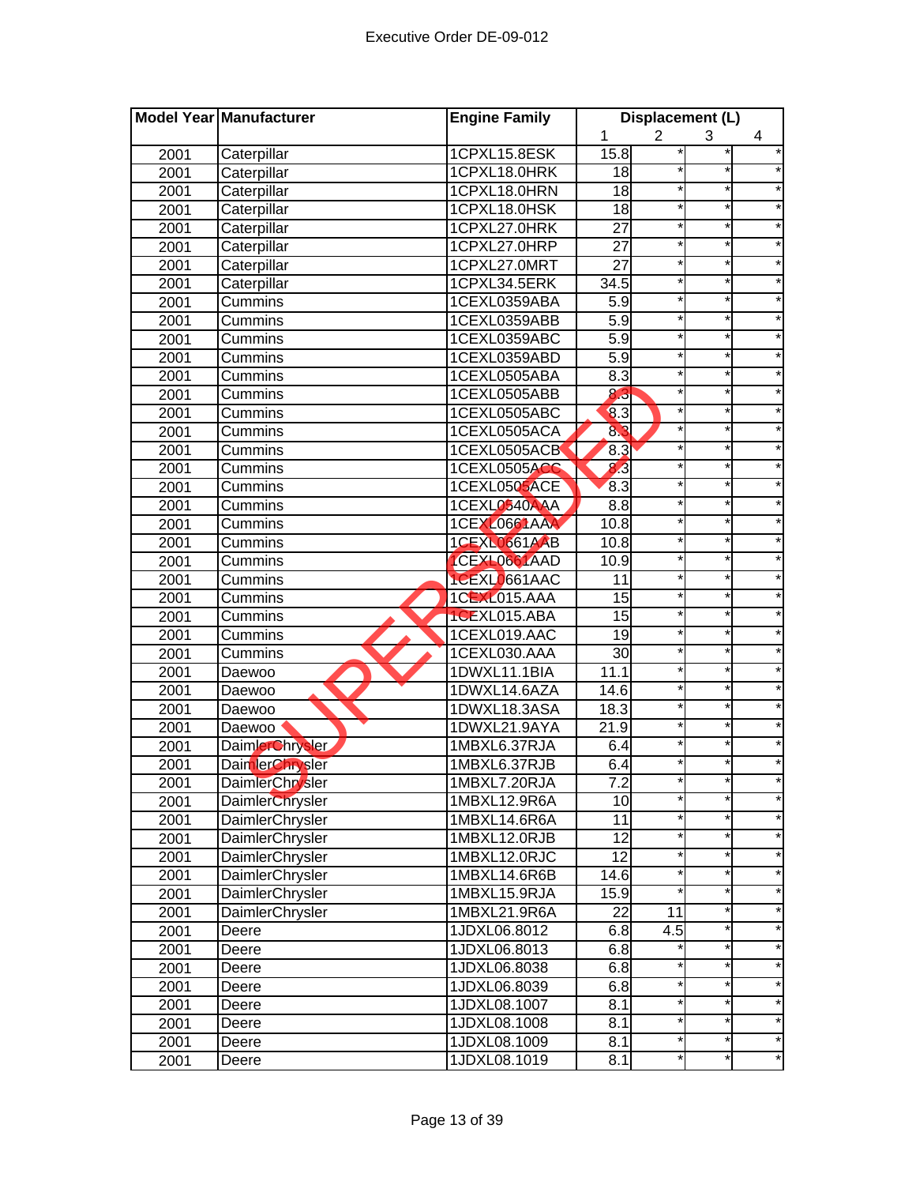| Model Year | Manufacturer | Engine Family | Displacement (L) | | | |
|---|---|---|---|---|---|---|
| | | | 1 | 2 | 3 | 4 |
| 2001 | Caterpillar | 1CPXL15.8ESK | 15.8 | * | * | * |
| 2001 | Caterpillar | 1CPXL18.0HRK | 18 | * | * | * |
| 2001 | Caterpillar | 1CPXL18.0HRN | 18 | * | * | * |
| 2001 | Caterpillar | 1CPXL18.0HSK | 18 | * | * | * |
| 2001 | Caterpillar | 1CPXL27.0HRK | 27 | * | * | * |
| 2001 | Caterpillar | 1CPXL27.0HRP | 27 | * | * | * |
| 2001 | Caterpillar | 1CPXL27.0MRT | 27 | * | * | * |
| 2001 | Caterpillar | 1CPXL34.5ERK | 34.5 | * | * | * |
| 2001 | Cummins | 1CEXL0359ABA | 5.9 | * | * | * |
| 2001 | Cummins | 1CEXL0359ABB | 5.9 | * | * | * |
| 2001 | Cummins | 1CEXL0359ABC | 5.9 | * | * | * |
| 2001 | Cummins | 1CEXL0359ABD | 5.9 | * | * | * |
| 2001 | Cummins | 1CEXL0505ABA | 8.3 | * | * | * |
| 2001 | Cummins | 1CEXL0505ABB | 8.3 | * | * | * |
| 2001 | Cummins | 1CEXL0505ABC | 8.3 | * | * | * |
| 2001 | Cummins | 1CEXL0505ACA | 8.3 | * | * | * |
| 2001 | Cummins | 1CEXL0505ACB | 8.3 | * | * | * |
| 2001 | Cummins | 1CEXL0505ACC | 8.3 | * | * | * |
| 2001 | Cummins | 1CEXL0505ACE | 8.3 | * | * | * |
| 2001 | Cummins | 1CEXL0540AAA | 8.8 | * | * | * |
| 2001 | Cummins | 1CEXL0661AAA | 10.8 | * | * | * |
| 2001 | Cummins | 1CEXL0661AAB | 10.8 | * | * | * |
| 2001 | Cummins | 1CEXL0661AAD | 10.9 | * | * | * |
| 2001 | Cummins | 1CEXL0661AAC | 11 | * | * | * |
| 2001 | Cummins | 1CEXL015.AAA | 15 | * | * | * |
| 2001 | Cummins | 1CEXL015.ABA | 15 | * | * | * |
| 2001 | Cummins | 1CEXL019.AAC | 19 | * | * | * |
| 2001 | Cummins | 1CEXL030.AAA | 30 | * | * | * |
| 2001 | Daewoo | 1DWXL11.1BIA | 11.1 | * | * | * |
| 2001 | Daewoo | 1DWXL14.6AZA | 14.6 | * | * | * |
| 2001 | Daewoo | 1DWXL18.3ASA | 18.3 | * | * | * |
| 2001 | Daewoo | 1DWXL21.9AYA | 21.9 | * | * | * |
| 2001 | DaimlerChrysler | 1MBXL6.37RJA | 6.4 | * | * | * |
| 2001 | DaimlerChrysler | 1MBXL6.37RJB | 6.4 | * | * | * |
| 2001 | DaimlerChrysler | 1MBXL7.20RJA | 7.2 | * | * | * |
| 2001 | DaimlerChrysler | 1MBXL12.9R6A | 10 | * | * | * |
| 2001 | DaimlerChrysler | 1MBXL14.6R6A | 11 | * | * | * |
| 2001 | DaimlerChrysler | 1MBXL12.0RJB | 12 | * | * | * |
| 2001 | DaimlerChrysler | 1MBXL12.0RJC | 12 | * | * | * |
| 2001 | DaimlerChrysler | 1MBXL14.6R6B | 14.6 | * | * | * |
| 2001 | DaimlerChrysler | 1MBXL15.9RJA | 15.9 | * | * | * |
| 2001 | DaimlerChrysler | 1MBXL21.9R6A | 22 | 11 | * | * |
| 2001 | Deere | 1JDXL06.8012 | 6.8 | 4.5 | * | * |
| 2001 | Deere | 1JDXL06.8013 | 6.8 | * | * | * |
| 2001 | Deere | 1JDXL06.8038 | 6.8 | * | * | * |
| 2001 | Deere | 1JDXL06.8039 | 6.8 | * | * | * |
| 2001 | Deere | 1JDXL08.1007 | 8.1 | * | * | * |
| 2001 | Deere | 1JDXL08.1008 | 8.1 | * | * | * |
| 2001 | Deere | 1JDXL08.1009 | 8.1 | * | * | * |
| 2001 | Deere | 1JDXL08.1019 | 8.1 | * | * | * |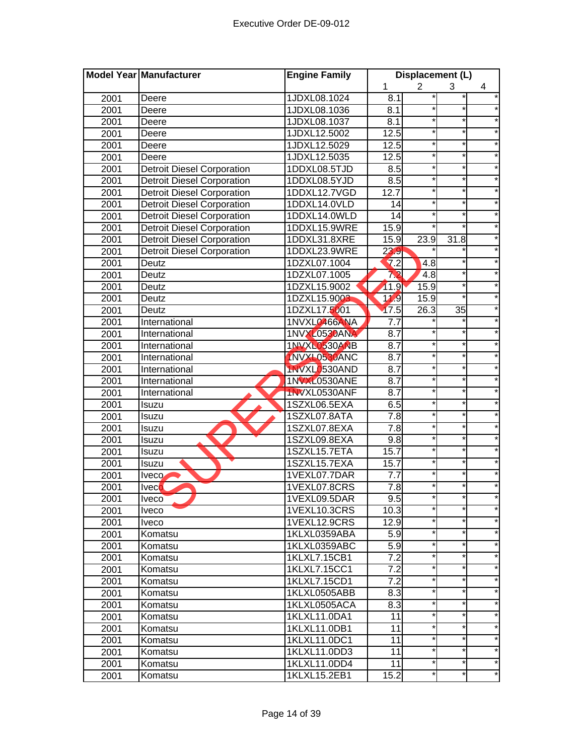Executive Order DE-09-012

| Model Year | Manufacturer | Engine Family | Displacement (L) | | | |
|---|---|---|---|---|---|---|
| | | | 1 | 2 | 3 | 4 |
| 2001 | Deere | 1JDXL08.1024 | 8.1 | * | * | * |
| 2001 | Deere | 1JDXL08.1036 | 8.1 | * | * | * |
| 2001 | Deere | 1JDXL08.1037 | 8.1 | * | * | * |
| 2001 | Deere | 1JDXL12.5002 | 12.5 | * | * | * |
| 2001 | Deere | 1JDXL12.5029 | 12.5 | * | * | * |
| 2001 | Deere | 1JDXL12.5035 | 12.5 | * | * | * |
| 2001 | Detroit Diesel Corporation | 1DDXL08.5TJD | 8.5 | * | * | * |
| 2001 | Detroit Diesel Corporation | 1DDXL08.5YJD | 8.5 | * | * | * |
| 2001 | Detroit Diesel Corporation | 1DDXL12.7VGD | 12.7 | * | * | * |
| 2001 | Detroit Diesel Corporation | 1DDXL14.0VLD | 14 | * | * | * |
| 2001 | Detroit Diesel Corporation | 1DDXL14.0WLD | 14 | * | * | * |
| 2001 | Detroit Diesel Corporation | 1DDXL15.9WRE | 15.9 | * | * | * |
| 2001 | Detroit Diesel Corporation | 1DDXL31.8XRE | 15.9 | 23.9 | 31.8 | * |
| 2001 | Detroit Diesel Corporation | 1DDXL23.9WRE | 23.9 | * | * | * |
| 2001 | Deutz | 1DZXL07.1004 | 7.2 | 4.8 | * | * |
| 2001 | Deutz | 1DZXL07.1005 | 7.2 | 4.8 | * | * |
| 2001 | Deutz | 1DZXL15.9002 | 11.9 | 15.9 | * | * |
| 2001 | Deutz | 1DZXL15.9003 | 11.9 | 15.9 | * | * |
| 2001 | Deutz | 1DZXL17.5001 | 17.5 | 26.3 | 35 | * |
| 2001 | International | 1NVXL0466ANA | 7.7 | * | * | * |
| 2001 | International | 1NVXL0530ANA | 8.7 | * | * | * |
| 2001 | International | 1NVXL0530ANB | 8.7 | * | * | * |
| 2001 | International | 1NVXL0530ANC | 8.7 | * | * | * |
| 2001 | International | 1NVXL0530AND | 8.7 | * | * | * |
| 2001 | International | 1NVXL0530ANE | 8.7 | * | * | * |
| 2001 | International | 1NVXL0530ANF | 8.7 | * | * | * |
| 2001 | Isuzu | 1SZXL06.5EXA | 6.5 | * | * | * |
| 2001 | Isuzu | 1SZXL07.8ATA | 7.8 | * | * | * |
| 2001 | Isuzu | 1SZXL07.8EXA | 7.8 | * | * | * |
| 2001 | Isuzu | 1SZXL09.8EXA | 9.8 | * | * | * |
| 2001 | Isuzu | 1SZXL15.7ETA | 15.7 | * | * | * |
| 2001 | Isuzu | 1SZXL15.7EXA | 15.7 | * | * | * |
| 2001 | Iveco | 1VEXL07.7DAR | 7.7 | * | * | * |
| 2001 | Iveco | 1VEXL07.8CRS | 7.8 | * | * | * |
| 2001 | Iveco | 1VEXL09.5DAR | 9.5 | * | * | * |
| 2001 | Iveco | 1VEXL10.3CRS | 10.3 | * | * | * |
| 2001 | Iveco | 1VEXL12.9CRS | 12.9 | * | * | * |
| 2001 | Komatsu | 1KLXL0359ABA | 5.9 | * | * | * |
| 2001 | Komatsu | 1KLXL0359ABC | 5.9 | * | * | * |
| 2001 | Komatsu | 1KLXL7.15CB1 | 7.2 | * | * | * |
| 2001 | Komatsu | 1KLXL7.15CC1 | 7.2 | * | * | * |
| 2001 | Komatsu | 1KLXL7.15CD1 | 7.2 | * | * | * |
| 2001 | Komatsu | 1KLXL0505ABB | 8.3 | * | * | * |
| 2001 | Komatsu | 1KLXL0505ACA | 8.3 | * | * | * |
| 2001 | Komatsu | 1KLXL11.0DA1 | 11 | * | * | * |
| 2001 | Komatsu | 1KLXL11.0DB1 | 11 | * | * | * |
| 2001 | Komatsu | 1KLXL11.0DC1 | 11 | * | * | * |
| 2001 | Komatsu | 1KLXL11.0DD3 | 11 | * | * | * |
| 2001 | Komatsu | 1KLXL11.0DD4 | 11 | * | * | * |
| 2001 | Komatsu | 1KLXL15.2EB1 | 15.2 | * | * | * |

SUPERSEDED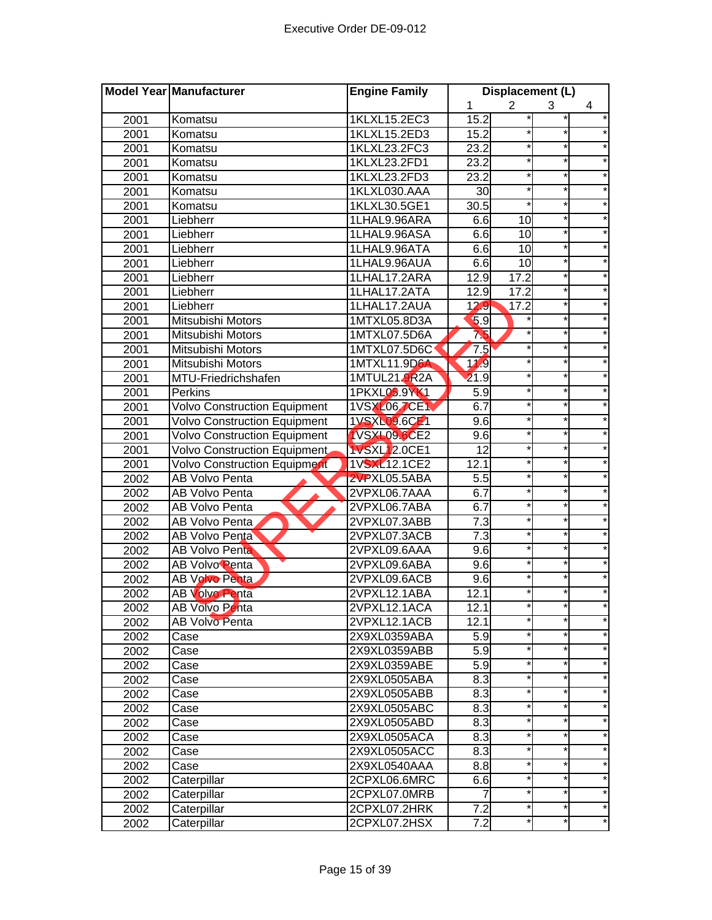| Model Year | Manufacturer | Engine Family | Displacement (L) | | | |
|---|---|---|---|---|---|---|
| | | | 1 | 2 | 3 | 4 |
| 2001 | Komatsu | 1KLXL15.2EC3 | 15.2 | * | * | * |
| 2001 | Komatsu | 1KLXL15.2ED3 | 15.2 | * | * | * |
| 2001 | Komatsu | 1KLXL23.2FC3 | 23.2 | * | * | * |
| 2001 | Komatsu | 1KLXL23.2FD1 | 23.2 | * | * | * |
| 2001 | Komatsu | 1KLXL23.2FD3 | 23.2 | * | * | * |
| 2001 | Komatsu | 1KLXL030.AAA | 30 | * | * | * |
| 2001 | Komatsu | 1KLXL30.5GE1 | 30.5 | * | * | * |
| 2001 | Liebherr | 1LHAL9.96ARA | 6.6 | 10 | * | * |
| 2001 | Liebherr | 1LHAL9.96ASA | 6.6 | 10 | * | * |
| 2001 | Liebherr | 1LHAL9.96ATA | 6.6 | 10 | * | * |
| 2001 | Liebherr | 1LHAL9.96AUA | 6.6 | 10 | * | * |
| 2001 | Liebherr | 1LHAL17.2ARA | 12.9 | 17.2 | * | * |
| 2001 | Liebherr | 1LHAL17.2ATA | 12.9 | 17.2 | * | * |
| 2001 | Liebherr | 1LHAL17.2AUA | 12.9 | 17.2 | * | * |
| 2001 | Mitsubishi Motors | 1MTXL05.8D3A | 5.9 | * | * | * |
| 2001 | Mitsubishi Motors | 1MTXL07.5D6A | 7.5 | * | * | * |
| 2001 | Mitsubishi Motors | 1MTXL07.5D6C | 7.5 | * | * | * |
| 2001 | Mitsubishi Motors | 1MTXL11.9D6A | 11.9 | * | * | * |
| 2001 | MTU-Friedrichshafen | 1MTUL21.9R2A | 21.9 | * | * | * |
| 2001 | Perkins | 1PKXL05.9YK1 | 5.9 | * | * | * |
| 2001 | Volvo Construction Equipment | 1VSXL06.7CE1 | 6.7 | * | * | * |
| 2001 | Volvo Construction Equipment | 1VSXL09.6CE1 | 9.6 | * | * | * |
| 2001 | Volvo Construction Equipment | 1VSXL09.6CE2 | 9.6 | * | * | * |
| 2001 | Volvo Construction Equipment | 1VSXL12.0CE1 | 12 | * | * | * |
| 2001 | Volvo Construction Equipment | 1VSXL12.1CE2 | 12.1 | * | * | * |
| 2002 | AB Volvo Penta | 2VPXL05.5ABA | 5.5 | * | * | * |
| 2002 | AB Volvo Penta | 2VPXL06.7AAA | 6.7 | * | * | * |
| 2002 | AB Volvo Penta | 2VPXL06.7ABA | 6.7 | * | * | * |
| 2002 | AB Volvo Penta | 2VPXL07.3ABB | 7.3 | * | * | * |
| 2002 | AB Volvo Penta | 2VPXL07.3ACB | 7.3 | * | * | * |
| 2002 | AB Volvo Penta | 2VPXL09.6AAA | 9.6 | * | * | * |
| 2002 | AB Volvo Penta | 2VPXL09.6ABA | 9.6 | * | * | * |
| 2002 | AB Volvo Penta | 2VPXL09.6ACB | 9.6 | * | * | * |
| 2002 | AB Volvo Penta | 2VPXL12.1ABA | 12.1 | * | * | * |
| 2002 | AB Volvo Penta | 2VPXL12.1ACA | 12.1 | * | * | * |
| 2002 | AB Volvo Penta | 2VPXL12.1ACB | 12.1 | * | * | * |
| 2002 | Case | 2X9XL0359ABA | 5.9 | * | * | * |
| 2002 | Case | 2X9XL0359ABB | 5.9 | * | * | * |
| 2002 | Case | 2X9XL0359ABE | 5.9 | * | * | * |
| 2002 | Case | 2X9XL0505ABA | 8.3 | * | * | * |
| 2002 | Case | 2X9XL0505ABB | 8.3 | * | * | * |
| 2002 | Case | 2X9XL0505ABC | 8.3 | * | * | * |
| 2002 | Case | 2X9XL0505ABD | 8.3 | * | * | * |
| 2002 | Case | 2X9XL0505ACA | 8.3 | * | * | * |
| 2002 | Case | 2X9XL0505ACC | 8.3 | * | * | * |
| 2002 | Case | 2X9XL0540AAA | 8.8 | * | * | * |
| 2002 | Caterpillar | 2CPXL06.6MRC | 6.6 | * | * | * |
| 2002 | Caterpillar | 2CPXL07.0MRB | 7 | * | * | * |
| 2002 | Caterpillar | 2CPXL07.2HRK | 7.2 | * | * | * |
| 2002 | Caterpillar | 2CPXL07.2HSX | 7.2 | * | * | * |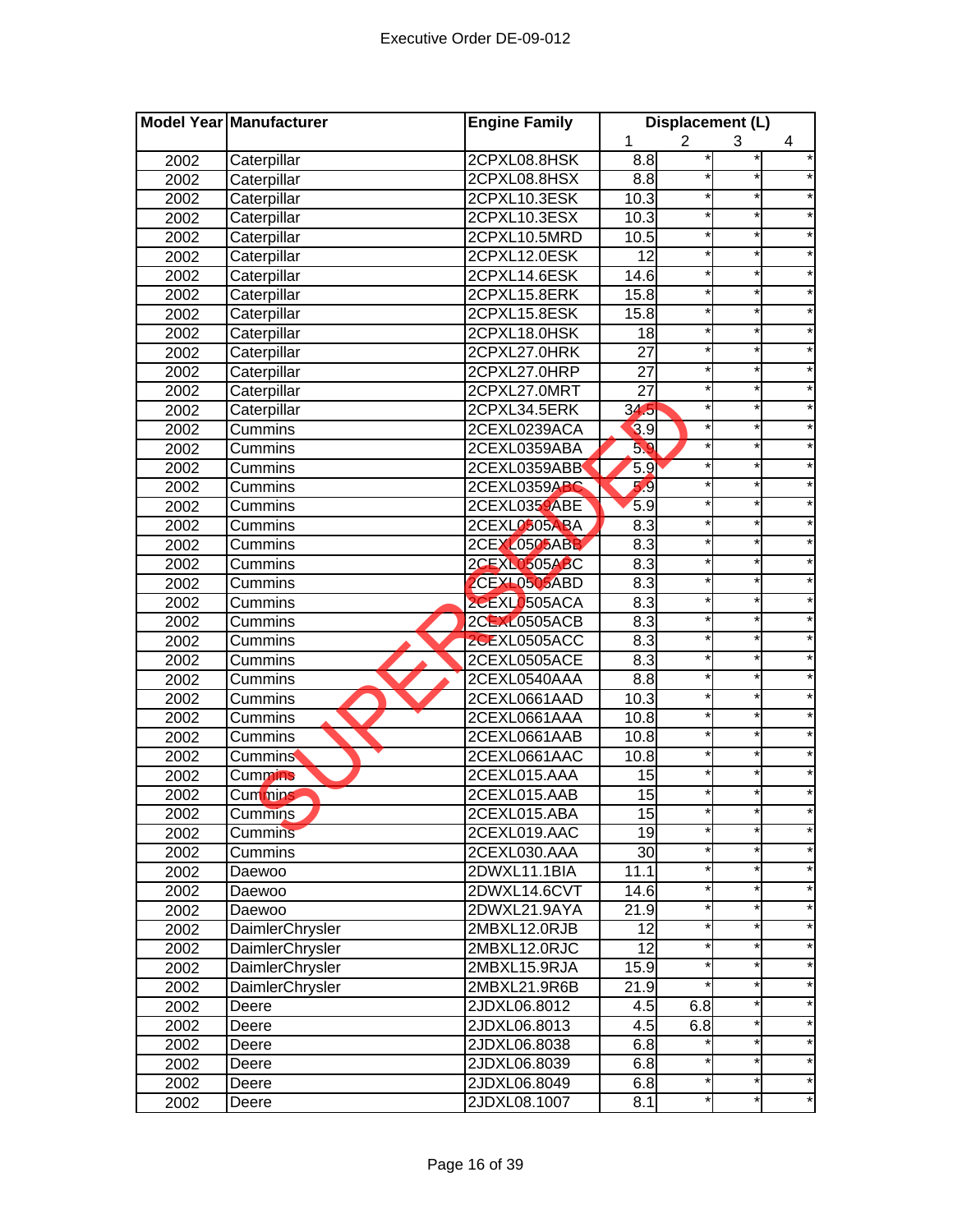| Model Year | Manufacturer | Engine Family | Displacement (L) | | | |
|---|---|---|---|---|---|---|
| | | | 1 | 2 | 3 | 4 |
| 2002 | Caterpillar | 2CPXL08.8HSK | 8.8 | * | * | * |
| 2002 | Caterpillar | 2CPXL08.8HSX | 8.8 | * | * | * |
| 2002 | Caterpillar | 2CPXL10.3ESK | 10.3 | * | * | * |
| 2002 | Caterpillar | 2CPXL10.3ESX | 10.3 | * | * | * |
| 2002 | Caterpillar | 2CPXL10.5MRD | 10.5 | * | * | * |
| 2002 | Caterpillar | 2CPXL12.0ESK | 12 | * | * | * |
| 2002 | Caterpillar | 2CPXL14.6ESK | 14.6 | * | * | * |
| 2002 | Caterpillar | 2CPXL15.8ERK | 15.8 | * | * | * |
| 2002 | Caterpillar | 2CPXL15.8ESK | 15.8 | * | * | * |
| 2002 | Caterpillar | 2CPXL18.0HSK | 18 | * | * | * |
| 2002 | Caterpillar | 2CPXL27.0HRK | 27 | * | * | * |
| 2002 | Caterpillar | 2CPXL27.0HRP | 27 | * | * | * |
| 2002 | Caterpillar | 2CPXL27.0MRT | 27 | * | * | * |
| 2002 | Caterpillar | 2CPXL34.5ERK | 34.5 | * | * | * |
| 2002 | Cummins | 2CEXL0239ACA | 3.9 | * | * | * |
| 2002 | Cummins | 2CEXL0359ABA | 5.9 | * | * | * |
| 2002 | Cummins | 2CEXL0359ABB | 5.9 | * | * | * |
| 2002 | Cummins | 2CEXL0359ABC | 5.9 | * | * | * |
| 2002 | Cummins | 2CEXL0359ABE | 5.9 | * | * | * |
| 2002 | Cummins | 2CEXL0505ABA | 8.3 | * | * | * |
| 2002 | Cummins | 2CEXL0505ABB | 8.3 | * | * | * |
| 2002 | Cummins | 2CEXL0505ABC | 8.3 | * | * | * |
| 2002 | Cummins | 2CEXL0505ABD | 8.3 | * | * | * |
| 2002 | Cummins | 2CEXL0505ACA | 8.3 | * | * | * |
| 2002 | Cummins | 2CEXL0505ACB | 8.3 | * | * | * |
| 2002 | Cummins | 2CEXL0505ACC | 8.3 | * | * | * |
| 2002 | Cummins | 2CEXL0505ACE | 8.3 | * | * | * |
| 2002 | Cummins | 2CEXL0540AAA | 8.8 | * | * | * |
| 2002 | Cummins | 2CEXL0661AAD | 10.3 | * | * | * |
| 2002 | Cummins | 2CEXL0661AAA | 10.8 | * | * | * |
| 2002 | Cummins | 2CEXL0661AAB | 10.8 | * | * | * |
| 2002 | Cummins | 2CEXL0661AAC | 10.8 | * | * | * |
| 2002 | Cummins | 2CEXL015.AAA | 15 | * | * | * |
| 2002 | Cummins | 2CEXL015.AAB | 15 | * | * | * |
| 2002 | Cummins | 2CEXL015.ABA | 15 | * | * | * |
| 2002 | Cummins | 2CEXL019.AAC | 19 | * | * | * |
| 2002 | Cummins | 2CEXL030.AAA | 30 | * | * | * |
| 2002 | Daewoo | 2DWXL11.1BIA | 11.1 | * | * | * |
| 2002 | Daewoo | 2DWXL14.6CVT | 14.6 | * | * | * |
| 2002 | Daewoo | 2DWXL21.9AYA | 21.9 | * | * | * |
| 2002 | DaimlerChrysler | 2MBXL12.0RJB | 12 | * | * | * |
| 2002 | DaimlerChrysler | 2MBXL12.0RJC | 12 | * | * | * |
| 2002 | DaimlerChrysler | 2MBXL15.9RJA | 15.9 | * | * | * |
| 2002 | DaimlerChrysler | 2MBXL21.9R6B | 21.9 | * | * | * |
| 2002 | Deere | 2JDXL06.8012 | 4.5 | 6.8 | * | * |
| 2002 | Deere | 2JDXL06.8013 | 4.5 | 6.8 | * | * |
| 2002 | Deere | 2JDXL06.8038 | 6.8 | * | * | * |
| 2002 | Deere | 2JDXL06.8039 | 6.8 | * | * | * |
| 2002 | Deere | 2JDXL06.8049 | 6.8 | * | * | * |
| 2002 | Deere | 2JDXL08.1007 | 8.1 | * | * | * |

SUPERSEDED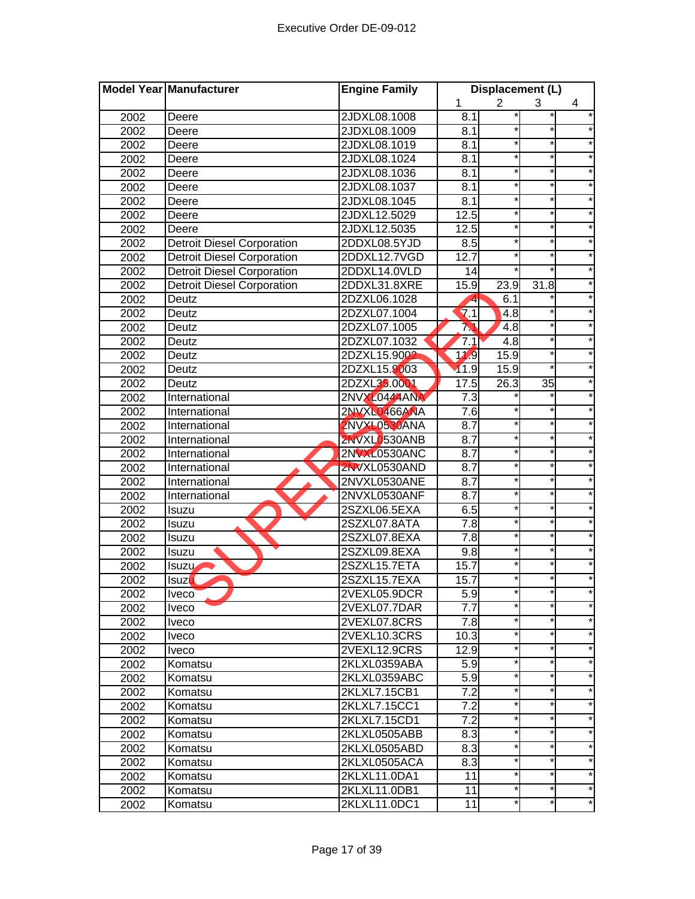| Model Year | Manufacturer | Engine Family | Displacement (L) | | | |
|---|---|---|---|---|---|---|
| | | | 1 | 2 | 3 | 4 |
| 2002 | Deere | 2JDXL08.1008 | 8.1 | * | * | * |
| 2002 | Deere | 2JDXL08.1009 | 8.1 | * | * | * |
| 2002 | Deere | 2JDXL08.1019 | 8.1 | * | * | * |
| 2002 | Deere | 2JDXL08.1024 | 8.1 | * | * | * |
| 2002 | Deere | 2JDXL08.1036 | 8.1 | * | * | * |
| 2002 | Deere | 2JDXL08.1037 | 8.1 | * | * | * |
| 2002 | Deere | 2JDXL08.1045 | 8.1 | * | * | * |
| 2002 | Deere | 2JDXL12.5029 | 12.5 | * | * | * |
| 2002 | Deere | 2JDXL12.5035 | 12.5 | * | * | * |
| 2002 | Detroit Diesel Corporation | 2DDXL08.5YJD | 8.5 | * | * | * |
| 2002 | Detroit Diesel Corporation | 2DDXL12.7VGD | 12.7 | * | * | * |
| 2002 | Detroit Diesel Corporation | 2DDXL14.0VLD | 14 | * | * | * |
| 2002 | Detroit Diesel Corporation | 2DDXL31.8XRE | 15.9 | 23.9 | 31.8 | * |
| 2002 | Deutz | 2DZXL06.1028 | 4 | 6.1 | * | * |
| 2002 | Deutz | 2DZXL07.1004 | 7.1 | 4.8 | * | * |
| 2002 | Deutz | 2DZXL07.1005 | 7.1 | 4.8 | * | * |
| 2002 | Deutz | 2DZXL07.1032 | 7.1 | 4.8 | * | * |
| 2002 | Deutz | 2DZXL15.9002 | 11.9 | 15.9 | * | * |
| 2002 | Deutz | 2DZXL15.9003 | 11.9 | 15.9 | * | * |
| 2002 | Deutz | 2DZXL35.0001 | 17.5 | 26.3 | 35 | * |
| 2002 | International | 2NVXL0444ANA | 7.3 | * | * | * |
| 2002 | International | 2NVXL0466ANA | 7.6 | * | * | * |
| 2002 | International | 2NVXL0530ANA | 8.7 | * | * | * |
| 2002 | International | 2NVXL0530ANB | 8.7 | * | * | * |
| 2002 | International | 2NVXL0530ANC | 8.7 | * | * | * |
| 2002 | International | 2NVXL0530AND | 8.7 | * | * | * |
| 2002 | International | 2NVXL0530ANE | 8.7 | * | * | * |
| 2002 | International | 2NVXL0530ANF | 8.7 | * | * | * |
| 2002 | Isuzu | 2SZXL06.5EXA | 6.5 | * | * | * |
| 2002 | Isuzu | 2SZXL07.8ATA | 7.8 | * | * | * |
| 2002 | Isuzu | 2SZXL07.8EXA | 7.8 | * | * | * |
| 2002 | Isuzu | 2SZXL09.8EXA | 9.8 | * | * | * |
| 2002 | Isuzu | 2SZXL15.7ETA | 15.7 | * | * | * |
| 2002 | Isuzu | 2SZXL15.7EXA | 15.7 | * | * | * |
| 2002 | Iveco | 2VEXL05.9DCR | 5.9 | * | * | * |
| 2002 | Iveco | 2VEXL07.7DAR | 7.7 | * | * | * |
| 2002 | Iveco | 2VEXL07.8CRS | 7.8 | * | * | * |
| 2002 | Iveco | 2VEXL10.3CRS | 10.3 | * | * | * |
| 2002 | Iveco | 2VEXL12.9CRS | 12.9 | * | * | * |
| 2002 | Komatsu | 2KLXL0359ABA | 5.9 | * | * | * |
| 2002 | Komatsu | 2KLXL0359ABC | 5.9 | * | * | * |
| 2002 | Komatsu | 2KLXL7.15CB1 | 7.2 | * | * | * |
| 2002 | Komatsu | 2KLXL7.15CC1 | 7.2 | * | * | * |
| 2002 | Komatsu | 2KLXL7.15CD1 | 7.2 | * | * | * |
| 2002 | Komatsu | 2KLXL0505ABB | 8.3 | * | * | * |
| 2002 | Komatsu | 2KLXL0505ABD | 8.3 | * | * | * |
| 2002 | Komatsu | 2KLXL0505ACA | 8.3 | * | * | * |
| 2002 | Komatsu | 2KLXL11.0DA1 | 11 | * | * | * |
| 2002 | Komatsu | 2KLXL11.0DB1 | 11 | * | * | * |
| 2002 | Komatsu | 2KLXL11.0DC1 | 11 | * | * | * |

SUPERSEDED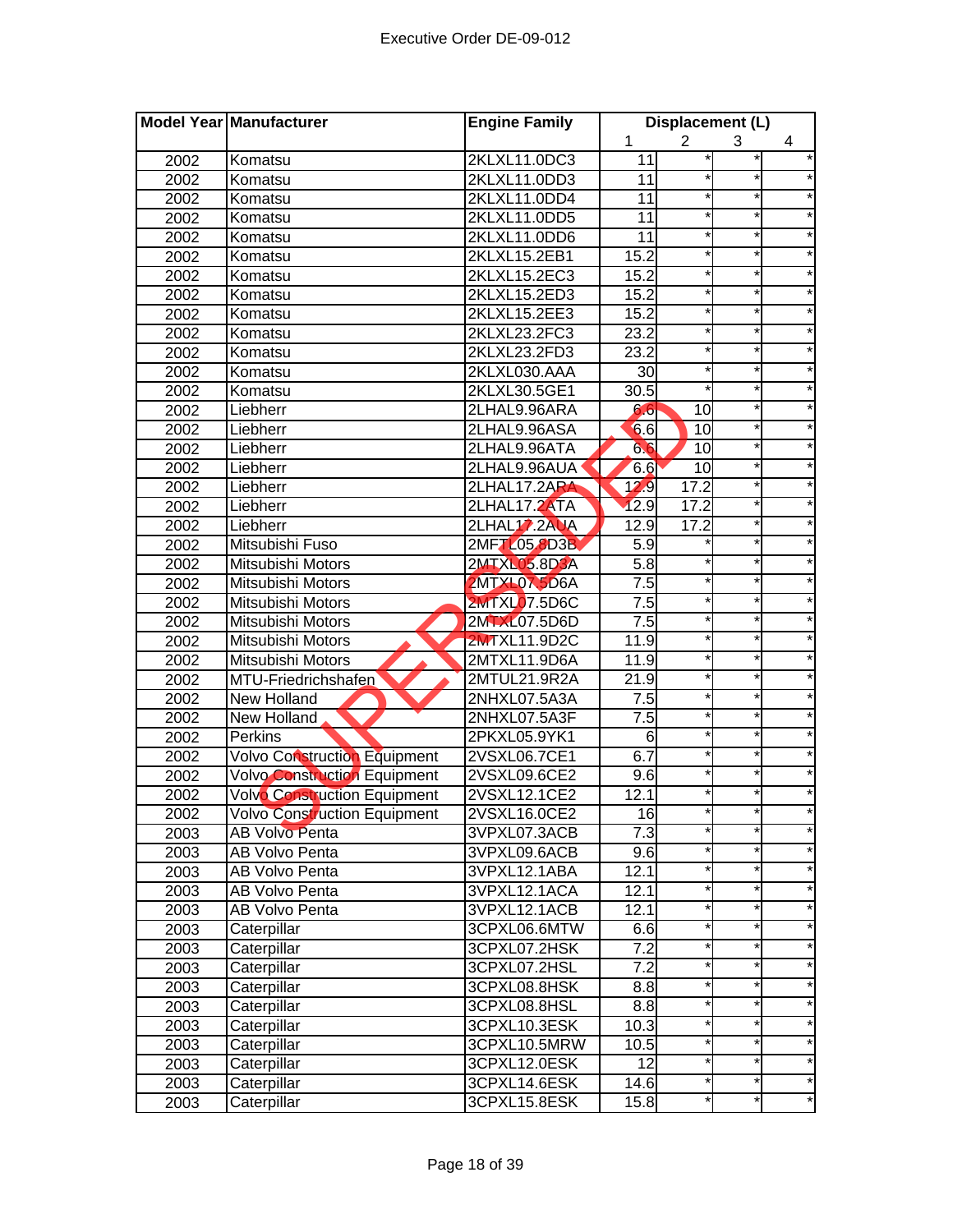| Model Year | Manufacturer | Engine Family | Displacement (L) | | | |
|---|---|---|---|---|---|---|
| | | | 1 | 2 | 3 | 4 |
| 2002 | Komatsu | 2KLXL11.0DC3 | 11 | * | * | * |
| 2002 | Komatsu | 2KLXL11.0DD3 | 11 | * | * | * |
| 2002 | Komatsu | 2KLXL11.0DD4 | 11 | * | * | * |
| 2002 | Komatsu | 2KLXL11.0DD5 | 11 | * | * | * |
| 2002 | Komatsu | 2KLXL11.0DD6 | 11 | * | * | * |
| 2002 | Komatsu | 2KLXL15.2EB1 | 15.2 | * | * | * |
| 2002 | Komatsu | 2KLXL15.2EC3 | 15.2 | * | * | * |
| 2002 | Komatsu | 2KLXL15.2ED3 | 15.2 | * | * | * |
| 2002 | Komatsu | 2KLXL15.2EE3 | 15.2 | * | * | * |
| 2002 | Komatsu | 2KLXL23.2FC3 | 23.2 | * | * | * |
| 2002 | Komatsu | 2KLXL23.2FD3 | 23.2 | * | * | * |
| 2002 | Komatsu | 2KLXL030.AAA | 30 | * | * | * |
| 2002 | Komatsu | 2KLXL30.5GE1 | 30.5 | * | * | * |
| 2002 | Liebherr | 2LHAL9.96ARA | 6.6 | 10 | * | * |
| 2002 | Liebherr | 2LHAL9.96ASA | 6.6 | 10 | * | * |
| 2002 | Liebherr | 2LHAL9.96ATA | 6.6 | 10 | * | * |
| 2002 | Liebherr | 2LHAL9.96AUA | 6.6 | 10 | * | * |
| 2002 | Liebherr | 2LHAL17.2ARA | 12.9 | 17.2 | * | * |
| 2002 | Liebherr | 2LHAL17.2ATA | 12.9 | 17.2 | * | * |
| 2002 | Liebherr | 2LHAL17.2AUA | 12.9 | 17.2 | * | * |
| 2002 | Mitsubishi Fuso | 2MFTL05.9D3B | 5.9 | * | * | * |
| 2002 | Mitsubishi Motors | 2MTXL05.8D3A | 5.8 | * | * | * |
| 2002 | Mitsubishi Motors | 2MTXL07.5D6A | 7.5 | * | * | * |
| 2002 | Mitsubishi Motors | 2MTXL07.5D6C | 7.5 | * | * | * |
| 2002 | Mitsubishi Motors | 2MTXL07.5D6D | 7.5 | * | * | * |
| 2002 | Mitsubishi Motors | 2MTXL11.9D2C | 11.9 | * | * | * |
| 2002 | Mitsubishi Motors | 2MTXL11.9D6A | 11.9 | * | * | * |
| 2002 | MTU-Friedrichshafen | 2MTUL21.9R2A | 21.9 | * | * | * |
| 2002 | New Holland | 2NHXL07.5A3A | 7.5 | * | * | * |
| 2002 | New Holland | 2NHXL07.5A3F | 7.5 | * | * | * |
| 2002 | Perkins | 2PKXL05.9YK1 | 6 | * | * | * |
| 2002 | Volvo Construction Equipment | 2VSXL06.7CE1 | 6.7 | * | * | * |
| 2002 | Volvo Construction Equipment | 2VSXL09.6CE2 | 9.6 | * | * | * |
| 2002 | Volvo Construction Equipment | 2VSXL12.1CE2 | 12.1 | * | * | * |
| 2002 | Volvo Construction Equipment | 2VSXL16.0CE2 | 16 | * | * | * |
| 2003 | AB Volvo Penta | 3VPXL07.3ACB | 7.3 | * | * | * |
| 2003 | AB Volvo Penta | 3VPXL09.6ACB | 9.6 | * | * | * |
| 2003 | AB Volvo Penta | 3VPXL12.1ABA | 12.1 | * | * | * |
| 2003 | AB Volvo Penta | 3VPXL12.1ACA | 12.1 | * | * | * |
| 2003 | AB Volvo Penta | 3VPXL12.1ACB | 12.1 | * | * | * |
| 2003 | Caterpillar | 3CPXL06.6MTW | 6.6 | * | * | * |
| 2003 | Caterpillar | 3CPXL07.2HSK | 7.2 | * | * | * |
| 2003 | Caterpillar | 3CPXL07.2HSL | 7.2 | * | * | * |
| 2003 | Caterpillar | 3CPXL08.8HSK | 8.8 | * | * | * |
| 2003 | Caterpillar | 3CPXL08.8HSL | 8.8 | * | * | * |
| 2003 | Caterpillar | 3CPXL10.3ESK | 10.3 | * | * | * |
| 2003 | Caterpillar | 3CPXL10.5MRW | 10.5 | * | * | * |
| 2003 | Caterpillar | 3CPXL12.0ESK | 12 | * | * | * |
| 2003 | Caterpillar | 3CPXL14.6ESK | 14.6 | * | * | * |
| 2003 | Caterpillar | 3CPXL15.8ESK | 15.8 | * | * | * |

SUPERSEDED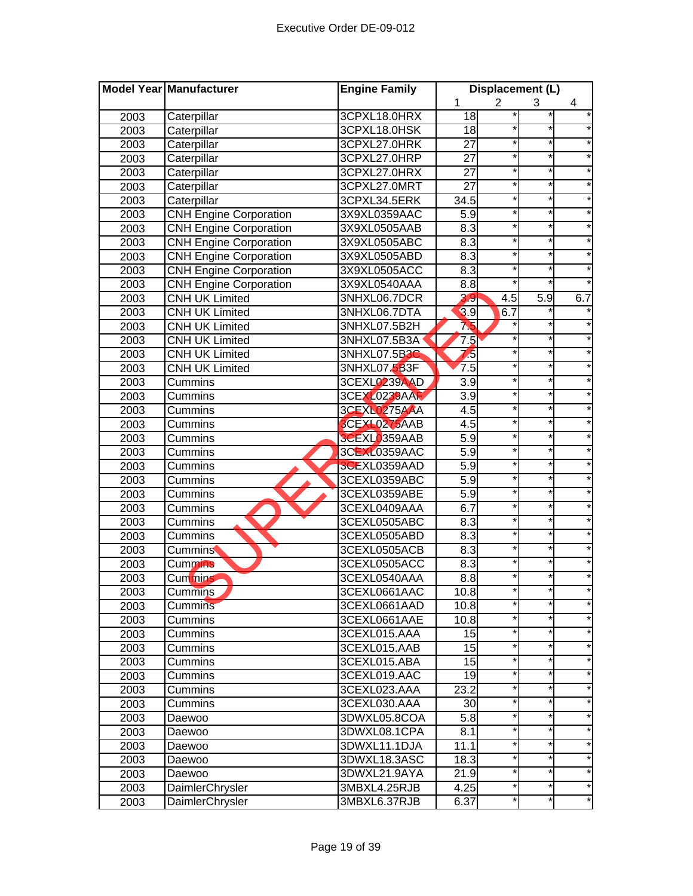Executive Order DE-09-012

| Model Year | Manufacturer | Engine Family | Displacement (L) | | | |
|---|---|---|---|---|---|---|
| | | | 1 | 2 | 3 | 4 |
| 2003 | Caterpillar | 3CPXL18.0HRX | 18 | * | * | * |
| 2003 | Caterpillar | 3CPXL18.0HSK | 18 | * | * | * |
| 2003 | Caterpillar | 3CPXL27.0HRK | 27 | * | * | * |
| 2003 | Caterpillar | 3CPXL27.0HRP | 27 | * | * | * |
| 2003 | Caterpillar | 3CPXL27.0HRX | 27 | * | * | * |
| 2003 | Caterpillar | 3CPXL27.0MRT | 27 | * | * | * |
| 2003 | Caterpillar | 3CPXL34.5ERK | 34.5 | * | * | * |
| 2003 | CNH Engine Corporation | 3X9XL0359AAC | 5.9 | * | * | * |
| 2003 | CNH Engine Corporation | 3X9XL0505AAB | 8.3 | * | * | * |
| 2003 | CNH Engine Corporation | 3X9XL0505ABC | 8.3 | * | * | * |
| 2003 | CNH Engine Corporation | 3X9XL0505ABD | 8.3 | * | * | * |
| 2003 | CNH Engine Corporation | 3X9XL0505ACC | 8.3 | * | * | * |
| 2003 | CNH Engine Corporation | 3X9XL0540AAA | 8.8 | * | * | * |
| 2003 | CNH UK Limited | 3NHXL06.7DCR | 3.9 | 4.5 | 5.9 | 6.7 |
| 2003 | CNH UK Limited | 3NHXL06.7DTA | 3.9 | 6.7 | * | * |
| 2003 | CNH UK Limited | 3NHXL07.5B2H | 7.5 | * | * | * |
| 2003 | CNH UK Limited | 3NHXL07.5B3A | 7.5 | * | * | * |
| 2003 | CNH UK Limited | 3NHXL07.5B3C | 7.5 | * | * | * |
| 2003 | CNH UK Limited | 3NHXL07.5B3F | 7.5 | * | * | * |
| 2003 | Cummins | 3CEXL0239AAD | 3.9 | * | * | * |
| 2003 | Cummins | 3CEXL0239AAF | 3.9 | * | * | * |
| 2003 | Cummins | 3CEXL0275AAA | 4.5 | * | * | * |
| 2003 | Cummins | 3CEXL0275AAB | 4.5 | * | * | * |
| 2003 | Cummins | 3CEXL0359AAB | 5.9 | * | * | * |
| 2003 | Cummins | 3CEXL0359AAC | 5.9 | * | * | * |
| 2003 | Cummins | 3CEXL0359AAD | 5.9 | * | * | * |
| 2003 | Cummins | 3CEXL0359ABC | 5.9 | * | * | * |
| 2003 | Cummins | 3CEXL0359ABE | 5.9 | * | * | * |
| 2003 | Cummins | 3CEXL0409AAA | 6.7 | * | * | * |
| 2003 | Cummins | 3CEXL0505ABC | 8.3 | * | * | * |
| 2003 | Cummins | 3CEXL0505ABD | 8.3 | * | * | * |
| 2003 | Cummins | 3CEXL0505ACB | 8.3 | * | * | * |
| 2003 | Cummins | 3CEXL0505ACC | 8.3 | * | * | * |
| 2003 | Cummins | 3CEXL0540AAA | 8.8 | * | * | * |
| 2003 | Cummins | 3CEXL0661AAC | 10.8 | * | * | * |
| 2003 | Cummins | 3CEXL0661AAD | 10.8 | * | * | * |
| 2003 | Cummins | 3CEXL0661AAE | 10.8 | * | * | * |
| 2003 | Cummins | 3CEXL015.AAA | 15 | * | * | * |
| 2003 | Cummins | 3CEXL015.AAB | 15 | * | * | * |
| 2003 | Cummins | 3CEXL015.ABA | 15 | * | * | * |
| 2003 | Cummins | 3CEXL019.AAC | 19 | * | * | * |
| 2003 | Cummins | 3CEXL023.AAA | 23.2 | * | * | * |
| 2003 | Cummins | 3CEXL030.AAA | 30 | * | * | * |
| 2003 | Daewoo | 3DWXL05.8COA | 5.8 | * | * | * |
| 2003 | Daewoo | 3DWXL08.1CPA | 8.1 | * | * | * |
| 2003 | Daewoo | 3DWXL11.1DJA | 11.1 | * | * | * |
| 2003 | Daewoo | 3DWXL18.3ASC | 18.3 | * | * | * |
| 2003 | Daewoo | 3DWXL21.9AYA | 21.9 | * | * | * |
| 2003 | DaimlerChrysler | 3MBXL4.25RJB | 4.25 | * | * | * |
| 2003 | DaimlerChrysler | 3MBXL6.37RJB | 6.37 | * | * | * |

SUPERSEDED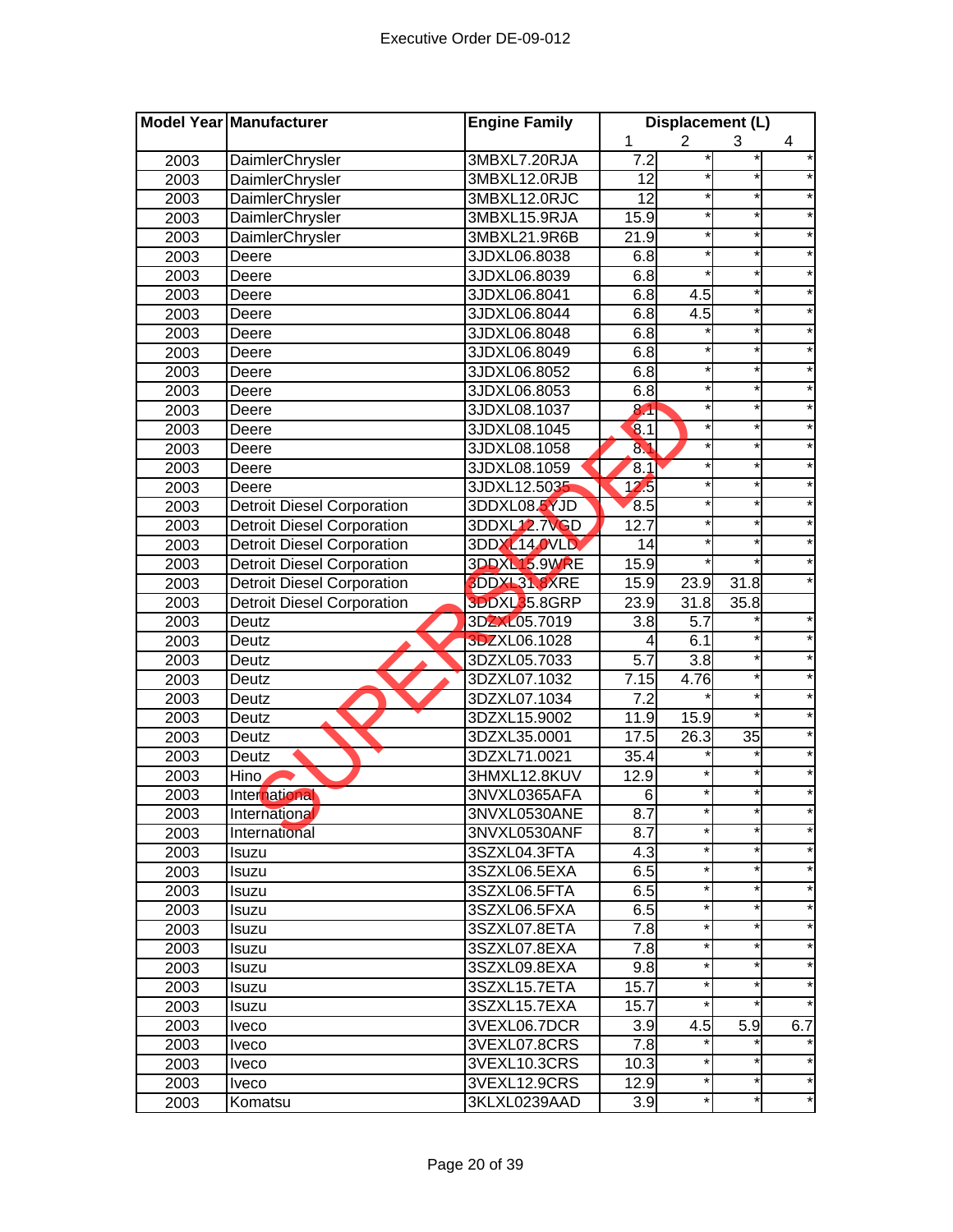Executive Order DE-09-012

| Model Year | Manufacturer | Engine Family | Displacement (L) | | | |
|---|---|---|---|---|---|---|
| | | | 1 | 2 | 3 | 4 |
| 2003 | DaimlerChrysler | 3MBXL7.20RJA | 7.2 | * | * | * |
| 2003 | DaimlerChrysler | 3MBXL12.0RJB | 12 | * | * | * |
| 2003 | DaimlerChrysler | 3MBXL12.0RJC | 12 | * | * | * |
| 2003 | DaimlerChrysler | 3MBXL15.9RJA | 15.9 | * | * | * |
| 2003 | DaimlerChrysler | 3MBXL21.9R6B | 21.9 | * | * | * |
| 2003 | Deere | 3JDXL06.8038 | 6.8 | * | * | * |
| 2003 | Deere | 3JDXL06.8039 | 6.8 | * | * | * |
| 2003 | Deere | 3JDXL06.8041 | 6.8 | 4.5 | * | * |
| 2003 | Deere | 3JDXL06.8044 | 6.8 | 4.5 | * | * |
| 2003 | Deere | 3JDXL06.8048 | 6.8 | * | * | * |
| 2003 | Deere | 3JDXL06.8049 | 6.8 | * | * | * |
| 2003 | Deere | 3JDXL06.8052 | 6.8 | * | * | * |
| 2003 | Deere | 3JDXL06.8053 | 6.8 | * | * | * |
| 2003 | Deere | 3JDXL08.1037 | 8.1 | * | * | * |
| 2003 | Deere | 3JDXL08.1045 | 8.1 | * | * | * |
| 2003 | Deere | 3JDXL08.1058 | 8.1 | * | * | * |
| 2003 | Deere | 3JDXL08.1059 | 8.1 | * | * | * |
| 2003 | Deere | 3JDXL12.5035 | 12.5 | * | * | * |
| 2003 | Detroit Diesel Corporation | 3DDXL08.5YJD | 8.5 | * | * | * |
| 2003 | Detroit Diesel Corporation | 3DDXL12.7VGD | 12.7 | * | * | * |
| 2003 | Detroit Diesel Corporation | 3DDXL14.0VLD | 14 | * | * | * |
| 2003 | Detroit Diesel Corporation | 3DDXL15.9WRE | 15.9 | * | * | * |
| 2003 | Detroit Diesel Corporation | 3DDXL31.8XRE | 15.9 | 23.9 | 31.8 | * |
| 2003 | Detroit Diesel Corporation | 3DDXL35.8GRP | 23.9 | 31.8 | 35.8 | |
| 2003 | Deutz | 3DZXL05.7019 | 3.8 | 5.7 | * | * |
| 2003 | Deutz | 3DZXL06.1028 | 4 | 6.1 | * | * |
| 2003 | Deutz | 3DZXL05.7033 | 5.7 | 3.8 | * | * |
| 2003 | Deutz | 3DZXL07.1032 | 7.15 | 4.76 | * | * |
| 2003 | Deutz | 3DZXL07.1034 | 7.2 | * | * | * |
| 2003 | Deutz | 3DZXL15.9002 | 11.9 | 15.9 | * | * |
| 2003 | Deutz | 3DZXL35.0001 | 17.5 | 26.3 | 35 | * |
| 2003 | Deutz | 3DZXL71.0021 | 35.4 | * | * | * |
| 2003 | Hino | 3HMXL12.8KUV | 12.9 | * | * | * |
| 2003 | International | 3NVXL0365AFA | 6 | * | * | * |
| 2003 | International | 3NVXL0530ANE | 8.7 | * | * | * |
| 2003 | International | 3NVXL0530ANF | 8.7 | * | * | * |
| 2003 | Isuzu | 3SZXL04.3FTA | 4.3 | * | * | * |
| 2003 | Isuzu | 3SZXL06.5EXA | 6.5 | * | * | * |
| 2003 | Isuzu | 3SZXL06.5FTA | 6.5 | * | * | * |
| 2003 | Isuzu | 3SZXL06.5FXA | 6.5 | * | * | * |
| 2003 | Isuzu | 3SZXL07.8ETA | 7.8 | * | * | * |
| 2003 | Isuzu | 3SZXL07.8EXA | 7.8 | * | * | * |
| 2003 | Isuzu | 3SZXL09.8EXA | 9.8 | * | * | * |
| 2003 | Isuzu | 3SZXL15.7ETA | 15.7 | * | * | * |
| 2003 | Isuzu | 3SZXL15.7EXA | 15.7 | * | * | * |
| 2003 | Iveco | 3VEXL06.7DCR | 3.9 | 4.5 | 5.9 | 6.7 |
| 2003 | Iveco | 3VEXL07.8CRS | 7.8 | * | * | * |
| 2003 | Iveco | 3VEXL10.3CRS | 10.3 | * | * | * |
| 2003 | Iveco | 3VEXL12.9CRS | 12.9 | * | * | * |
| 2003 | Komatsu | 3KLXL0239AAD | 3.9 | * | * | * |

SUPERSEDED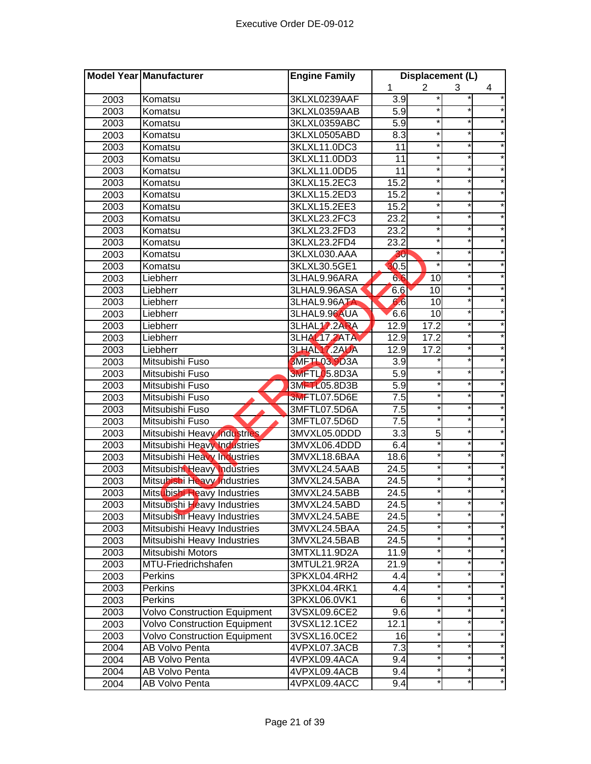Executive Order DE-09-012

| Model Year | Manufacturer | Engine Family | Displacement (L) | | | |
|---|---|---|---|---|---|---|
| | | | 1 | 2 | 3 | 4 |
| 2003 | Komatsu | 3KLXL0239AAF | 3.9 | * | * | * |
| 2003 | Komatsu | 3KLXL0359AAB | 5.9 | * | * | * |
| 2003 | Komatsu | 3KLXL0359ABC | 5.9 | * | * | * |
| 2003 | Komatsu | 3KLXL0505ABD | 8.3 | * | * | * |
| 2003 | Komatsu | 3KLXL11.0DC3 | 11 | * | * | * |
| 2003 | Komatsu | 3KLXL11.0DD3 | 11 | * | * | * |
| 2003 | Komatsu | 3KLXL11.0DD5 | 11 | * | * | * |
| 2003 | Komatsu | 3KLXL15.2EC3 | 15.2 | * | * | * |
| 2003 | Komatsu | 3KLXL15.2ED3 | 15.2 | * | * | * |
| 2003 | Komatsu | 3KLXL15.2EE3 | 15.2 | * | * | * |
| 2003 | Komatsu | 3KLXL23.2FC3 | 23.2 | * | * | * |
| 2003 | Komatsu | 3KLXL23.2FD3 | 23.2 | * | * | * |
| 2003 | Komatsu | 3KLXL23.2FD4 | 23.2 | * | * | * |
| 2003 | Komatsu | 3KLXL030.AAA | 30 | * | * | * |
| 2003 | Komatsu | 3KLXL30.5GE1 | 30.5 | * | * | * |
| 2003 | Liebherr | 3LHAL9.96ARA | 6.6 | 10 | * | * |
| 2003 | Liebherr | 3LHAL9.96ASA | 6.6 | 10 | * | * |
| 2003 | Liebherr | 3LHAL9.96ATA | 6.6 | 10 | * | * |
| 2003 | Liebherr | 3LHAL9.96AUA | 6.6 | 10 | * | * |
| 2003 | Liebherr | 3LHAL17.2ARA | 12.9 | 17.2 | * | * |
| 2003 | Liebherr | 3LHAL17.2ATA | 12.9 | 17.2 | * | * |
| 2003 | Liebherr | 3LHAL17.2AUA | 12.9 | 17.2 | * | * |
| 2003 | Mitsubishi Fuso | 3MFTL03.9D3A | 3.9 | * | * | * |
| 2003 | Mitsubishi Fuso | 3MFTL05.8D3A | 5.9 | * | * | * |
| 2003 | Mitsubishi Fuso | 3MFTL05.8D3B | 5.9 | * | * | * |
| 2003 | Mitsubishi Fuso | 3MFTL07.5D6E | 7.5 | * | * | * |
| 2003 | Mitsubishi Fuso | 3MFTL07.5D6A | 7.5 | * | * | * |
| 2003 | Mitsubishi Fuso | 3MFTL07.5D6D | 7.5 | * | * | * |
| 2003 | Mitsubishi Heavy Industries | 3MVXL05.0DDD | 3.3 | 5 | * | * |
| 2003 | Mitsubishi Heavy Industries | 3MVXL06.4DDD | 6.4 | * | * | * |
| 2003 | Mitsubishi Heavy Industries | 3MVXL18.6BAA | 18.6 | * | * | * |
| 2003 | Mitsubishi Heavy Industries | 3MVXL24.5AAB | 24.5 | * | * | * |
| 2003 | Mitsubishi Heavy Industries | 3MVXL24.5ABA | 24.5 | * | * | * |
| 2003 | Mitsubishi Heavy Industries | 3MVXL24.5ABB | 24.5 | * | * | * |
| 2003 | Mitsubishi Heavy Industries | 3MVXL24.5ABD | 24.5 | * | * | * |
| 2003 | Mitsubishi Heavy Industries | 3MVXL24.5ABE | 24.5 | * | * | * |
| 2003 | Mitsubishi Heavy Industries | 3MVXL24.5BAA | 24.5 | * | * | * |
| 2003 | Mitsubishi Heavy Industries | 3MVXL24.5BAB | 24.5 | * | * | * |
| 2003 | Mitsubishi Motors | 3MTXL11.9D2A | 11.9 | * | * | * |
| 2003 | MTU-Friedrichshafen | 3MTUL21.9R2A | 21.9 | * | * | * |
| 2003 | Perkins | 3PKXL04.4RH2 | 4.4 | * | * | * |
| 2003 | Perkins | 3PKXL04.4RK1 | 4.4 | * | * | * |
| 2003 | Perkins | 3PKXL06.0VK1 | 6 | * | * | * |
| 2003 | Volvo Construction Equipment | 3VSXL09.6CE2 | 9.6 | * | * | * |
| 2003 | Volvo Construction Equipment | 3VSXL12.1CE2 | 12.1 | * | * | * |
| 2003 | Volvo Construction Equipment | 3VSXL16.0CE2 | 16 | * | * | * |
| 2004 | AB Volvo Penta | 4VPXL07.3ACB | 7.3 | * | * | * |
| 2004 | AB Volvo Penta | 4VPXL09.4ACA | 9.4 | * | * | * |
| 2004 | AB Volvo Penta | 4VPXL09.4ACB | 9.4 | * | * | * |
| 2004 | AB Volvo Penta | 4VPXL09.4ACC | 9.4 | * | * | * |

SUPERSEDED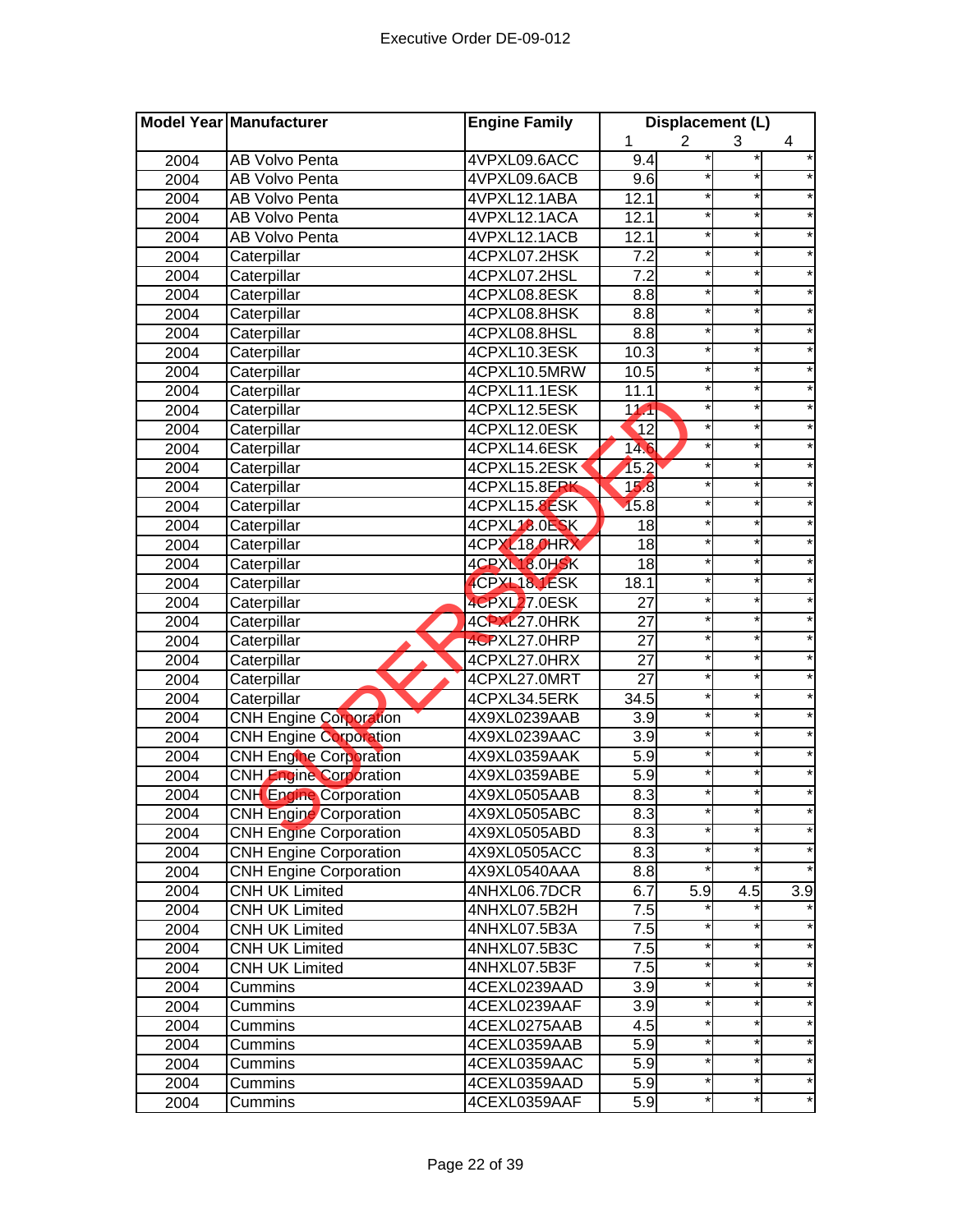Executive Order DE-09-012

| Model Year | Manufacturer | Engine Family | Displacement (L) | | | |
|---|---|---|---|---|---|---|
| | | | 1 | 2 | 3 | 4 |
| 2004 | AB Volvo Penta | 4VPXL09.6ACC | 9.4 | * | * | * |
| 2004 | AB Volvo Penta | 4VPXL09.6ACB | 9.6 | * | * | * |
| 2004 | AB Volvo Penta | 4VPXL12.1ABA | 12.1 | * | * | * |
| 2004 | AB Volvo Penta | 4VPXL12.1ACA | 12.1 | * | * | * |
| 2004 | AB Volvo Penta | 4VPXL12.1ACB | 12.1 | * | * | * |
| 2004 | Caterpillar | 4CPXL07.2HSK | 7.2 | * | * | * |
| 2004 | Caterpillar | 4CPXL07.2HSL | 7.2 | * | * | * |
| 2004 | Caterpillar | 4CPXL08.8ESK | 8.8 | * | * | * |
| 2004 | Caterpillar | 4CPXL08.8HSK | 8.8 | * | * | * |
| 2004 | Caterpillar | 4CPXL08.8HSL | 8.8 | * | * | * |
| 2004 | Caterpillar | 4CPXL10.3ESK | 10.3 | * | * | * |
| 2004 | Caterpillar | 4CPXL10.5MRW | 10.5 | * | * | * |
| 2004 | Caterpillar | 4CPXL11.1ESK | 11.1 | * | * | * |
| 2004 | Caterpillar | 4CPXL12.5ESK | 11.1 | * | * | * |
| 2004 | Caterpillar | 4CPXL12.0ESK | 12 | * | * | * |
| 2004 | Caterpillar | 4CPXL14.6ESK | 14.6 | * | * | * |
| 2004 | Caterpillar | 4CPXL15.2ESK | 15.2 | * | * | * |
| 2004 | Caterpillar | 4CPXL15.8ERK | 15.8 | * | * | * |
| 2004 | Caterpillar | 4CPXL15.8ESK | 15.8 | * | * | * |
| 2004 | Caterpillar | 4CPXL18.0ESK | 18 | * | * | * |
| 2004 | Caterpillar | 4CPXL18.0HRX | 18 | * | * | * |
| 2004 | Caterpillar | 4CPXL18.0HSK | 18 | * | * | * |
| 2004 | Caterpillar | 4CPXL18.1ESK | 18.1 | * | * | * |
| 2004 | Caterpillar | 4CPXL27.0ESK | 27 | * | * | * |
| 2004 | Caterpillar | 4CPXL27.0HRK | 27 | * | * | * |
| 2004 | Caterpillar | 4CPXL27.0HRP | 27 | * | * | * |
| 2004 | Caterpillar | 4CPXL27.0HRX | 27 | * | * | * |
| 2004 | Caterpillar | 4CPXL27.0MRT | 27 | * | * | * |
| 2004 | Caterpillar | 4CPXL34.5ERK | 34.5 | * | * | * |
| 2004 | CNH Engine Corporation | 4X9XL0239AAB | 3.9 | * | * | * |
| 2004 | CNH Engine Corporation | 4X9XL0239AAC | 3.9 | * | * | * |
| 2004 | CNH Engine Corporation | 4X9XL0359AAK | 5.9 | * | * | * |
| 2004 | CNH Engine Corporation | 4X9XL0359ABE | 5.9 | * | * | * |
| 2004 | CNH Engine Corporation | 4X9XL0505AAB | 8.3 | * | * | * |
| 2004 | CNH Engine Corporation | 4X9XL0505ABC | 8.3 | * | * | * |
| 2004 | CNH Engine Corporation | 4X9XL0505ABD | 8.3 | * | * | * |
| 2004 | CNH Engine Corporation | 4X9XL0505ACC | 8.3 | * | * | * |
| 2004 | CNH Engine Corporation | 4X9XL0540AAA | 8.8 | * | * | * |
| 2004 | CNH UK Limited | 4NHXL06.7DCR | 6.7 | 5.9 | 4.5 | 3.9 |
| 2004 | CNH UK Limited | 4NHXL07.5B2H | 7.5 | * | * | * |
| 2004 | CNH UK Limited | 4NHXL07.5B3A | 7.5 | * | * | * |
| 2004 | CNH UK Limited | 4NHXL07.5B3C | 7.5 | * | * | * |
| 2004 | CNH UK Limited | 4NHXL07.5B3F | 7.5 | * | * | * |
| 2004 | Cummins | 4CEXL0239AAD | 3.9 | * | * | * |
| 2004 | Cummins | 4CEXL0239AAF | 3.9 | * | * | * |
| 2004 | Cummins | 4CEXL0275AAB | 4.5 | * | * | * |
| 2004 | Cummins | 4CEXL0359AAB | 5.9 | * | * | * |
| 2004 | Cummins | 4CEXL0359AAC | 5.9 | * | * | * |
| 2004 | Cummins | 4CEXL0359AAD | 5.9 | * | * | * |
| 2004 | Cummins | 4CEXL0359AAF | 5.9 | * | * | * |

SUPERSEDED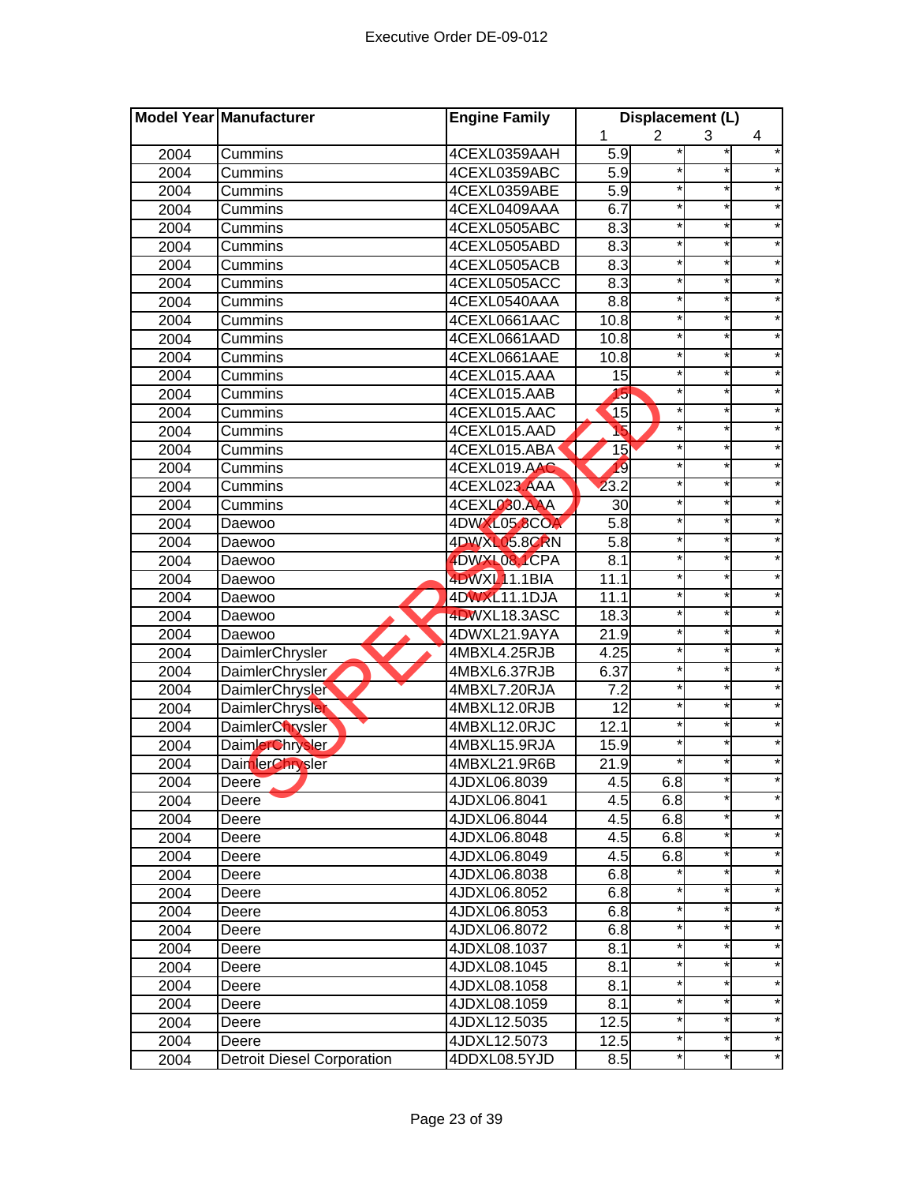Executive Order DE-09-012

| Model Year | Manufacturer | Engine Family | Displacement (L) | | | |
|---|---|---|---|---|---|---|
| | | | 1 | 2 | 3 | 4 |
| 2004 | Cummins | 4CEXL0359AAH | 5.9 | * | * | * |
| 2004 | Cummins | 4CEXL0359ABC | 5.9 | * | * | * |
| 2004 | Cummins | 4CEXL0359ABE | 5.9 | * | * | * |
| 2004 | Cummins | 4CEXL0409AAA | 6.7 | * | * | * |
| 2004 | Cummins | 4CEXL0505ABC | 8.3 | * | * | * |
| 2004 | Cummins | 4CEXL0505ABD | 8.3 | * | * | * |
| 2004 | Cummins | 4CEXL0505ACB | 8.3 | * | * | * |
| 2004 | Cummins | 4CEXL0505ACC | 8.3 | * | * | * |
| 2004 | Cummins | 4CEXL0540AAA | 8.8 | * | * | * |
| 2004 | Cummins | 4CEXL0661AAC | 10.8 | * | * | * |
| 2004 | Cummins | 4CEXL0661AAD | 10.8 | * | * | * |
| 2004 | Cummins | 4CEXL0661AAE | 10.8 | * | * | * |
| 2004 | Cummins | 4CEXL015.AAA | 15 | * | * | * |
| 2004 | Cummins | 4CEXL015.AAB | 15 | * | * | * |
| 2004 | Cummins | 4CEXL015.AAC | 15 | * | * | * |
| 2004 | Cummins | 4CEXL015.AAD | 15 | * | * | * |
| 2004 | Cummins | 4CEXL015.ABA | 15 | * | * | * |
| 2004 | Cummins | 4CEXL019.AAC | 19 | * | * | * |
| 2004 | Cummins | 4CEXL023.AAA | 23.2 | * | * | * |
| 2004 | Cummins | 4CEXL030.AAA | 30 | * | * | * |
| 2004 | Daewoo | 4DWXL05.8COA | 5.8 | * | * | * |
| 2004 | Daewoo | 4DWXL05.8CRN | 5.8 | * | * | * |
| 2004 | Daewoo | 4DWXL08.1CPA | 8.1 | * | * | * |
| 2004 | Daewoo | 4DWXL11.1BIA | 11.1 | * | * | * |
| 2004 | Daewoo | 4DWXL11.1DJA | 11.1 | * | * | * |
| 2004 | Daewoo | 4DWXL18.3ASC | 18.3 | * | * | * |
| 2004 | Daewoo | 4DWXL21.9AYA | 21.9 | * | * | * |
| 2004 | DaimlerChrysler | 4MBXL4.25RJB | 4.25 | * | * | * |
| 2004 | DaimlerChrysler | 4MBXL6.37RJB | 6.37 | * | * | * |
| 2004 | DaimlerChrysler | 4MBXL7.20RJA | 7.2 | * | * | * |
| 2004 | DaimlerChrysler | 4MBXL12.0RJB | 12 | * | * | * |
| 2004 | DaimlerChrysler | 4MBXL12.0RJC | 12.1 | * | * | * |
| 2004 | DaimlerChrysler | 4MBXL15.9RJA | 15.9 | * | * | * |
| 2004 | DaimlerChrysler | 4MBXL21.9R6B | 21.9 | * | * | * |
| 2004 | Deere | 4JDXL06.8039 | 4.5 | 6.8 | * | * |
| 2004 | Deere | 4JDXL06.8041 | 4.5 | 6.8 | * | * |
| 2004 | Deere | 4JDXL06.8044 | 4.5 | 6.8 | * | * |
| 2004 | Deere | 4JDXL06.8048 | 4.5 | 6.8 | * | * |
| 2004 | Deere | 4JDXL06.8049 | 4.5 | 6.8 | * | * |
| 2004 | Deere | 4JDXL06.8038 | 6.8 | * | * | * |
| 2004 | Deere | 4JDXL06.8052 | 6.8 | * | * | * |
| 2004 | Deere | 4JDXL06.8053 | 6.8 | * | * | * |
| 2004 | Deere | 4JDXL06.8072 | 6.8 | * | * | * |
| 2004 | Deere | 4JDXL08.1037 | 8.1 | * | * | * |
| 2004 | Deere | 4JDXL08.1045 | 8.1 | * | * | * |
| 2004 | Deere | 4JDXL08.1058 | 8.1 | * | * | * |
| 2004 | Deere | 4JDXL08.1059 | 8.1 | * | * | * |
| 2004 | Deere | 4JDXL12.5035 | 12.5 | * | * | * |
| 2004 | Deere | 4JDXL12.5073 | 12.5 | * | * | * |
| 2004 | Detroit Diesel Corporation | 4DDXL08.5YJD | 8.5 | * | * | * |

SUPERSEDED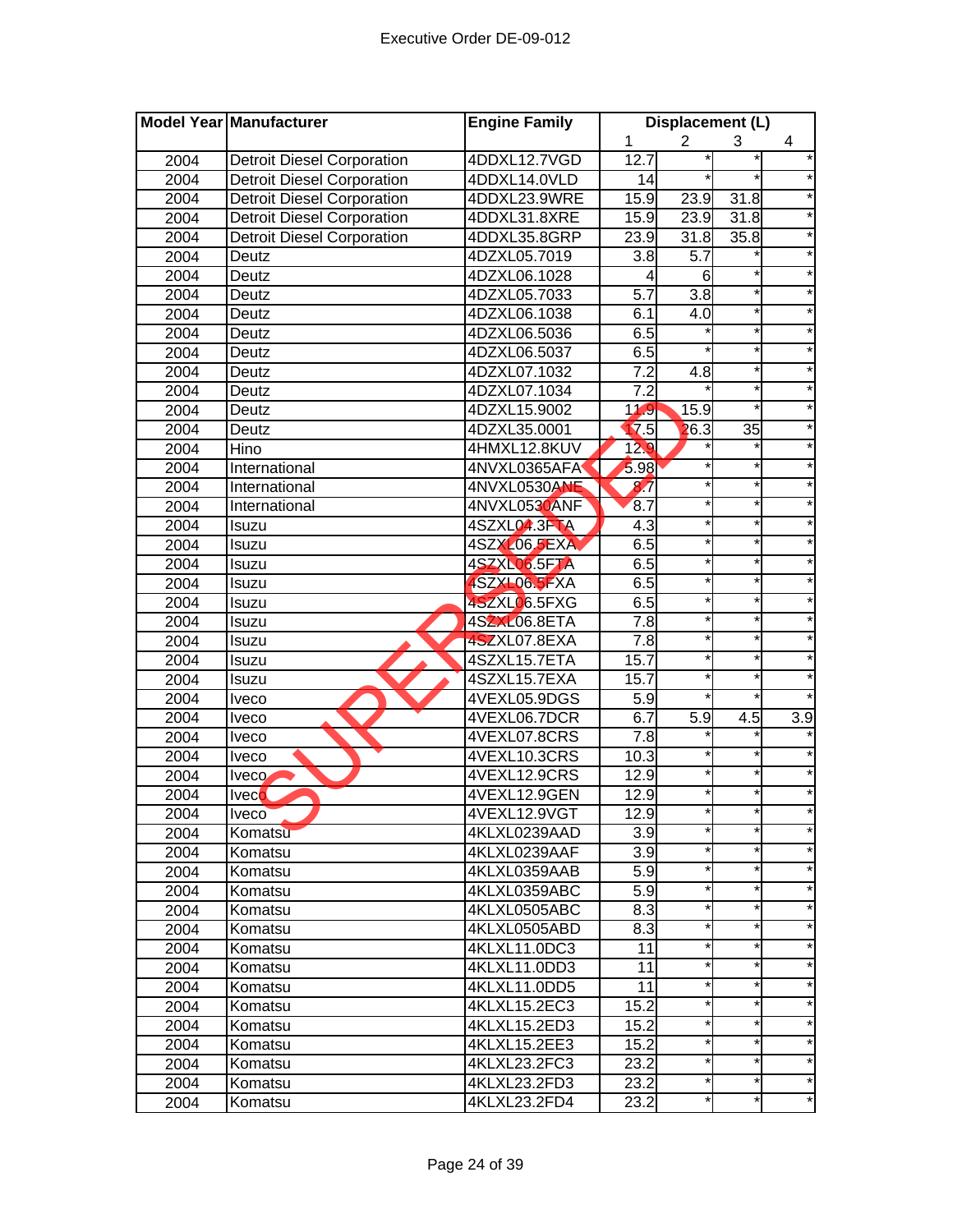| Model Year | Manufacturer | Engine Family | Displacement (L) | | | |
|---|---|---|---|---|---|---|
| | | | 1 | 2 | 3 | 4 |
| 2004 | Detroit Diesel Corporation | 4DDXL12.7VGD | 12.7 | * | * | * |
| 2004 | Detroit Diesel Corporation | 4DDXL14.0VLD | 14 | * | * | * |
| 2004 | Detroit Diesel Corporation | 4DDXL23.9WRE | 15.9 | 23.9 | 31.8 | * |
| 2004 | Detroit Diesel Corporation | 4DDXL31.8XRE | 15.9 | 23.9 | 31.8 | * |
| 2004 | Detroit Diesel Corporation | 4DDXL35.8GRP | 23.9 | 31.8 | 35.8 | * |
| 2004 | Deutz | 4DZXL05.7019 | 3.8 | 5.7 | * | * |
| 2004 | Deutz | 4DZXL06.1028 | 4 | 6 | * | * |
| 2004 | Deutz | 4DZXL05.7033 | 5.7 | 3.8 | * | * |
| 2004 | Deutz | 4DZXL06.1038 | 6.1 | 4.0 | * | * |
| 2004 | Deutz | 4DZXL06.5036 | 6.5 | * | * | * |
| 2004 | Deutz | 4DZXL06.5037 | 6.5 | * | * | * |
| 2004 | Deutz | 4DZXL07.1032 | 7.2 | 4.8 | * | * |
| 2004 | Deutz | 4DZXL07.1034 | 7.2 | * | * | * |
| 2004 | Deutz | 4DZXL15.9002 | 11.9 | 15.9 | * | * |
| 2004 | Deutz | 4DZXL35.0001 | 17.5 | 26.3 | 35 | * |
| 2004 | Hino | 4HMXL12.8KUV | 12.9 | * | * | * |
| 2004 | International | 4NVXL0365AFA | 5.98 | * | * | * |
| 2004 | International | 4NVXL0530ANE | 8.7 | * | * | * |
| 2004 | International | 4NVXL0530ANF | 8.7 | * | * | * |
| 2004 | Isuzu | 4SZXL04.3FTA | 4.3 | * | * | * |
| 2004 | Isuzu | 4SZXL06.5EXA | 6.5 | * | * | * |
| 2004 | Isuzu | 4SZXL06.5FTA | 6.5 | * | * | * |
| 2004 | Isuzu | 4SZXL06.5FXA | 6.5 | * | * | * |
| 2004 | Isuzu | 4SZXL06.5FXG | 6.5 | * | * | * |
| 2004 | Isuzu | 4SZXL06.8ETA | 7.8 | * | * | * |
| 2004 | Isuzu | 4SZXL07.8EXA | 7.8 | * | * | * |
| 2004 | Isuzu | 4SZXL15.7ETA | 15.7 | * | * | * |
| 2004 | Isuzu | 4SZXL15.7EXA | 15.7 | * | * | * |
| 2004 | Iveco | 4VEXL05.9DGS | 5.9 | * | * | * |
| 2004 | Iveco | 4VEXL06.7DCR | 6.7 | 5.9 | 4.5 | 3.9 |
| 2004 | Iveco | 4VEXL07.8CRS | 7.8 | * | * | * |
| 2004 | Iveco | 4VEXL10.3CRS | 10.3 | * | * | * |
| 2004 | Iveco | 4VEXL12.9CRS | 12.9 | * | * | * |
| 2004 | Iveco | 4VEXL12.9GEN | 12.9 | * | * | * |
| 2004 | Iveco | 4VEXL12.9VGT | 12.9 | * | * | * |
| 2004 | Komatsu | 4KLXL0239AAD | 3.9 | * | * | * |
| 2004 | Komatsu | 4KLXL0239AAF | 3.9 | * | * | * |
| 2004 | Komatsu | 4KLXL0359AAB | 5.9 | * | * | * |
| 2004 | Komatsu | 4KLXL0359ABC | 5.9 | * | * | * |
| 2004 | Komatsu | 4KLXL0505ABC | 8.3 | * | * | * |
| 2004 | Komatsu | 4KLXL0505ABD | 8.3 | * | * | * |
| 2004 | Komatsu | 4KLXL11.0DC3 | 11 | * | * | * |
| 2004 | Komatsu | 4KLXL11.0DD3 | 11 | * | * | * |
| 2004 | Komatsu | 4KLXL11.0DD5 | 11 | * | * | * |
| 2004 | Komatsu | 4KLXL15.2EC3 | 15.2 | * | * | * |
| 2004 | Komatsu | 4KLXL15.2ED3 | 15.2 | * | * | * |
| 2004 | Komatsu | 4KLXL15.2EE3 | 15.2 | * | * | * |
| 2004 | Komatsu | 4KLXL23.2FC3 | 23.2 | * | * | * |
| 2004 | Komatsu | 4KLXL23.2FD3 | 23.2 | * | * | * |
| 2004 | Komatsu | 4KLXL23.2FD4 | 23.2 | * | * | * |

SUPERSEDED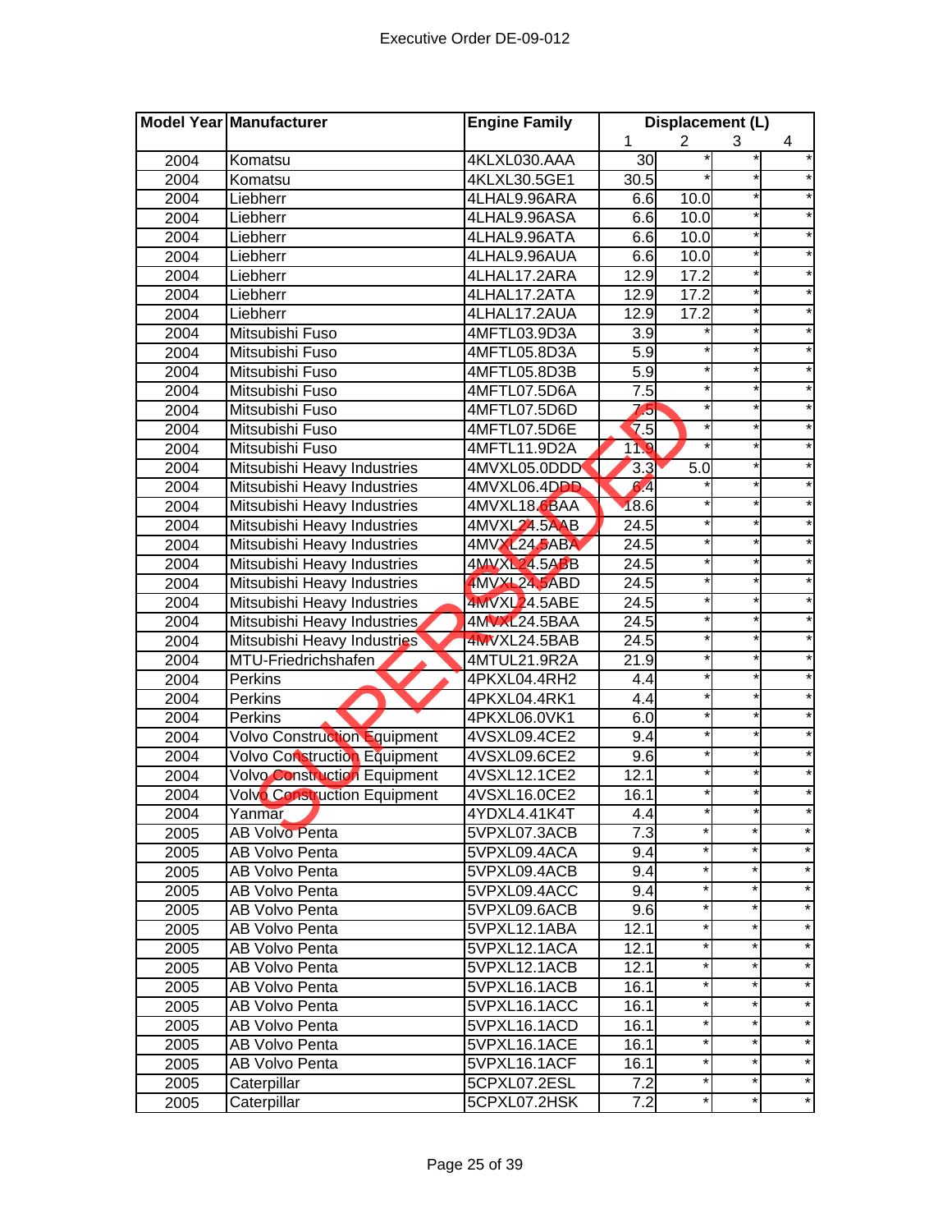| Model Year | Manufacturer | Engine Family | Displacement (L) | | | |
|---|---|---|---|---|---|---|
| | | | 1 | 2 | 3 | 4 |
| 2004 | Komatsu | 4KLXL030.AAA | 30 | * | * | * |
| 2004 | Komatsu | 4KLXL30.5GE1 | 30.5 | * | * | * |
| 2004 | Liebherr | 4LHAL9.96ARA | 6.6 | 10.0 | * | * |
| 2004 | Liebherr | 4LHAL9.96ASA | 6.6 | 10.0 | * | * |
| 2004 | Liebherr | 4LHAL9.96ATA | 6.6 | 10.0 | * | * |
| 2004 | Liebherr | 4LHAL9.96AUA | 6.6 | 10.0 | * | * |
| 2004 | Liebherr | 4LHAL17.2ARA | 12.9 | 17.2 | * | * |
| 2004 | Liebherr | 4LHAL17.2ATA | 12.9 | 17.2 | * | * |
| 2004 | Liebherr | 4LHAL17.2AUA | 12.9 | 17.2 | * | * |
| 2004 | Mitsubishi Fuso | 4MFTL03.9D3A | 3.9 | * | * | * |
| 2004 | Mitsubishi Fuso | 4MFTL05.8D3A | 5.9 | * | * | * |
| 2004 | Mitsubishi Fuso | 4MFTL05.8D3B | 5.9 | * | * | * |
| 2004 | Mitsubishi Fuso | 4MFTL07.5D6A | 7.5 | * | * | * |
| 2004 | Mitsubishi Fuso | 4MFTL07.5D6D | 7.5 | * | * | * |
| 2004 | Mitsubishi Fuso | 4MFTL07.5D6E | 7.5 | * | * | * |
| 2004 | Mitsubishi Fuso | 4MFTL11.9D2A | 11.9 | * | * | * |
| 2004 | Mitsubishi Heavy Industries | 4MVXL05.0DDD | 3.3 | 5.0 | * | * |
| 2004 | Mitsubishi Heavy Industries | 4MVXL06.4DDD | 6.4 | * | * | * |
| 2004 | Mitsubishi Heavy Industries | 4MVXL18.6BAA | 18.6 | * | * | * |
| 2004 | Mitsubishi Heavy Industries | 4MVXL24.5AAB | 24.5 | * | * | * |
| 2004 | Mitsubishi Heavy Industries | 4MVXL24.5ABA | 24.5 | * | * | * |
| 2004 | Mitsubishi Heavy Industries | 4MVXL24.5ABB | 24.5 | * | * | * |
| 2004 | Mitsubishi Heavy Industries | 4MVXL24.5ABD | 24.5 | * | * | * |
| 2004 | Mitsubishi Heavy Industries | 4MVXL24.5ABE | 24.5 | * | * | * |
| 2004 | Mitsubishi Heavy Industries | 4MVXL24.5BAA | 24.5 | * | * | * |
| 2004 | Mitsubishi Heavy Industries | 4MVXL24.5BAB | 24.5 | * | * | * |
| 2004 | MTU-Friedrichshafen | 4MTUL21.9R2A | 21.9 | * | * | * |
| 2004 | Perkins | 4PKXL04.4RH2 | 4.4 | * | * | * |
| 2004 | Perkins | 4PKXL04.4RK1 | 4.4 | * | * | * |
| 2004 | Perkins | 4PKXL06.0VK1 | 6.0 | * | * | * |
| 2004 | Volvo Construction Equipment | 4VSXL09.4CE2 | 9.4 | * | * | * |
| 2004 | Volvo Construction Equipment | 4VSXL09.6CE2 | 9.6 | * | * | * |
| 2004 | Volvo Construction Equipment | 4VSXL12.1CE2 | 12.1 | * | * | * |
| 2004 | Volvo Construction Equipment | 4VSXL16.0CE2 | 16.1 | * | * | * |
| 2004 | Yanmar | 4YDXL4.41K4T | 4.4 | * | * | * |
| 2005 | AB Volvo Penta | 5VPXL07.3ACB | 7.3 | * | * | * |
| 2005 | AB Volvo Penta | 5VPXL09.4ACA | 9.4 | * | * | * |
| 2005 | AB Volvo Penta | 5VPXL09.4ACB | 9.4 | * | * | * |
| 2005 | AB Volvo Penta | 5VPXL09.4ACC | 9.4 | * | * | * |
| 2005 | AB Volvo Penta | 5VPXL09.6ACB | 9.6 | * | * | * |
| 2005 | AB Volvo Penta | 5VPXL12.1ABA | 12.1 | * | * | * |
| 2005 | AB Volvo Penta | 5VPXL12.1ACA | 12.1 | * | * | * |
| 2005 | AB Volvo Penta | 5VPXL12.1ACB | 12.1 | * | * | * |
| 2005 | AB Volvo Penta | 5VPXL16.1ACB | 16.1 | * | * | * |
| 2005 | AB Volvo Penta | 5VPXL16.1ACC | 16.1 | * | * | * |
| 2005 | AB Volvo Penta | 5VPXL16.1ACD | 16.1 | * | * | * |
| 2005 | AB Volvo Penta | 5VPXL16.1ACE | 16.1 | * | * | * |
| 2005 | AB Volvo Penta | 5VPXL16.1ACF | 16.1 | * | * | * |
| 2005 | Caterpillar | 5CPXL07.2ESL | 7.2 | * | * | * |
| 2005 | Caterpillar | 5CPXL07.2HSK | 7.2 | * | * | * |

SUPERSEDED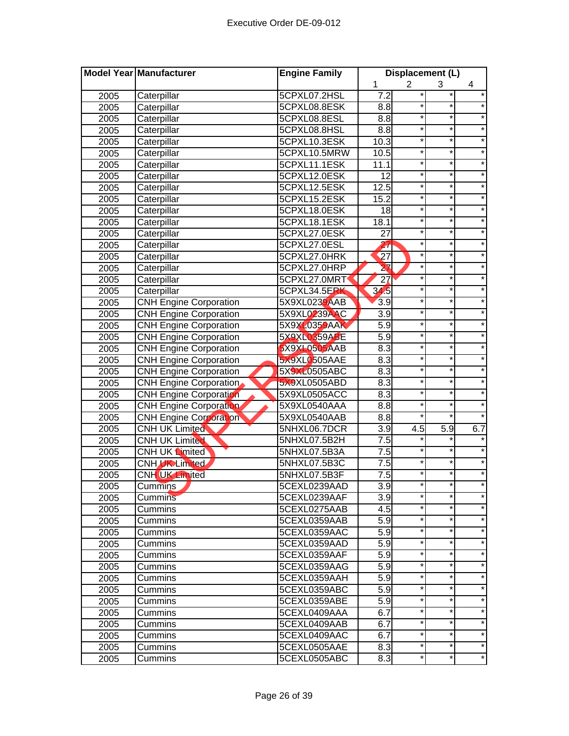Executive Order DE-09-012

| Model Year | Manufacturer | Engine Family | Displacement (L) | | | |
|---|---|---|---|---|---|---|
| | | | 1 | 2 | 3 | 4 |
| 2005 | Caterpillar | 5CPXL07.2HSL | 7.2 | * | * | * |
| 2005 | Caterpillar | 5CPXL08.8ESK | 8.8 | * | * | * |
| 2005 | Caterpillar | 5CPXL08.8ESL | 8.8 | * | * | * |
| 2005 | Caterpillar | 5CPXL08.8HSL | 8.8 | * | * | * |
| 2005 | Caterpillar | 5CPXL10.3ESK | 10.3 | * | * | * |
| 2005 | Caterpillar | 5CPXL10.5MRW | 10.5 | * | * | * |
| 2005 | Caterpillar | 5CPXL11.1ESK | 11.1 | * | * | * |
| 2005 | Caterpillar | 5CPXL12.0ESK | 12 | * | * | * |
| 2005 | Caterpillar | 5CPXL12.5ESK | 12.5 | * | * | * |
| 2005 | Caterpillar | 5CPXL15.2ESK | 15.2 | * | * | * |
| 2005 | Caterpillar | 5CPXL18.0ESK | 18 | * | * | * |
| 2005 | Caterpillar | 5CPXL18.1ESK | 18.1 | * | * | * |
| 2005 | Caterpillar | 5CPXL27.0ESK | 27 | * | * | * |
| 2005 | Caterpillar | 5CPXL27.0ESL | 27 | * | * | * |
| 2005 | Caterpillar | 5CPXL27.0HRK | 27 | * | * | * |
| 2005 | Caterpillar | 5CPXL27.0HRP | 27 | * | * | * |
| 2005 | Caterpillar | 5CPXL27.0MRT | 27 | * | * | * |
| 2005 | Caterpillar | 5CPXL34.5ERK | 34.5 | * | * | * |
| 2005 | CNH Engine Corporation | 5X9XL0239AAB | 3.9 | * | * | * |
| 2005 | CNH Engine Corporation | 5X9XL0239AAC | 3.9 | * | * | * |
| 2005 | CNH Engine Corporation | 5X9XL0359AAK | 5.9 | * | * | * |
| 2005 | CNH Engine Corporation | 5X9XL0359ABE | 5.9 | * | * | * |
| 2005 | CNH Engine Corporation | 5X9XL0505AAB | 8.3 | * | * | * |
| 2005 | CNH Engine Corporation | 5X9XL0505AAE | 8.3 | * | * | * |
| 2005 | CNH Engine Corporation | 5X9XL0505ABC | 8.3 | * | * | * |
| 2005 | CNH Engine Corporation | 5X9XL0505ABD | 8.3 | * | * | * |
| 2005 | CNH Engine Corporation | 5X9XL0505ACC | 8.3 | * | * | * |
| 2005 | CNH Engine Corporation | 5X9XL0540AAA | 8.8 | * | * | * |
| 2005 | CNH Engine Corporation | 5X9XL0540AAB | 8.8 | * | * | * |
| 2005 | CNH UK Limited | 5NHXL06.7DCR | 3.9 | 4.5 | 5.9 | 6.7 |
| 2005 | CNH UK Limited | 5NHXL07.5B2H | 7.5 | * | * | * |
| 2005 | CNH UK Limited | 5NHXL07.5B3A | 7.5 | * | * | * |
| 2005 | CNH UK Limited | 5NHXL07.5B3C | 7.5 | * | * | * |
| 2005 | CNH UK Limited | 5NHXL07.5B3F | 7.5 | * | * | * |
| 2005 | Cummins | 5CEXL0239AAD | 3.9 | * | * | * |
| 2005 | Cummins | 5CEXL0239AAF | 3.9 | * | * | * |
| 2005 | Cummins | 5CEXL0275AAB | 4.5 | * | * | * |
| 2005 | Cummins | 5CEXL0359AAB | 5.9 | * | * | * |
| 2005 | Cummins | 5CEXL0359AAC | 5.9 | * | * | * |
| 2005 | Cummins | 5CEXL0359AAD | 5.9 | * | * | * |
| 2005 | Cummins | 5CEXL0359AAF | 5.9 | * | * | * |
| 2005 | Cummins | 5CEXL0359AAG | 5.9 | * | * | * |
| 2005 | Cummins | 5CEXL0359AAH | 5.9 | * | * | * |
| 2005 | Cummins | 5CEXL0359ABC | 5.9 | * | * | * |
| 2005 | Cummins | 5CEXL0359ABE | 5.9 | * | * | * |
| 2005 | Cummins | 5CEXL0409AAA | 6.7 | * | * | * |
| 2005 | Cummins | 5CEXL0409AAB | 6.7 | * | * | * |
| 2005 | Cummins | 5CEXL0409AAC | 6.7 | * | * | * |
| 2005 | Cummins | 5CEXL0505AAE | 8.3 | * | * | * |
| 2005 | Cummins | 5CEXL0505ABC | 8.3 | * | * | * |

SUPERSEDED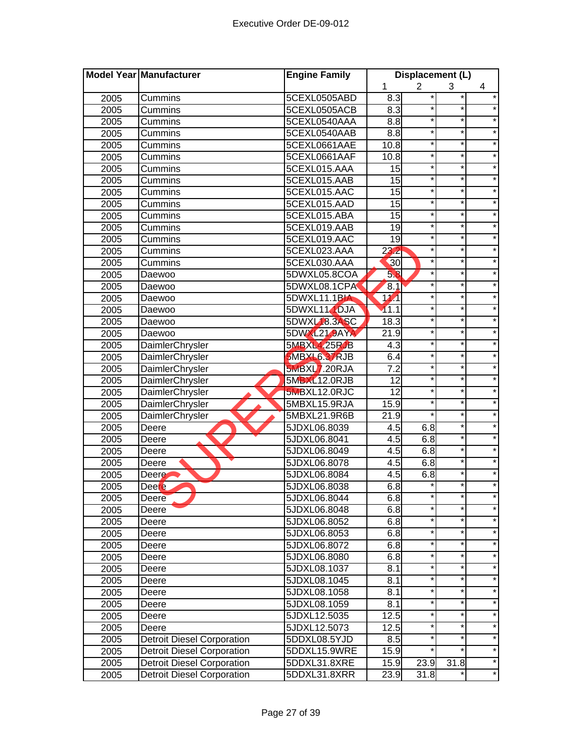Executive Order DE-09-012

| Model Year | Manufacturer | Engine Family | Displacement (L) | | | |
|---|---|---|---|---|---|---|
| | | | 1 | 2 | 3 | 4 |
| 2005 | Cummins | 5CEXL0505ABD | 8.3 | * | * | * |
| 2005 | Cummins | 5CEXL0505ACB | 8.3 | * | * | * |
| 2005 | Cummins | 5CEXL0540AAA | 8.8 | * | * | * |
| 2005 | Cummins | 5CEXL0540AAB | 8.8 | * | * | * |
| 2005 | Cummins | 5CEXL0661AAE | 10.8 | * | * | * |
| 2005 | Cummins | 5CEXL0661AAF | 10.8 | * | * | * |
| 2005 | Cummins | 5CEXL015.AAA | 15 | * | * | * |
| 2005 | Cummins | 5CEXL015.AAB | 15 | * | * | * |
| 2005 | Cummins | 5CEXL015.AAC | 15 | * | * | * |
| 2005 | Cummins | 5CEXL015.AAD | 15 | * | * | * |
| 2005 | Cummins | 5CEXL015.ABA | 15 | * | * | * |
| 2005 | Cummins | 5CEXL019.AAB | 19 | * | * | * |
| 2005 | Cummins | 5CEXL019.AAC | 19 | * | * | * |
| 2005 | Cummins | 5CEXL023.AAA | 23.2 | * | * | * |
| 2005 | Cummins | 5CEXL030.AAA | 30 | * | * | * |
| 2005 | Daewoo | 5DWXL05.8COA | 5.8 | * | * | * |
| 2005 | Daewoo | 5DWXL08.1CPA | 8.1 | * | * | * |
| 2005 | Daewoo | 5DWXL11.1BIA | 11.1 | * | * | * |
| 2005 | Daewoo | 5DWXL11.1DJA | 11.1 | * | * | * |
| 2005 | Daewoo | 5DWXL18.3ASC | 18.3 | * | * | * |
| 2005 | Daewoo | 5DWXL21.9AYA | 21.9 | * | * | * |
| 2005 | DaimlerChrysler | 5MBXL4.25RJB | 4.3 | * | * | * |
| 2005 | DaimlerChrysler | 5MBXL6.37RJB | 6.4 | * | * | * |
| 2005 | DaimlerChrysler | 5MBXL7.20RJA | 7.2 | * | * | * |
| 2005 | DaimlerChrysler | 5MBXL12.0RJB | 12 | * | * | * |
| 2005 | DaimlerChrysler | 5MBXL12.0RJC | 12 | * | * | * |
| 2005 | DaimlerChrysler | 5MBXL15.9RJA | 15.9 | * | * | * |
| 2005 | DaimlerChrysler | 5MBXL21.9R6B | 21.9 | * | * | * |
| 2005 | Deere | 5JDXL06.8039 | 4.5 | 6.8 | * | * |
| 2005 | Deere | 5JDXL06.8041 | 4.5 | 6.8 | * | * |
| 2005 | Deere | 5JDXL06.8049 | 4.5 | 6.8 | * | * |
| 2005 | Deere | 5JDXL06.8078 | 4.5 | 6.8 | * | * |
| 2005 | Deere | 5JDXL06.8084 | 4.5 | 6.8 | * | * |
| 2005 | Deere | 5JDXL06.8038 | 6.8 | * | * | * |
| 2005 | Deere | 5JDXL06.8044 | 6.8 | * | * | * |
| 2005 | Deere | 5JDXL06.8048 | 6.8 | * | * | * |
| 2005 | Deere | 5JDXL06.8052 | 6.8 | * | * | * |
| 2005 | Deere | 5JDXL06.8053 | 6.8 | * | * | * |
| 2005 | Deere | 5JDXL06.8072 | 6.8 | * | * | * |
| 2005 | Deere | 5JDXL06.8080 | 6.8 | * | * | * |
| 2005 | Deere | 5JDXL08.1037 | 8.1 | * | * | * |
| 2005 | Deere | 5JDXL08.1045 | 8.1 | * | * | * |
| 2005 | Deere | 5JDXL08.1058 | 8.1 | * | * | * |
| 2005 | Deere | 5JDXL08.1059 | 8.1 | * | * | * |
| 2005 | Deere | 5JDXL12.5035 | 12.5 | * | * | * |
| 2005 | Deere | 5JDXL12.5073 | 12.5 | * | * | * |
| 2005 | Detroit Diesel Corporation | 5DDXL08.5YJD | 8.5 | * | * | * |
| 2005 | Detroit Diesel Corporation | 5DDXL15.9WRE | 15.9 | * | * | * |
| 2005 | Detroit Diesel Corporation | 5DDXL31.8XRE | 15.9 | 23.9 | 31.8 | * |
| 2005 | Detroit Diesel Corporation | 5DDXL31.8XRR | 23.9 | 31.8 | * | * |

SUPERSEDED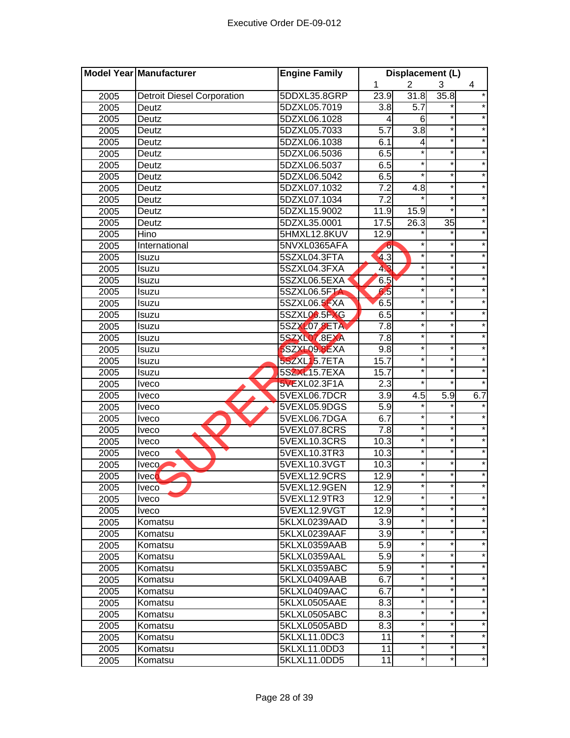| Model Year | Manufacturer | Engine Family | Displacement (L) | | | |
|---|---|---|---|---|---|---|
| | | | 1 | 2 | 3 | 4 |
| 2005 | Detroit Diesel Corporation | 5DDXL35.8GRP | 23.9 | 31.8 | 35.8 | * |
| 2005 | Deutz | 5DZXL05.7019 | 3.8 | 5.7 | * | * |
| 2005 | Deutz | 5DZXL06.1028 | 4 | 6 | * | * |
| 2005 | Deutz | 5DZXL05.7033 | 5.7 | 3.8 | * | * |
| 2005 | Deutz | 5DZXL06.1038 | 6.1 | 4 | * | * |
| 2005 | Deutz | 5DZXL06.5036 | 6.5 | * | * | * |
| 2005 | Deutz | 5DZXL06.5037 | 6.5 | * | * | * |
| 2005 | Deutz | 5DZXL06.5042 | 6.5 | * | * | * |
| 2005 | Deutz | 5DZXL07.1032 | 7.2 | 4.8 | * | * |
| 2005 | Deutz | 5DZXL07.1034 | 7.2 | * | * | * |
| 2005 | Deutz | 5DZXL15.9002 | 11.9 | 15.9 | * | * |
| 2005 | Deutz | 5DZXL35.0001 | 17.5 | 26.3 | 35 | * |
| 2005 | Hino | 5HMXL12.8KUV | 12.9 | * | * | * |
| 2005 | International | 5NVXL0365AFA | 6 | * | * | * |
| 2005 | Isuzu | 5SZXL04.3FTA | 4.3 | * | * | * |
| 2005 | Isuzu | 5SZXL04.3FXA | 4.3 | * | * | * |
| 2005 | Isuzu | 5SZXL06.5EXA | 6.5 | * | * | * |
| 2005 | Isuzu | 5SZXL06.5FTA | 6.5 | * | * | * |
| 2005 | Isuzu | 5SZXL06.5FXA | 6.5 | * | * | * |
| 2005 | Isuzu | 5SZXL06.5FXG | 6.5 | * | * | * |
| 2005 | Isuzu | 5SZXL07.8ETA | 7.8 | * | * | * |
| 2005 | Isuzu | 5SZXL07.8EXA | 7.8 | * | * | * |
| 2005 | Isuzu | 5SZXL09.8EXA | 9.8 | * | * | * |
| 2005 | Isuzu | 5SZXL15.7ETA | 15.7 | * | * | * |
| 2005 | Isuzu | 5SZXL15.7EXA | 15.7 | * | * | * |
| 2005 | Iveco | 5VEXL02.3F1A | 2.3 | * | * | * |
| 2005 | Iveco | 5VEXL06.7DCR | 3.9 | 4.5 | 5.9 | 6.7 |
| 2005 | Iveco | 5VEXL05.9DGS | 5.9 | * | * | * |
| 2005 | Iveco | 5VEXL06.7DGA | 6.7 | * | * | * |
| 2005 | Iveco | 5VEXL07.8CRS | 7.8 | * | * | * |
| 2005 | Iveco | 5VEXL10.3CRS | 10.3 | * | * | * |
| 2005 | Iveco | 5VEXL10.3TR3 | 10.3 | * | * | * |
| 2005 | Iveco | 5VEXL10.3VGT | 10.3 | * | * | * |
| 2005 | Iveco | 5VEXL12.9CRS | 12.9 | * | * | * |
| 2005 | Iveco | 5VEXL12.9GEN | 12.9 | * | * | * |
| 2005 | Iveco | 5VEXL12.9TR3 | 12.9 | * | * | * |
| 2005 | Iveco | 5VEXL12.9VGT | 12.9 | * | * | * |
| 2005 | Komatsu | 5KLXL0239AAD | 3.9 | * | * | * |
| 2005 | Komatsu | 5KLXL0239AAF | 3.9 | * | * | * |
| 2005 | Komatsu | 5KLXL0359AAB | 5.9 | * | * | * |
| 2005 | Komatsu | 5KLXL0359AAL | 5.9 | * | * | * |
| 2005 | Komatsu | 5KLXL0359ABC | 5.9 | * | * | * |
| 2005 | Komatsu | 5KLXL0409AAB | 6.7 | * | * | * |
| 2005 | Komatsu | 5KLXL0409AAC | 6.7 | * | * | * |
| 2005 | Komatsu | 5KLXL0505AAE | 8.3 | * | * | * |
| 2005 | Komatsu | 5KLXL0505ABC | 8.3 | * | * | * |
| 2005 | Komatsu | 5KLXL0505ABD | 8.3 | * | * | * |
| 2005 | Komatsu | 5KLXL11.0DC3 | 11 | * | * | * |
| 2005 | Komatsu | 5KLXL11.0DD3 | 11 | * | * | * |
| 2005 | Komatsu | 5KLXL11.0DD5 | 11 | * | * | * |

SUPERSEDED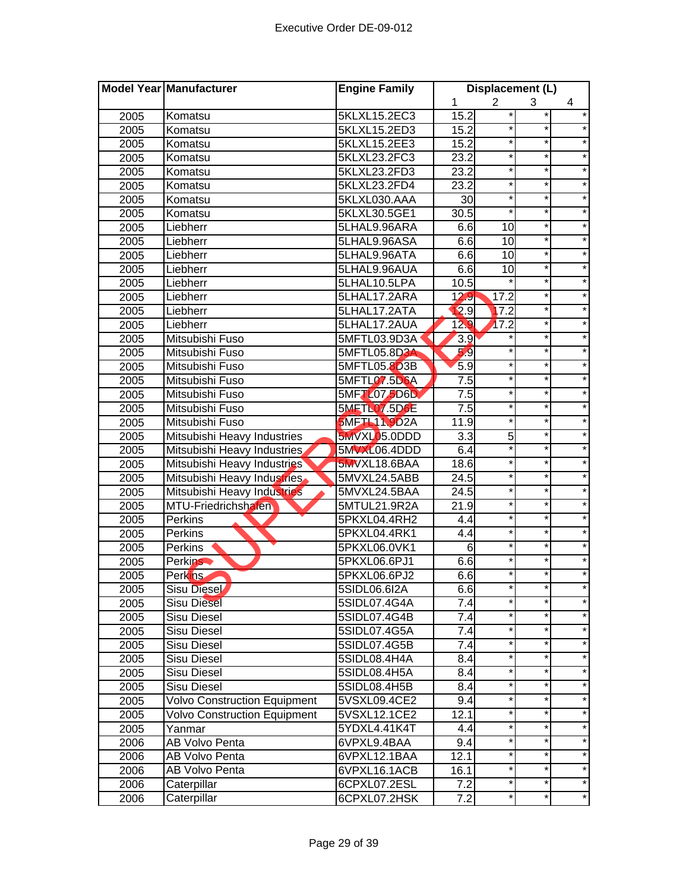Executive Order DE-09-012

| Model Year | Manufacturer | Engine Family | Displacement (L) | | | |
|---|---|---|---|---|---|---|
| | | | 1 | 2 | 3 | 4 |
| 2005 | Komatsu | 5KLXL15.2EC3 | 15.2 | * | * | * |
| 2005 | Komatsu | 5KLXL15.2ED3 | 15.2 | * | * | * |
| 2005 | Komatsu | 5KLXL15.2EE3 | 15.2 | * | * | * |
| 2005 | Komatsu | 5KLXL23.2FC3 | 23.2 | * | * | * |
| 2005 | Komatsu | 5KLXL23.2FD3 | 23.2 | * | * | * |
| 2005 | Komatsu | 5KLXL23.2FD4 | 23.2 | * | * | * |
| 2005 | Komatsu | 5KLXL030.AAA | 30 | * | * | * |
| 2005 | Komatsu | 5KLXL30.5GE1 | 30.5 | * | * | * |
| 2005 | Liebherr | 5LHAL9.96ARA | 6.6 | 10 | * | * |
| 2005 | Liebherr | 5LHAL9.96ASA | 6.6 | 10 | * | * |
| 2005 | Liebherr | 5LHAL9.96ATA | 6.6 | 10 | * | * |
| 2005 | Liebherr | 5LHAL9.96AUA | 6.6 | 10 | * | * |
| 2005 | Liebherr | 5LHAL10.5LPA | 10.5 | * | * | * |
| 2005 | Liebherr | 5LHAL17.2ARA | 12.9 | 17.2 | * | * |
| 2005 | Liebherr | 5LHAL17.2ATA | 12.9 | 17.2 | * | * |
| 2005 | Liebherr | 5LHAL17.2AUA | 12.9 | 17.2 | * | * |
| 2005 | Mitsubishi Fuso | 5MFTL03.9D3A | 3.9 | * | * | * |
| 2005 | Mitsubishi Fuso | 5MFTL05.8D3A | 5.9 | * | * | * |
| 2005 | Mitsubishi Fuso | 5MFTL05.8D3B | 5.9 | * | * | * |
| 2005 | Mitsubishi Fuso | 5MFTL07.5D6A | 7.5 | * | * | * |
| 2005 | Mitsubishi Fuso | 5MFTL07.5D6D | 7.5 | * | * | * |
| 2005 | Mitsubishi Fuso | 5MFTL07.5D6E | 7.5 | * | * | * |
| 2005 | Mitsubishi Fuso | 5MFTL11.9D2A | 11.9 | * | * | * |
| 2005 | Mitsubishi Heavy Industries | 5MVXL05.0DDD | 3.3 | 5 | * | * |
| 2005 | Mitsubishi Heavy Industries | 5MVXL06.4DDD | 6.4 | * | * | * |
| 2005 | Mitsubishi Heavy Industries | 5MVXL18.6BAA | 18.6 | * | * | * |
| 2005 | Mitsubishi Heavy Industries | 5MVXL24.5ABB | 24.5 | * | * | * |
| 2005 | Mitsubishi Heavy Industries | 5MVXL24.5BAA | 24.5 | * | * | * |
| 2005 | MTU-Friedrichshafen | 5MTUL21.9R2A | 21.9 | * | * | * |
| 2005 | Perkins | 5PKXL04.4RH2 | 4.4 | * | * | * |
| 2005 | Perkins | 5PKXL04.4RK1 | 4.4 | * | * | * |
| 2005 | Perkins | 5PKXL06.0VK1 | 6 | * | * | * |
| 2005 | Perkins | 5PKXL06.6PJ1 | 6.6 | * | * | * |
| 2005 | Perkins | 5PKXL06.6PJ2 | 6.6 | * | * | * |
| 2005 | Sisu Diesel | 5SIDL06.6I2A | 6.6 | * | * | * |
| 2005 | Sisu Diesel | 5SIDL07.4G4A | 7.4 | * | * | * |
| 2005 | Sisu Diesel | 5SIDL07.4G4B | 7.4 | * | * | * |
| 2005 | Sisu Diesel | 5SIDL07.4G5A | 7.4 | * | * | * |
| 2005 | Sisu Diesel | 5SIDL07.4G5B | 7.4 | * | * | * |
| 2005 | Sisu Diesel | 5SIDL08.4H4A | 8.4 | * | * | * |
| 2005 | Sisu Diesel | 5SIDL08.4H5A | 8.4 | * | * | * |
| 2005 | Sisu Diesel | 5SIDL08.4H5B | 8.4 | * | * | * |
| 2005 | Volvo Construction Equipment | 5VSXL09.4CE2 | 9.4 | * | * | * |
| 2005 | Volvo Construction Equipment | 5VSXL12.1CE2 | 12.1 | * | * | * |
| 2005 | Yanmar | 5YDXL4.41K4T | 4.4 | * | * | * |
| 2006 | AB Volvo Penta | 6VPXL9.4BAA | 9.4 | * | * | * |
| 2006 | AB Volvo Penta | 6VPXL12.1BAA | 12.1 | * | * | * |
| 2006 | AB Volvo Penta | 6VPXL16.1ACB | 16.1 | * | * | * |
| 2006 | Caterpillar | 6CPXL07.2ESL | 7.2 | * | * | * |
| 2006 | Caterpillar | 6CPXL07.2HSK | 7.2 | * | * | * |

SUPERSEDED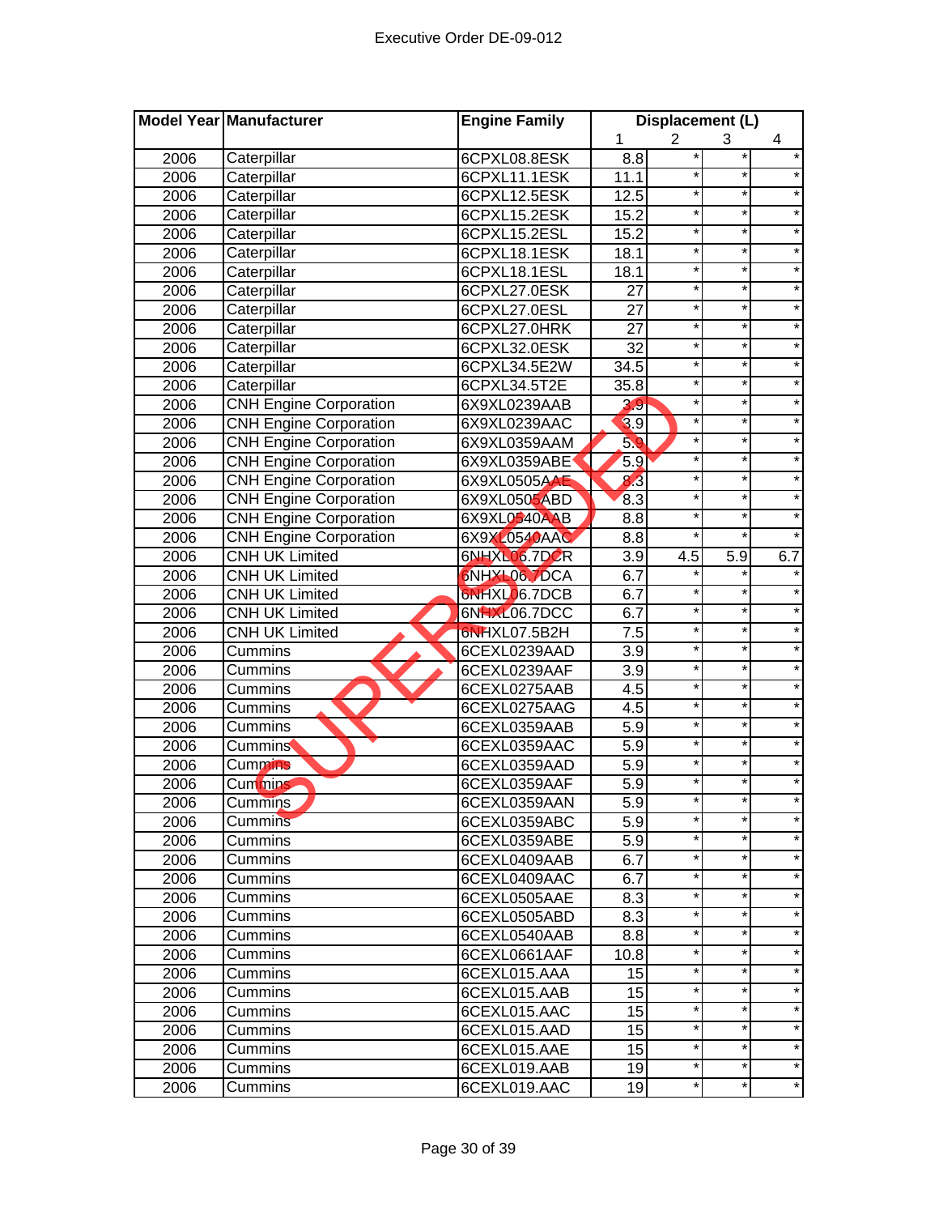| Model Year | Manufacturer | Engine Family | Displacement (L) | | | |
|---|---|---|---|---|---|---|
| | | | 1 | 2 | 3 | 4 |
| 2006 | Caterpillar | 6CPXL08.8ESK | 8.8 | * | * | * |
| 2006 | Caterpillar | 6CPXL11.1ESK | 11.1 | * | * | * |
| 2006 | Caterpillar | 6CPXL12.5ESK | 12.5 | * | * | * |
| 2006 | Caterpillar | 6CPXL15.2ESK | 15.2 | * | * | * |
| 2006 | Caterpillar | 6CPXL15.2ESL | 15.2 | * | * | * |
| 2006 | Caterpillar | 6CPXL18.1ESK | 18.1 | * | * | * |
| 2006 | Caterpillar | 6CPXL18.1ESL | 18.1 | * | * | * |
| 2006 | Caterpillar | 6CPXL27.0ESK | 27 | * | * | * |
| 2006 | Caterpillar | 6CPXL27.0ESL | 27 | * | * | * |
| 2006 | Caterpillar | 6CPXL27.0HRK | 27 | * | * | * |
| 2006 | Caterpillar | 6CPXL32.0ESK | 32 | * | * | * |
| 2006 | Caterpillar | 6CPXL34.5E2W | 34.5 | * | * | * |
| 2006 | Caterpillar | 6CPXL34.5T2E | 35.8 | * | * | * |
| 2006 | CNH Engine Corporation | 6X9XL0239AAB | 3.9 | * | * | * |
| 2006 | CNH Engine Corporation | 6X9XL0239AAC | 3.9 | * | * | * |
| 2006 | CNH Engine Corporation | 6X9XL0359AAM | 5.9 | * | * | * |
| 2006 | CNH Engine Corporation | 6X9XL0359ABE | 5.9 | * | * | * |
| 2006 | CNH Engine Corporation | 6X9XL0505AAE | 8.3 | * | * | * |
| 2006 | CNH Engine Corporation | 6X9XL0505ABD | 8.3 | * | * | * |
| 2006 | CNH Engine Corporation | 6X9XL0540AAB | 8.8 | * | * | * |
| 2006 | CNH Engine Corporation | 6X9XL0540AAC | 8.8 | * | * | * |
| 2006 | CNH UK Limited | 6NHXL06.7DCR | 3.9 | 4.5 | 5.9 | 6.7 |
| 2006 | CNH UK Limited | 6NHXL06.7DCA | 6.7 | * | * | * |
| 2006 | CNH UK Limited | 6NHXL06.7DCB | 6.7 | * | * | * |
| 2006 | CNH UK Limited | 6NHXL06.7DCC | 6.7 | * | * | * |
| 2006 | CNH UK Limited | 6NHXL07.5B2H | 7.5 | * | * | * |
| 2006 | Cummins | 6CEXL0239AAD | 3.9 | * | * | * |
| 2006 | Cummins | 6CEXL0239AAF | 3.9 | * | * | * |
| 2006 | Cummins | 6CEXL0275AAB | 4.5 | * | * | * |
| 2006 | Cummins | 6CEXL0275AAG | 4.5 | * | * | * |
| 2006 | Cummins | 6CEXL0359AAB | 5.9 | * | * | * |
| 2006 | Cummins | 6CEXL0359AAC | 5.9 | * | * | * |
| 2006 | Cummins | 6CEXL0359AAD | 5.9 | * | * | * |
| 2006 | Cummins | 6CEXL0359AAF | 5.9 | * | * | * |
| 2006 | Cummins | 6CEXL0359AAN | 5.9 | * | * | * |
| 2006 | Cummins | 6CEXL0359ABC | 5.9 | * | * | * |
| 2006 | Cummins | 6CEXL0359ABE | 5.9 | * | * | * |
| 2006 | Cummins | 6CEXL0409AAB | 6.7 | * | * | * |
| 2006 | Cummins | 6CEXL0409AAC | 6.7 | * | * | * |
| 2006 | Cummins | 6CEXL0505AAE | 8.3 | * | * | * |
| 2006 | Cummins | 6CEXL0505ABD | 8.3 | * | * | * |
| 2006 | Cummins | 6CEXL0540AAB | 8.8 | * | * | * |
| 2006 | Cummins | 6CEXL0661AAF | 10.8 | * | * | * |
| 2006 | Cummins | 6CEXL015.AAA | 15 | * | * | * |
| 2006 | Cummins | 6CEXL015.AAB | 15 | * | * | * |
| 2006 | Cummins | 6CEXL015.AAC | 15 | * | * | * |
| 2006 | Cummins | 6CEXL015.AAD | 15 | * | * | * |
| 2006 | Cummins | 6CEXL015.AAE | 15 | * | * | * |
| 2006 | Cummins | 6CEXL019.AAB | 19 | * | * | * |
| 2006 | Cummins | 6CEXL019.AAC | 19 | * | * | * |

SUPERSEDED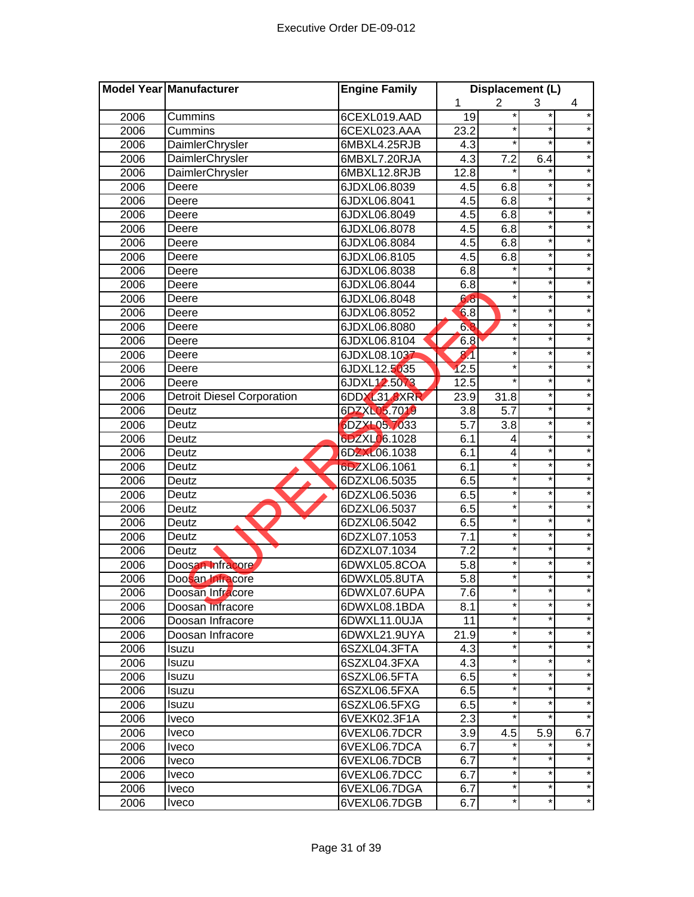Executive Order DE-09-012

| Model Year | Manufacturer | Engine Family | Displacement (L) | | | |
|---|---|---|---|---|---|---|
| | | | 1 | 2 | 3 | 4 |
| 2006 | Cummins | 6CEXL019.AAD | 19 | * | * | * |
| 2006 | Cummins | 6CEXL023.AAA | 23.2 | * | * | * |
| 2006 | DaimlerChrysler | 6MBXL4.25RJB | 4.3 | * | * | * |
| 2006 | DaimlerChrysler | 6MBXL7.20RJA | 4.3 | 7.2 | 6.4 | * |
| 2006 | DaimlerChrysler | 6MBXL12.8RJB | 12.8 | * | * | * |
| 2006 | Deere | 6JDXL06.8039 | 4.5 | 6.8 | * | * |
| 2006 | Deere | 6JDXL06.8041 | 4.5 | 6.8 | * | * |
| 2006 | Deere | 6JDXL06.8049 | 4.5 | 6.8 | * | * |
| 2006 | Deere | 6JDXL06.8078 | 4.5 | 6.8 | * | * |
| 2006 | Deere | 6JDXL06.8084 | 4.5 | 6.8 | * | * |
| 2006 | Deere | 6JDXL06.8105 | 4.5 | 6.8 | * | * |
| 2006 | Deere | 6JDXL06.8038 | 6.8 | * | * | * |
| 2006 | Deere | 6JDXL06.8044 | 6.8 | * | * | * |
| 2006 | Deere | 6JDXL06.8048 | 6.8 | * | * | * |
| 2006 | Deere | 6JDXL06.8052 | 6.8 | * | * | * |
| 2006 | Deere | 6JDXL06.8080 | 6.8 | * | * | * |
| 2006 | Deere | 6JDXL06.8104 | 6.8 | * | * | * |
| 2006 | Deere | 6JDXL08.1037 | 8.1 | * | * | * |
| 2006 | Deere | 6JDXL12.5035 | 12.5 | * | * | * |
| 2006 | Deere | 6JDXL12.5073 | 12.5 | * | * | * |
| 2006 | Detroit Diesel Corporation | 6DDXL31.8XRR | 23.9 | 31.8 | * | * |
| 2006 | Deutz | 6DZXL05.7019 | 3.8 | 5.7 | * | * |
| 2006 | Deutz | 6DZXL05.7033 | 5.7 | 3.8 | * | * |
| 2006 | Deutz | 6DZXL06.1028 | 6.1 | 4 | * | * |
| 2006 | Deutz | 6DZXL06.1038 | 6.1 | 4 | * | * |
| 2006 | Deutz | 6DZXL06.1061 | 6.1 | * | * | * |
| 2006 | Deutz | 6DZXL06.5035 | 6.5 | * | * | * |
| 2006 | Deutz | 6DZXL06.5036 | 6.5 | * | * | * |
| 2006 | Deutz | 6DZXL06.5037 | 6.5 | * | * | * |
| 2006 | Deutz | 6DZXL06.5042 | 6.5 | * | * | * |
| 2006 | Deutz | 6DZXL07.1053 | 7.1 | * | * | * |
| 2006 | Deutz | 6DZXL07.1034 | 7.2 | * | * | * |
| 2006 | Doosan Infracore | 6DWXL05.8COA | 5.8 | * | * | * |
| 2006 | Doosan Infracore | 6DWXL05.8UTA | 5.8 | * | * | * |
| 2006 | Doosan Infracore | 6DWXL07.6UPA | 7.6 | * | * | * |
| 2006 | Doosan Infracore | 6DWXL08.1BDA | 8.1 | * | * | * |
| 2006 | Doosan Infracore | 6DWXL11.0UJA | 11 | * | * | * |
| 2006 | Doosan Infracore | 6DWXL21.9UYA | 21.9 | * | * | * |
| 2006 | Isuzu | 6SZXL04.3FTA | 4.3 | * | * | * |
| 2006 | Isuzu | 6SZXL04.3FXA | 4.3 | * | * | * |
| 2006 | Isuzu | 6SZXL06.5FTA | 6.5 | * | * | * |
| 2006 | Isuzu | 6SZXL06.5FXA | 6.5 | * | * | * |
| 2006 | Isuzu | 6SZXL06.5FXG | 6.5 | * | * | * |
| 2006 | Iveco | 6VEXK02.3F1A | 2.3 | * | * | * |
| 2006 | Iveco | 6VEXL06.7DCR | 3.9 | 4.5 | 5.9 | 6.7 |
| 2006 | Iveco | 6VEXL06.7DCA | 6.7 | * | * | * |
| 2006 | Iveco | 6VEXL06.7DCB | 6.7 | * | * | * |
| 2006 | Iveco | 6VEXL06.7DCC | 6.7 | * | * | * |
| 2006 | Iveco | 6VEXL06.7DGA | 6.7 | * | * | * |
| 2006 | Iveco | 6VEXL06.7DGB | 6.7 | * | * | * |

SUPERSEDED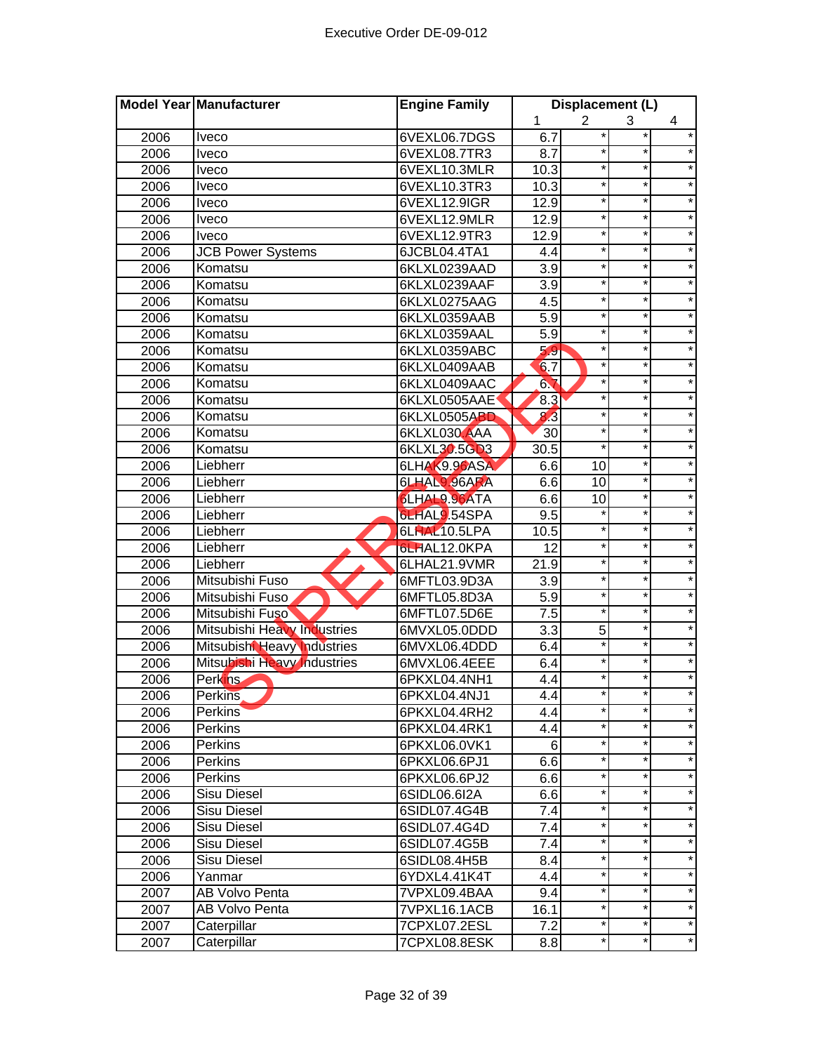| Model Year | Manufacturer | Engine Family | Displacement (L) | | | |
|---|---|---|---|---|---|---|
| | | | 1 | 2 | 3 | 4 |
| 2006 | Iveco | 6VEXL06.7DGS | 6.7 | * | * | * |
| 2006 | Iveco | 6VEXL08.7TR3 | 8.7 | * | * | * |
| 2006 | Iveco | 6VEXL10.3MLR | 10.3 | * | * | * |
| 2006 | Iveco | 6VEXL10.3TR3 | 10.3 | * | * | * |
| 2006 | Iveco | 6VEXL12.9IGR | 12.9 | * | * | * |
| 2006 | Iveco | 6VEXL12.9MLR | 12.9 | * | * | * |
| 2006 | Iveco | 6VEXL12.9TR3 | 12.9 | * | * | * |
| 2006 | JCB Power Systems | 6JCBL04.4TA1 | 4.4 | * | * | * |
| 2006 | Komatsu | 6KLXL0239AAD | 3.9 | * | * | * |
| 2006 | Komatsu | 6KLXL0239AAF | 3.9 | * | * | * |
| 2006 | Komatsu | 6KLXL0275AAG | 4.5 | * | * | * |
| 2006 | Komatsu | 6KLXL0359AAB | 5.9 | * | * | * |
| 2006 | Komatsu | 6KLXL0359AAL | 5.9 | * | * | * |
| 2006 | Komatsu | 6KLXL0359ABC | 5.9 | * | * | * |
| 2006 | Komatsu | 6KLXL0409AAB | 6.7 | * | * | * |
| 2006 | Komatsu | 6KLXL0409AAC | 6.7 | * | * | * |
| 2006 | Komatsu | 6KLXL0505AAE | 8.3 | * | * | * |
| 2006 | Komatsu | 6KLXL0505ABD | 8.3 | * | * | * |
| 2006 | Komatsu | 6KLXL030.AAA | 30 | * | * | * |
| 2006 | Komatsu | 6KLXL30.5GD3 | 30.5 | * | * | * |
| 2006 | Liebherr | 6LHAK9.96ASA | 6.6 | 10 | * | * |
| 2006 | Liebherr | 6LHAL9.96ARA | 6.6 | 10 | * | * |
| 2006 | Liebherr | 6LHAL9.96ATA | 6.6 | 10 | * | * |
| 2006 | Liebherr | 6LHAL9.54SPA | 9.5 | * | * | * |
| 2006 | Liebherr | 6LHAL10.5LPA | 10.5 | * | * | * |
| 2006 | Liebherr | 6LHAL12.0KPA | 12 | * | * | * |
| 2006 | Liebherr | 6LHAL21.9VMR | 21.9 | * | * | * |
| 2006 | Mitsubishi Fuso | 6MFTL03.9D3A | 3.9 | * | * | * |
| 2006 | Mitsubishi Fuso | 6MFTL05.8D3A | 5.9 | * | * | * |
| 2006 | Mitsubishi Fuso | 6MFTL07.5D6E | 7.5 | * | * | * |
| 2006 | Mitsubishi Heavy Industries | 6MVXL05.0DDD | 3.3 | 5 | * | * |
| 2006 | Mitsubishi Heavy Industries | 6MVXL06.4DDD | 6.4 | * | * | * |
| 2006 | Mitsubishi Heavy Industries | 6MVXL06.4EEE | 6.4 | * | * | * |
| 2006 | Perkins | 6PKXL04.4NH1 | 4.4 | * | * | * |
| 2006 | Perkins | 6PKXL04.4NJ1 | 4.4 | * | * | * |
| 2006 | Perkins | 6PKXL04.4RH2 | 4.4 | * | * | * |
| 2006 | Perkins | 6PKXL04.4RK1 | 4.4 | * | * | * |
| 2006 | Perkins | 6PKXL06.0VK1 | 6 | * | * | * |
| 2006 | Perkins | 6PKXL06.6PJ1 | 6.6 | * | * | * |
| 2006 | Perkins | 6PKXL06.6PJ2 | 6.6 | * | * | * |
| 2006 | Sisu Diesel | 6SIDL06.6I2A | 6.6 | * | * | * |
| 2006 | Sisu Diesel | 6SIDL07.4G4B | 7.4 | * | * | * |
| 2006 | Sisu Diesel | 6SIDL07.4G4D | 7.4 | * | * | * |
| 2006 | Sisu Diesel | 6SIDL07.4G5B | 7.4 | * | * | * |
| 2006 | Sisu Diesel | 6SIDL08.4H5B | 8.4 | * | * | * |
| 2006 | Yanmar | 6YDXL4.41K4T | 4.4 | * | * | * |
| 2007 | AB Volvo Penta | 7VPXL09.4BAA | 9.4 | * | * | * |
| 2007 | AB Volvo Penta | 7VPXL16.1ACB | 16.1 | * | * | * |
| 2007 | Caterpillar | 7CPXL07.2ESL | 7.2 | * | * | * |
| 2007 | Caterpillar | 7CPXL08.8ESK | 8.8 | * | * | * |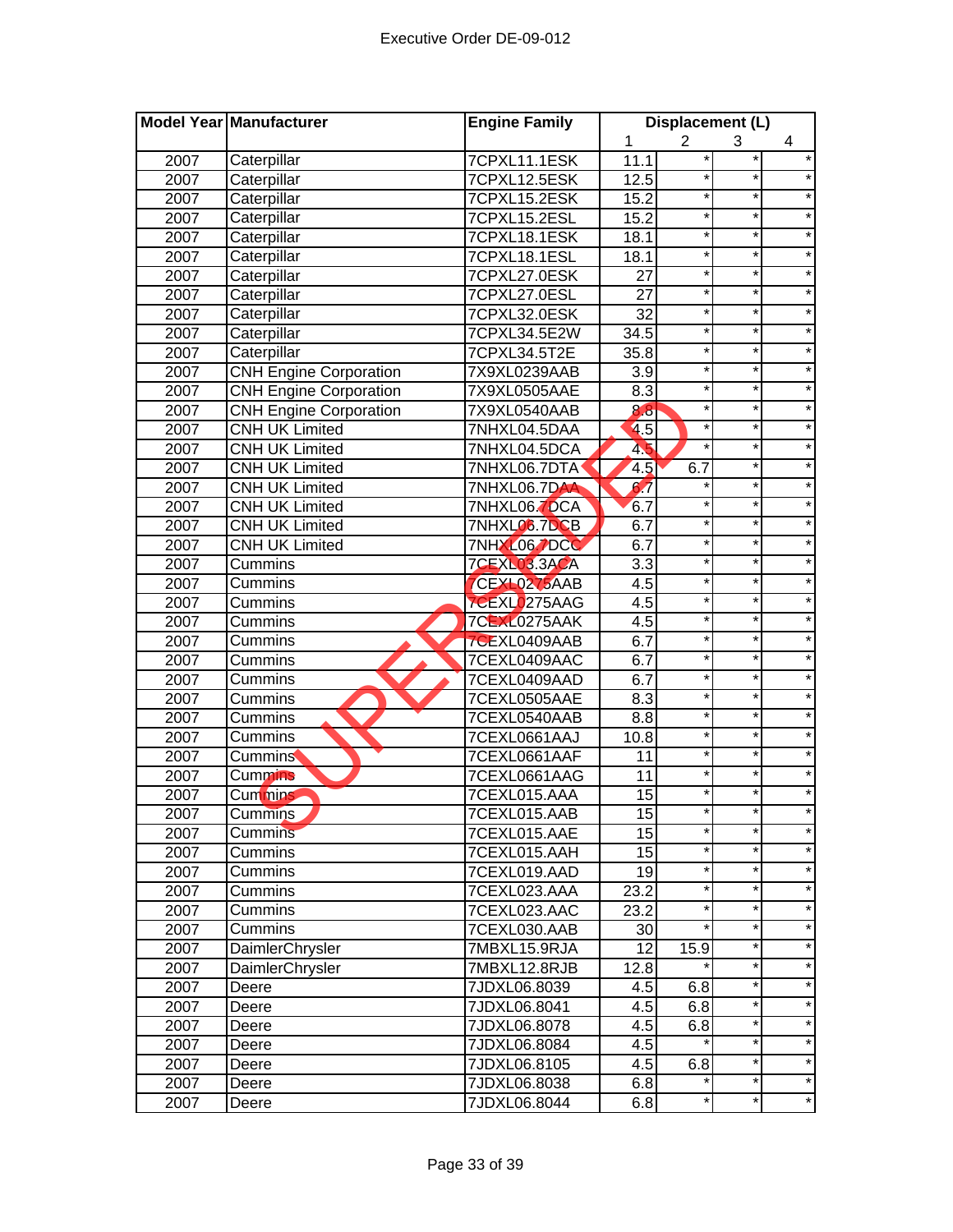Executive Order DE-09-012

SUPERSEDED

| Model Year | Manufacturer | Engine Family | Displacement (L) | | | |
|---|---|---|---|---|---|---|
| | | | 1 | 2 | 3 | 4 |
| 2007 | Caterpillar | 7CPXL11.1ESK | 11.1 | * | * | * |
| 2007 | Caterpillar | 7CPXL12.5ESK | 12.5 | * | * | * |
| 2007 | Caterpillar | 7CPXL15.2ESK | 15.2 | * | * | * |
| 2007 | Caterpillar | 7CPXL15.2ESL | 15.2 | * | * | * |
| 2007 | Caterpillar | 7CPXL18.1ESK | 18.1 | * | * | * |
| 2007 | Caterpillar | 7CPXL18.1ESL | 18.1 | * | * | * |
| 2007 | Caterpillar | 7CPXL27.0ESK | 27 | * | * | * |
| 2007 | Caterpillar | 7CPXL27.0ESL | 27 | * | * | * |
| 2007 | Caterpillar | 7CPXL32.0ESK | 32 | * | * | * |
| 2007 | Caterpillar | 7CPXL34.5E2W | 34.5 | * | * | * |
| 2007 | Caterpillar | 7CPXL34.5T2E | 35.8 | * | * | * |
| 2007 | CNH Engine Corporation | 7X9XL0239AAB | 3.9 | * | * | * |
| 2007 | CNH Engine Corporation | 7X9XL0505AAE | 8.3 | * | * | * |
| 2007 | CNH Engine Corporation | 7X9XL0540AAB | 8.8 | * | * | * |
| 2007 | CNH UK Limited | 7NHXL04.5DAA | 4.5 | * | * | * |
| 2007 | CNH UK Limited | 7NHXL04.5DCA | 4.5 | * | * | * |
| 2007 | CNH UK Limited | 7NHXL06.7DTA | 4.5 | 6.7 | * | * |
| 2007 | CNH UK Limited | 7NHXL06.7DAA | 6.7 | * | * | * |
| 2007 | CNH UK Limited | 7NHXL06.7DCA | 6.7 | * | * | * |
| 2007 | CNH UK Limited | 7NHXL06.7DCB | 6.7 | * | * | * |
| 2007 | CNH UK Limited | 7NHXL06.7DCC | 6.7 | * | * | * |
| 2007 | Cummins | 7CEXL03.3ACA | 3.3 | * | * | * |
| 2007 | Cummins | 7CEXL0275AAB | 4.5 | * | * | * |
| 2007 | Cummins | 7CEXL0275AAG | 4.5 | * | * | * |
| 2007 | Cummins | 7CEXL0275AAK | 4.5 | * | * | * |
| 2007 | Cummins | 7CEXL0409AAB | 6.7 | * | * | * |
| 2007 | Cummins | 7CEXL0409AAC | 6.7 | * | * | * |
| 2007 | Cummins | 7CEXL0409AAD | 6.7 | * | * | * |
| 2007 | Cummins | 7CEXL0505AAE | 8.3 | * | * | * |
| 2007 | Cummins | 7CEXL0540AAB | 8.8 | * | * | * |
| 2007 | Cummins | 7CEXL0661AAJ | 10.8 | * | * | * |
| 2007 | Cummins | 7CEXL0661AAF | 11 | * | * | * |
| 2007 | Cummins | 7CEXL0661AAG | 11 | * | * | * |
| 2007 | Cummins | 7CEXL015.AAA | 15 | * | * | * |
| 2007 | Cummins | 7CEXL015.AAB | 15 | * | * | * |
| 2007 | Cummins | 7CEXL015.AAE | 15 | * | * | * |
| 2007 | Cummins | 7CEXL015.AAH | 15 | * | * | * |
| 2007 | Cummins | 7CEXL019.AAD | 19 | * | * | * |
| 2007 | Cummins | 7CEXL023.AAA | 23.2 | * | * | * |
| 2007 | Cummins | 7CEXL023.AAC | 23.2 | * | * | * |
| 2007 | Cummins | 7CEXL030.AAB | 30 | * | * | * |
| 2007 | DaimlerChrysler | 7MBXL15.9RJA | 12 | 15.9 | * | * |
| 2007 | DaimlerChrysler | 7MBXL12.8RJB | 12.8 | * | * | * |
| 2007 | Deere | 7JDXL06.8039 | 4.5 | 6.8 | * | * |
| 2007 | Deere | 7JDXL06.8041 | 4.5 | 6.8 | * | * |
| 2007 | Deere | 7JDXL06.8078 | 4.5 | 6.8 | * | * |
| 2007 | Deere | 7JDXL06.8084 | 4.5 | * | * | * |
| 2007 | Deere | 7JDXL06.8105 | 4.5 | 6.8 | * | * |
| 2007 | Deere | 7JDXL06.8038 | 6.8 | * | * | * |
| 2007 | Deere | 7JDXL06.8044 | 6.8 | * | * | * |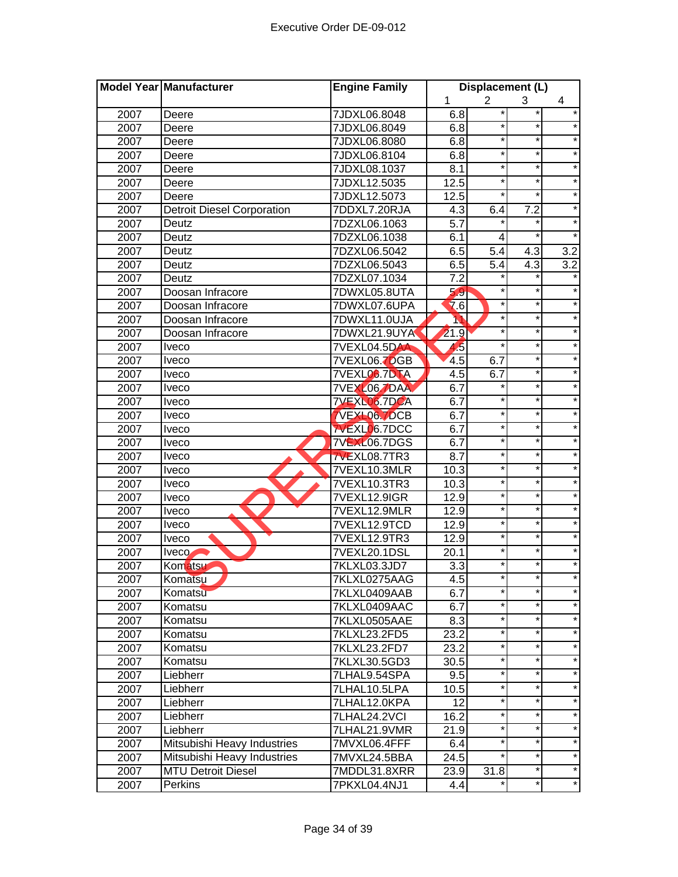| Model Year | Manufacturer | Engine Family | Displacement (L) | | | |
|---|---|---|---|---|---|---|
| | | | 1 | 2 | 3 | 4 |
| 2007 | Deere | 7JDXL06.8048 | 6.8 | * | * | * |
| 2007 | Deere | 7JDXL06.8049 | 6.8 | * | * | * |
| 2007 | Deere | 7JDXL06.8080 | 6.8 | * | * | * |
| 2007 | Deere | 7JDXL06.8104 | 6.8 | * | * | * |
| 2007 | Deere | 7JDXL08.1037 | 8.1 | * | * | * |
| 2007 | Deere | 7JDXL12.5035 | 12.5 | * | * | * |
| 2007 | Deere | 7JDXL12.5073 | 12.5 | * | * | * |
| 2007 | Detroit Diesel Corporation | 7DDXL7.20RJA | 4.3 | 6.4 | 7.2 | * |
| 2007 | Deutz | 7DZXL06.1063 | 5.7 | * | * | * |
| 2007 | Deutz | 7DZXL06.1038 | 6.1 | 4 | * | * |
| 2007 | Deutz | 7DZXL06.5042 | 6.5 | 5.4 | 4.3 | 3.2 |
| 2007 | Deutz | 7DZXL06.5043 | 6.5 | 5.4 | 4.3 | 3.2 |
| 2007 | Deutz | 7DZXL07.1034 | 7.2 | * | * | * |
| 2007 | Doosan Infracore | 7DWXL05.8UTA | 5.9 | * | * | * |
| 2007 | Doosan Infracore | 7DWXL07.6UPA | 7.6 | * | * | * |
| 2007 | Doosan Infracore | 7DWXL11.0UJA | 11 | * | * | * |
| 2007 | Doosan Infracore | 7DWXL21.9UYA | 21.9 | * | * | * |
| 2007 | Iveco | 7VEXL04.5DAA | 4.5 | * | * | * |
| 2007 | Iveco | 7VEXL06.7DGB | 4.5 | 6.7 | * | * |
| 2007 | Iveco | 7VEXL06.7DTA | 4.5 | 6.7 | * | * |
| 2007 | Iveco | 7VEXL06.7DAA | 6.7 | * | * | * |
| 2007 | Iveco | 7VEXL06.7DCA | 6.7 | * | * | * |
| 2007 | Iveco | 7VEXL06.7DCB | 6.7 | * | * | * |
| 2007 | Iveco | 7VEXL06.7DCC | 6.7 | * | * | * |
| 2007 | Iveco | 7VEXL06.7DGS | 6.7 | * | * | * |
| 2007 | Iveco | 7VEXL08.7TR3 | 8.7 | * | * | * |
| 2007 | Iveco | 7VEXL10.3MLR | 10.3 | * | * | * |
| 2007 | Iveco | 7VEXL10.3TR3 | 10.3 | * | * | * |
| 2007 | Iveco | 7VEXL12.9IGR | 12.9 | * | * | * |
| 2007 | Iveco | 7VEXL12.9MLR | 12.9 | * | * | * |
| 2007 | Iveco | 7VEXL12.9TCD | 12.9 | * | * | * |
| 2007 | Iveco | 7VEXL12.9TR3 | 12.9 | * | * | * |
| 2007 | Iveco | 7VEXL20.1DSL | 20.1 | * | * | * |
| 2007 | Komatsu | 7KLXL03.3JD7 | 3.3 | * | * | * |
| 2007 | Komatsu | 7KLXL0275AAG | 4.5 | * | * | * |
| 2007 | Komatsu | 7KLXL0409AAB | 6.7 | * | * | * |
| 2007 | Komatsu | 7KLXL0409AAC | 6.7 | * | * | * |
| 2007 | Komatsu | 7KLXL0505AAE | 8.3 | * | * | * |
| 2007 | Komatsu | 7KLXL23.2FD5 | 23.2 | * | * | * |
| 2007 | Komatsu | 7KLXL23.2FD7 | 23.2 | * | * | * |
| 2007 | Komatsu | 7KLXL30.5GD3 | 30.5 | * | * | * |
| 2007 | Liebherr | 7LHAL9.54SPA | 9.5 | * | * | * |
| 2007 | Liebherr | 7LHAL10.5LPA | 10.5 | * | * | * |
| 2007 | Liebherr | 7LHAL12.0KPA | 12 | * | * | * |
| 2007 | Liebherr | 7LHAL24.2VCI | 16.2 | * | * | * |
| 2007 | Liebherr | 7LHAL21.9VMR | 21.9 | * | * | * |
| 2007 | Mitsubishi Heavy Industries | 7MVXL06.4FFF | 6.4 | * | * | * |
| 2007 | Mitsubishi Heavy Industries | 7MVXL24.5BBA | 24.5 | * | * | * |
| 2007 | MTU Detroit Diesel | 7MDDL31.8XRR | 23.9 | 31.8 | * | * |
| 2007 | Perkins | 7PKXL04.4NJ1 | 4.4 | * | * | * |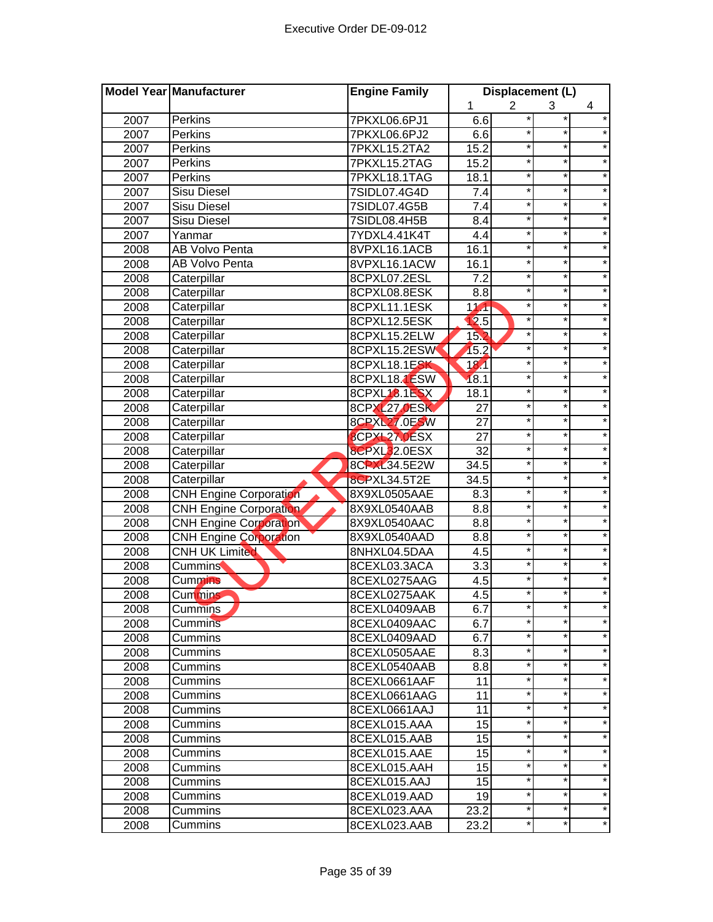| Model Year | Manufacturer | Engine Family | Displacement (L) | | | |
|---|---|---|---|---|---|---|
| | | | 1 | 2 | 3 | 4 |
| 2007 | Perkins | 7PKXL06.6PJ1 | 6.6 | * | * | * |
| 2007 | Perkins | 7PKXL06.6PJ2 | 6.6 | * | * | * |
| 2007 | Perkins | 7PKXL15.2TA2 | 15.2 | * | * | * |
| 2007 | Perkins | 7PKXL15.2TAG | 15.2 | * | * | * |
| 2007 | Perkins | 7PKXL18.1TAG | 18.1 | * | * | * |
| 2007 | Sisu Diesel | 7SIDL07.4G4D | 7.4 | * | * | * |
| 2007 | Sisu Diesel | 7SIDL07.4G5B | 7.4 | * | * | * |
| 2007 | Sisu Diesel | 7SIDL08.4H5B | 8.4 | * | * | * |
| 2007 | Yanmar | 7YDXL4.41K4T | 4.4 | * | * | * |
| 2008 | AB Volvo Penta | 8VPXL16.1ACB | 16.1 | * | * | * |
| 2008 | AB Volvo Penta | 8VPXL16.1ACW | 16.1 | * | * | * |
| 2008 | Caterpillar | 8CPXL07.2ESL | 7.2 | * | * | * |
| 2008 | Caterpillar | 8CPXL08.8ESK | 8.8 | * | * | * |
| 2008 | Caterpillar | 8CPXL11.1ESK | 11.1 | * | * | * |
| 2008 | Caterpillar | 8CPXL12.5ESK | 12.5 | * | * | * |
| 2008 | Caterpillar | 8CPXL15.2ELW | 15.2 | * | * | * |
| 2008 | Caterpillar | 8CPXL15.2ESW | 15.2 | * | * | * |
| 2008 | Caterpillar | 8CPXL18.1ESK | 18.1 | * | * | * |
| 2008 | Caterpillar | 8CPXL18.1ESW | 18.1 | * | * | * |
| 2008 | Caterpillar | 8CPXL18.1ESX | 18.1 | * | * | * |
| 2008 | Caterpillar | 8CPXL27.0ESK | 27 | * | * | * |
| 2008 | Caterpillar | 8CPXL27.0ESW | 27 | * | * | * |
| 2008 | Caterpillar | 8CPXL27.0ESX | 27 | * | * | * |
| 2008 | Caterpillar | 8CPXL32.0ESX | 32 | * | * | * |
| 2008 | Caterpillar | 8CPXL34.5E2W | 34.5 | * | * | * |
| 2008 | Caterpillar | 8CPXL34.5T2E | 34.5 | * | * | * |
| 2008 | CNH Engine Corporation | 8X9XL0505AAE | 8.3 | * | * | * |
| 2008 | CNH Engine Corporation | 8X9XL0540AAB | 8.8 | * | * | * |
| 2008 | CNH Engine Corporation | 8X9XL0540AAC | 8.8 | * | * | * |
| 2008 | CNH Engine Corporation | 8X9XL0540AAD | 8.8 | * | * | * |
| 2008 | CNH UK Limited | 8NHXL04.5DAA | 4.5 | * | * | * |
| 2008 | Cummins | 8CEXL03.3ACA | 3.3 | * | * | * |
| 2008 | Cummins | 8CEXL0275AAG | 4.5 | * | * | * |
| 2008 | Cummins | 8CEXL0275AAK | 4.5 | * | * | * |
| 2008 | Cummins | 8CEXL0409AAB | 6.7 | * | * | * |
| 2008 | Cummins | 8CEXL0409AAC | 6.7 | * | * | * |
| 2008 | Cummins | 8CEXL0409AAD | 6.7 | * | * | * |
| 2008 | Cummins | 8CEXL0505AAE | 8.3 | * | * | * |
| 2008 | Cummins | 8CEXL0540AAB | 8.8 | * | * | * |
| 2008 | Cummins | 8CEXL0661AAF | 11 | * | * | * |
| 2008 | Cummins | 8CEXL0661AAG | 11 | * | * | * |
| 2008 | Cummins | 8CEXL0661AAJ | 11 | * | * | * |
| 2008 | Cummins | 8CEXL015.AAA | 15 | * | * | * |
| 2008 | Cummins | 8CEXL015.AAB | 15 | * | * | * |
| 2008 | Cummins | 8CEXL015.AAE | 15 | * | * | * |
| 2008 | Cummins | 8CEXL015.AAH | 15 | * | * | * |
| 2008 | Cummins | 8CEXL015.AAJ | 15 | * | * | * |
| 2008 | Cummins | 8CEXL019.AAD | 19 | * | * | * |
| 2008 | Cummins | 8CEXL023.AAA | 23.2 | * | * | * |
| 2008 | Cummins | 8CEXL023.AAB | 23.2 | * | * | * |

SUPERSEDED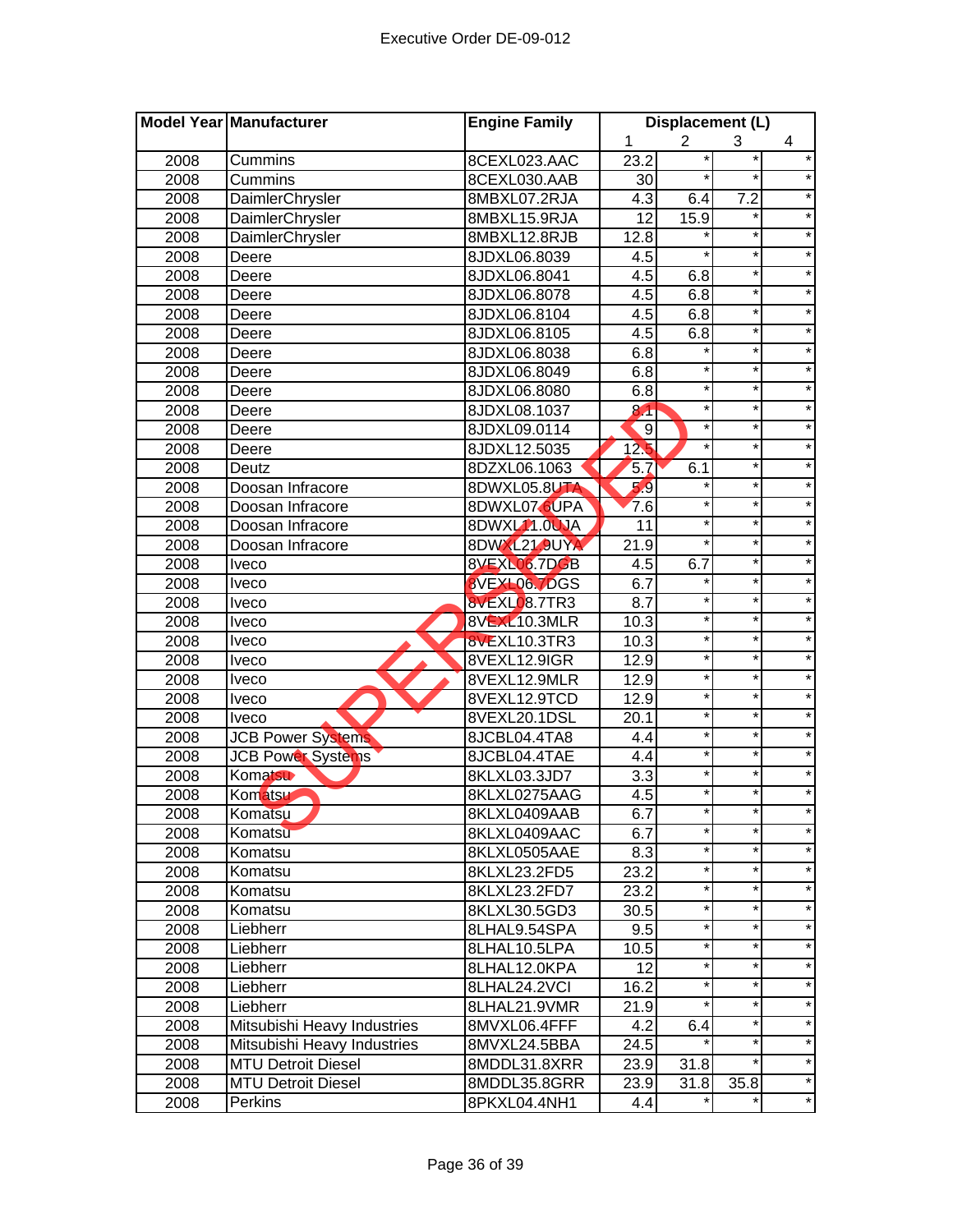| Model Year | Manufacturer | Engine Family | Displacement (L) | | | |
|---|---|---|---|---|---|---|
| | | | 1 | 2 | 3 | 4 |
| 2008 | Cummins | 8CEXL023.AAC | 23.2 | * | * | * |
| 2008 | Cummins | 8CEXL030.AAB | 30 | * | * | * |
| 2008 | DaimlerChrysler | 8MBXL07.2RJA | 4.3 | 6.4 | 7.2 | * |
| 2008 | DaimlerChrysler | 8MBXL15.9RJA | 12 | 15.9 | * | * |
| 2008 | DaimlerChrysler | 8MBXL12.8RJB | 12.8 | * | * | * |
| 2008 | Deere | 8JDXL06.8039 | 4.5 | * | * | * |
| 2008 | Deere | 8JDXL06.8041 | 4.5 | 6.8 | * | * |
| 2008 | Deere | 8JDXL06.8078 | 4.5 | 6.8 | * | * |
| 2008 | Deere | 8JDXL06.8104 | 4.5 | 6.8 | * | * |
| 2008 | Deere | 8JDXL06.8105 | 4.5 | 6.8 | * | * |
| 2008 | Deere | 8JDXL06.8038 | 6.8 | * | * | * |
| 2008 | Deere | 8JDXL06.8049 | 6.8 | * | * | * |
| 2008 | Deere | 8JDXL06.8080 | 6.8 | * | * | * |
| 2008 | Deere | 8JDXL08.1037 | 8.1 | * | * | * |
| 2008 | Deere | 8JDXL09.0114 | 9 | * | * | * |
| 2008 | Deere | 8JDXL12.5035 | 12.5 | * | * | * |
| 2008 | Deutz | 8DZXL06.1063 | 5.7 | 6.1 | * | * |
| 2008 | Doosan Infracore | 8DWXL05.8UTA | 5.9 | * | * | * |
| 2008 | Doosan Infracore | 8DWXL07.6UPA | 7.6 | * | * | * |
| 2008 | Doosan Infracore | 8DWXL11.0UJA | 11 | * | * | * |
| 2008 | Doosan Infracore | 8DWXL21.9UYA | 21.9 | * | * | * |
| 2008 | Iveco | 8VEXL06.7DGB | 4.5 | 6.7 | * | * |
| 2008 | Iveco | 8VEXL06.7DGS | 6.7 | * | * | * |
| 2008 | Iveco | 8VEXL08.7TR3 | 8.7 | * | * | * |
| 2008 | Iveco | 8VEXL10.3MLR | 10.3 | * | * | * |
| 2008 | Iveco | 8VEXL10.3TR3 | 10.3 | * | * | * |
| 2008 | Iveco | 8VEXL12.9IGR | 12.9 | * | * | * |
| 2008 | Iveco | 8VEXL12.9MLR | 12.9 | * | * | * |
| 2008 | Iveco | 8VEXL12.9TCD | 12.9 | * | * | * |
| 2008 | Iveco | 8VEXL20.1DSL | 20.1 | * | * | * |
| 2008 | JCB Power Systems | 8JCBL04.4TA8 | 4.4 | * | * | * |
| 2008 | JCB Power Systems | 8JCBL04.4TAE | 4.4 | * | * | * |
| 2008 | Komatsu | 8KLXL03.3JD7 | 3.3 | * | * | * |
| 2008 | Komatsu | 8KLXL0275AAG | 4.5 | * | * | * |
| 2008 | Komatsu | 8KLXL0409AAB | 6.7 | * | * | * |
| 2008 | Komatsu | 8KLXL0409AAC | 6.7 | * | * | * |
| 2008 | Komatsu | 8KLXL0505AAE | 8.3 | * | * | * |
| 2008 | Komatsu | 8KLXL23.2FD5 | 23.2 | * | * | * |
| 2008 | Komatsu | 8KLXL23.2FD7 | 23.2 | * | * | * |
| 2008 | Komatsu | 8KLXL30.5GD3 | 30.5 | * | * | * |
| 2008 | Liebherr | 8LHAL9.54SPA | 9.5 | * | * | * |
| 2008 | Liebherr | 8LHAL10.5LPA | 10.5 | * | * | * |
| 2008 | Liebherr | 8LHAL12.0KPA | 12 | * | * | * |
| 2008 | Liebherr | 8LHAL24.2VCI | 16.2 | * | * | * |
| 2008 | Liebherr | 8LHAL21.9VMR | 21.9 | * | * | * |
| 2008 | Mitsubishi Heavy Industries | 8MVXL06.4FFF | 4.2 | 6.4 | * | * |
| 2008 | Mitsubishi Heavy Industries | 8MVXL24.5BBA | 24.5 | * | * | * |
| 2008 | MTU Detroit Diesel | 8MDDL31.8XRR | 23.9 | 31.8 | * | * |
| 2008 | MTU Detroit Diesel | 8MDDL35.8GRR | 23.9 | 31.8 | 35.8 | * |
| 2008 | Perkins | 8PKXL04.4NH1 | 4.4 | * | * | * |

SUPERSEDED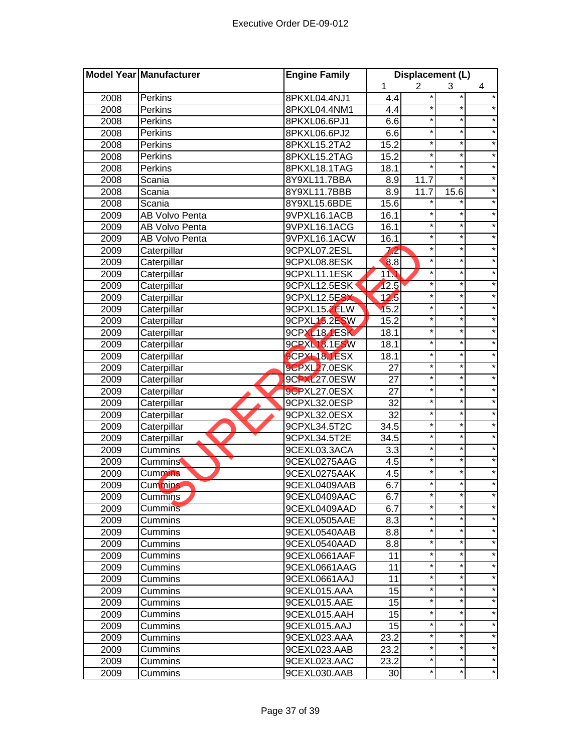| Model Year | Manufacturer | Engine Family | Displacement (L) | | | |
|---|---|---|---|---|---|---|
| | | | 1 | 2 | 3 | 4 |
| 2008 | Perkins | 8PKXL04.4NJ1 | 4.4 | * | * | * |
| 2008 | Perkins | 8PKXL04.4NM1 | 4.4 | * | * | * |
| 2008 | Perkins | 8PKXL06.6PJ1 | 6.6 | * | * | * |
| 2008 | Perkins | 8PKXL06.6PJ2 | 6.6 | * | * | * |
| 2008 | Perkins | 8PKXL15.2TA2 | 15.2 | * | * | * |
| 2008 | Perkins | 8PKXL15.2TAG | 15.2 | * | * | * |
| 2008 | Perkins | 8PKXL18.1TAG | 18.1 | * | * | * |
| 2008 | Scania | 8Y9XL11.7BBA | 8.9 | 11.7 | * | * |
| 2008 | Scania | 8Y9XL11.7BBB | 8.9 | 11.7 | 15.6 | * |
| 2008 | Scania | 8Y9XL15.6BDE | 15.6 | * | * | * |
| 2009 | AB Volvo Penta | 9VPXL16.1ACB | 16.1 | * | * | * |
| 2009 | AB Volvo Penta | 9VPXL16.1ACG | 16.1 | * | * | * |
| 2009 | AB Volvo Penta | 9VPXL16.1ACW | 16.1 | * | * | * |
| 2009 | Caterpillar | 9CPXL07.2ESL | 7.2 | * | * | * |
| 2009 | Caterpillar | 9CPXL08.8ESK | 8.8 | * | * | * |
| 2009 | Caterpillar | 9CPXL11.1ESK | 11.1 | * | * | * |
| 2009 | Caterpillar | 9CPXL12.5ESK | 12.5 | * | * | * |
| 2009 | Caterpillar | 9CPXL12.5ESX | 12.5 | * | * | * |
| 2009 | Caterpillar | 9CPXL15.2ELW | 15.2 | * | * | * |
| 2009 | Caterpillar | 9CPXL15.2ESW | 15.2 | * | * | * |
| 2009 | Caterpillar | 9CPXL18.1ESK | 18.1 | * | * | * |
| 2009 | Caterpillar | 9CPXL18.1ESW | 18.1 | * | * | * |
| 2009 | Caterpillar | 9CPXL18.1ESX | 18.1 | * | * | * |
| 2009 | Caterpillar | 9CPXL27.0ESK | 27 | * | * | * |
| 2009 | Caterpillar | 9CPXL27.0ESW | 27 | * | * | * |
| 2009 | Caterpillar | 9CPXL27.0ESX | 27 | * | * | * |
| 2009 | Caterpillar | 9CPXL32.0ESP | 32 | * | * | * |
| 2009 | Caterpillar | 9CPXL32.0ESX | 32 | * | * | * |
| 2009 | Caterpillar | 9CPXL34.5T2C | 34.5 | * | * | * |
| 2009 | Caterpillar | 9CPXL34.5T2E | 34.5 | * | * | * |
| 2009 | Cummins | 9CEXL03.3ACA | 3.3 | * | * | * |
| 2009 | Cummins | 9CEXL0275AAG | 4.5 | * | * | * |
| 2009 | Cummins | 9CEXL0275AAK | 4.5 | * | * | * |
| 2009 | Cummins | 9CEXL0409AAB | 6.7 | * | * | * |
| 2009 | Cummins | 9CEXL0409AAC | 6.7 | * | * | * |
| 2009 | Cummins | 9CEXL0409AAD | 6.7 | * | * | * |
| 2009 | Cummins | 9CEXL0505AAE | 8.3 | * | * | * |
| 2009 | Cummins | 9CEXL0540AAB | 8.8 | * | * | * |
| 2009 | Cummins | 9CEXL0540AAD | 8.8 | * | * | * |
| 2009 | Cummins | 9CEXL0661AAF | 11 | * | * | * |
| 2009 | Cummins | 9CEXL0661AAG | 11 | * | * | * |
| 2009 | Cummins | 9CEXL0661AAJ | 11 | * | * | * |
| 2009 | Cummins | 9CEXL015.AAA | 15 | * | * | * |
| 2009 | Cummins | 9CEXL015.AAE | 15 | * | * | * |
| 2009 | Cummins | 9CEXL015.AAH | 15 | * | * | * |
| 2009 | Cummins | 9CEXL015.AAJ | 15 | * | * | * |
| 2009 | Cummins | 9CEXL023.AAA | 23.2 | * | * | * |
| 2009 | Cummins | 9CEXL023.AAB | 23.2 | * | * | * |
| 2009 | Cummins | 9CEXL023.AAC | 23.2 | * | * | * |
| 2009 | Cummins | 9CEXL030.AAB | 30 | * | * | * |

SUPERSEDED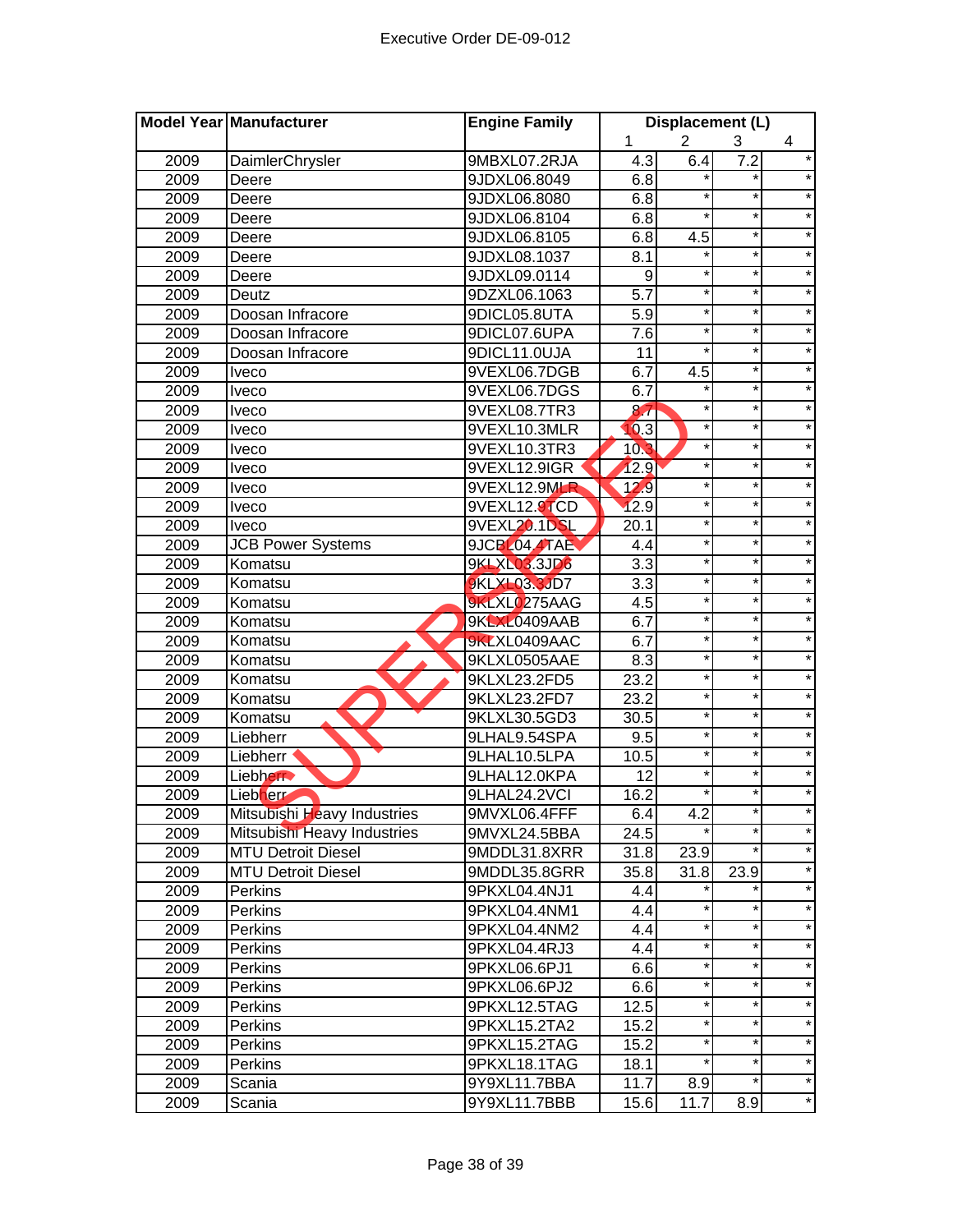| Model Year | Manufacturer | Engine Family | Displacement (L) | | | |
|---|---|---|---|---|---|---|
| | | | 1 | 2 | 3 | 4 |
| 2009 | DaimlerChrysler | 9MBXL07.2RJA | 4.3 | 6.4 | 7.2 | * |
| 2009 | Deere | 9JDXL06.8049 | 6.8 | * | * | * |
| 2009 | Deere | 9JDXL06.8080 | 6.8 | * | * | * |
| 2009 | Deere | 9JDXL06.8104 | 6.8 | * | * | * |
| 2009 | Deere | 9JDXL06.8105 | 6.8 | 4.5 | * | * |
| 2009 | Deere | 9JDXL08.1037 | 8.1 | * | * | * |
| 2009 | Deere | 9JDXL09.0114 | 9 | * | * | * |
| 2009 | Deutz | 9DZXL06.1063 | 5.7 | * | * | * |
| 2009 | Doosan Infracore | 9DICL05.8UTA | 5.9 | * | * | * |
| 2009 | Doosan Infracore | 9DICL07.6UPA | 7.6 | * | * | * |
| 2009 | Doosan Infracore | 9DICL11.0UJA | 11 | * | * | * |
| 2009 | Iveco | 9VEXL06.7DGB | 6.7 | 4.5 | * | * |
| 2009 | Iveco | 9VEXL06.7DGS | 6.7 | * | * | * |
| 2009 | Iveco | 9VEXL08.7TR3 | 8.7 | * | * | * |
| 2009 | Iveco | 9VEXL10.3MLR | 10.3 | * | * | * |
| 2009 | Iveco | 9VEXL10.3TR3 | 10.3 | * | * | * |
| 2009 | Iveco | 9VEXL12.9IGR | 12.9 | * | * | * |
| 2009 | Iveco | 9VEXL12.9MLR | 12.9 | * | * | * |
| 2009 | Iveco | 9VEXL12.9TCD | 12.9 | * | * | * |
| 2009 | Iveco | 9VEXL20.1DSL | 20.1 | * | * | * |
| 2009 | JCB Power Systems | 9JCBL04.4TAE | 4.4 | * | * | * |
| 2009 | Komatsu | 9KLXL03.3JD6 | 3.3 | * | * | * |
| 2009 | Komatsu | 9KLXL03.3JD7 | 3.3 | * | * | * |
| 2009 | Komatsu | 9KLXL0275AAG | 4.5 | * | * | * |
| 2009 | Komatsu | 9KLXL0409AAB | 6.7 | * | * | * |
| 2009 | Komatsu | 9KLXL0409AAC | 6.7 | * | * | * |
| 2009 | Komatsu | 9KLXL0505AAE | 8.3 | * | * | * |
| 2009 | Komatsu | 9KLXL23.2FD5 | 23.2 | * | * | * |
| 2009 | Komatsu | 9KLXL23.2FD7 | 23.2 | * | * | * |
| 2009 | Komatsu | 9KLXL30.5GD3 | 30.5 | * | * | * |
| 2009 | Liebherr | 9LHAL9.54SPA | 9.5 | * | * | * |
| 2009 | Liebherr | 9LHAL10.5LPA | 10.5 | * | * | * |
| 2009 | Liebherr | 9LHAL12.0KPA | 12 | * | * | * |
| 2009 | Liebherr | 9LHAL24.2VCI | 16.2 | * | * | * |
| 2009 | Mitsubishi Heavy Industries | 9MVXL06.4FFF | 6.4 | 4.2 | * | * |
| 2009 | Mitsubishi Heavy Industries | 9MVXL24.5BBA | 24.5 | * | * | * |
| 2009 | MTU Detroit Diesel | 9MDDL31.8XRR | 31.8 | 23.9 | * | * |
| 2009 | MTU Detroit Diesel | 9MDDL35.8GRR | 35.8 | 31.8 | 23.9 | * |
| 2009 | Perkins | 9PKXL04.4NJ1 | 4.4 | * | * | * |
| 2009 | Perkins | 9PKXL04.4NM1 | 4.4 | * | * | * |
| 2009 | Perkins | 9PKXL04.4NM2 | 4.4 | * | * | * |
| 2009 | Perkins | 9PKXL04.4RJ3 | 4.4 | * | * | * |
| 2009 | Perkins | 9PKXL06.6PJ1 | 6.6 | * | * | * |
| 2009 | Perkins | 9PKXL06.6PJ2 | 6.6 | * | * | * |
| 2009 | Perkins | 9PKXL12.5TAG | 12.5 | * | * | * |
| 2009 | Perkins | 9PKXL15.2TA2 | 15.2 | * | * | * |
| 2009 | Perkins | 9PKXL15.2TAG | 15.2 | * | * | * |
| 2009 | Perkins | 9PKXL18.1TAG | 18.1 | * | * | * |
| 2009 | Scania | 9Y9XL11.7BBA | 11.7 | 8.9 | * | * |
| 2009 | Scania | 9Y9XL11.7BBB | 15.6 | 11.7 | 8.9 | * |

SUPERSEDED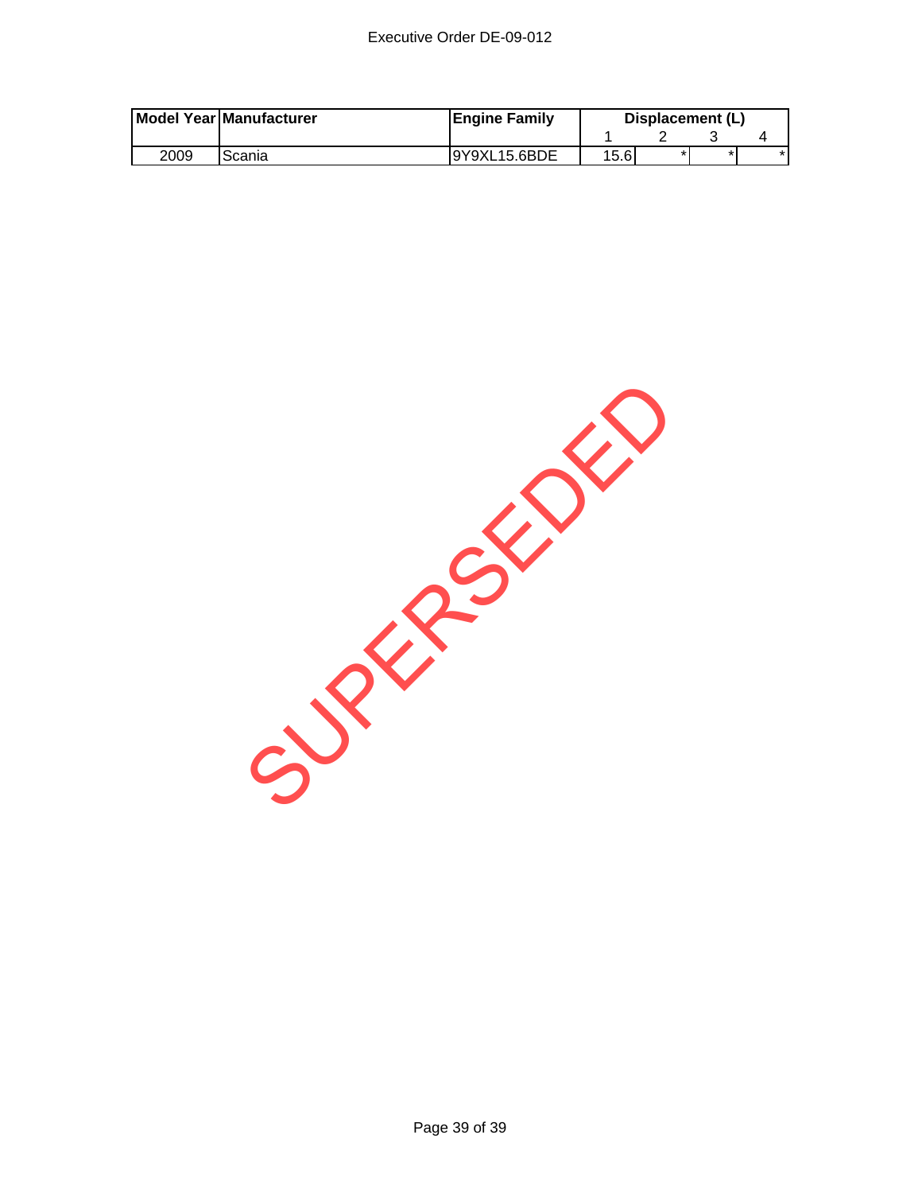| Model Year | Manufacturer | Engine Family | Displacement (L) | | | |
|---|---|---|---|---|---|---|
| | | | 1 | 2 | 3 | 4 |
| 2009 | Scania | 9Y9XL15.6BDE | 15.6 | * | * | * |

SUPERSEDED